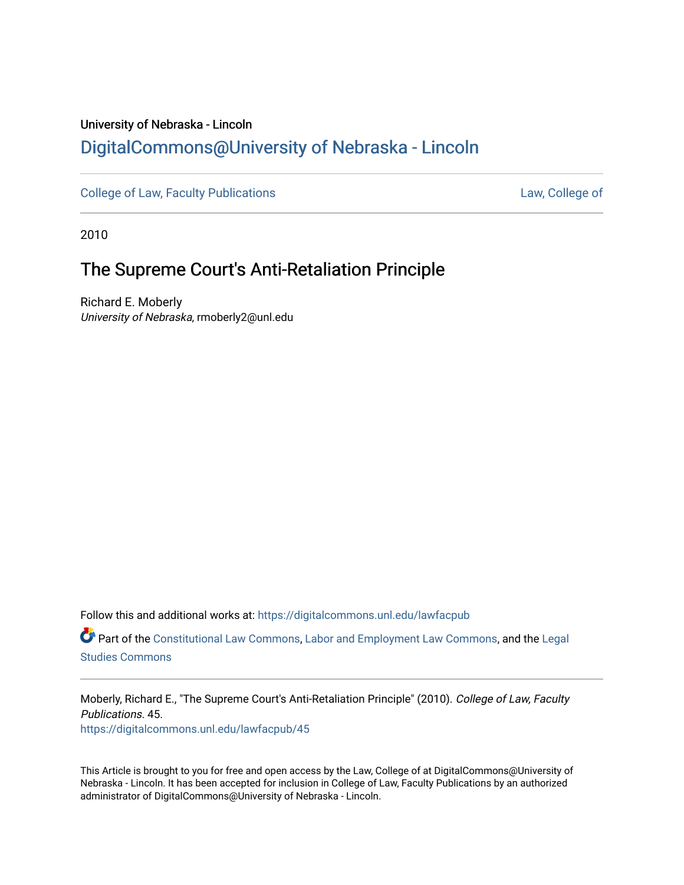University of Nebraska - Lincoln

## DigitalCommons@University of Nebraska - Lincoln

College of Law, Faculty Publications | Law, College of

2010

# The Supreme Court's Anti-Retaliation Principle

Richard E. Moberly
*University of Nebraska*, rmoberly2@unl.edu

Follow this and additional works at: https://digitalcommons.unl.edu/lawfacpub

Part of the Constitutional Law Commons, Labor and Employment Law Commons, and the Legal Studies Commons

Moberly, Richard E., "The Supreme Court's Anti-Retaliation Principle" (2010). *College of Law, Faculty Publications*. 45.
https://digitalcommons.unl.edu/lawfacpub/45

This Article is brought to you for free and open access by the Law, College of at DigitalCommons@University of Nebraska - Lincoln. It has been accepted for inclusion in College of Law, Faculty Publications by an authorized administrator of DigitalCommons@University of Nebraska - Lincoln.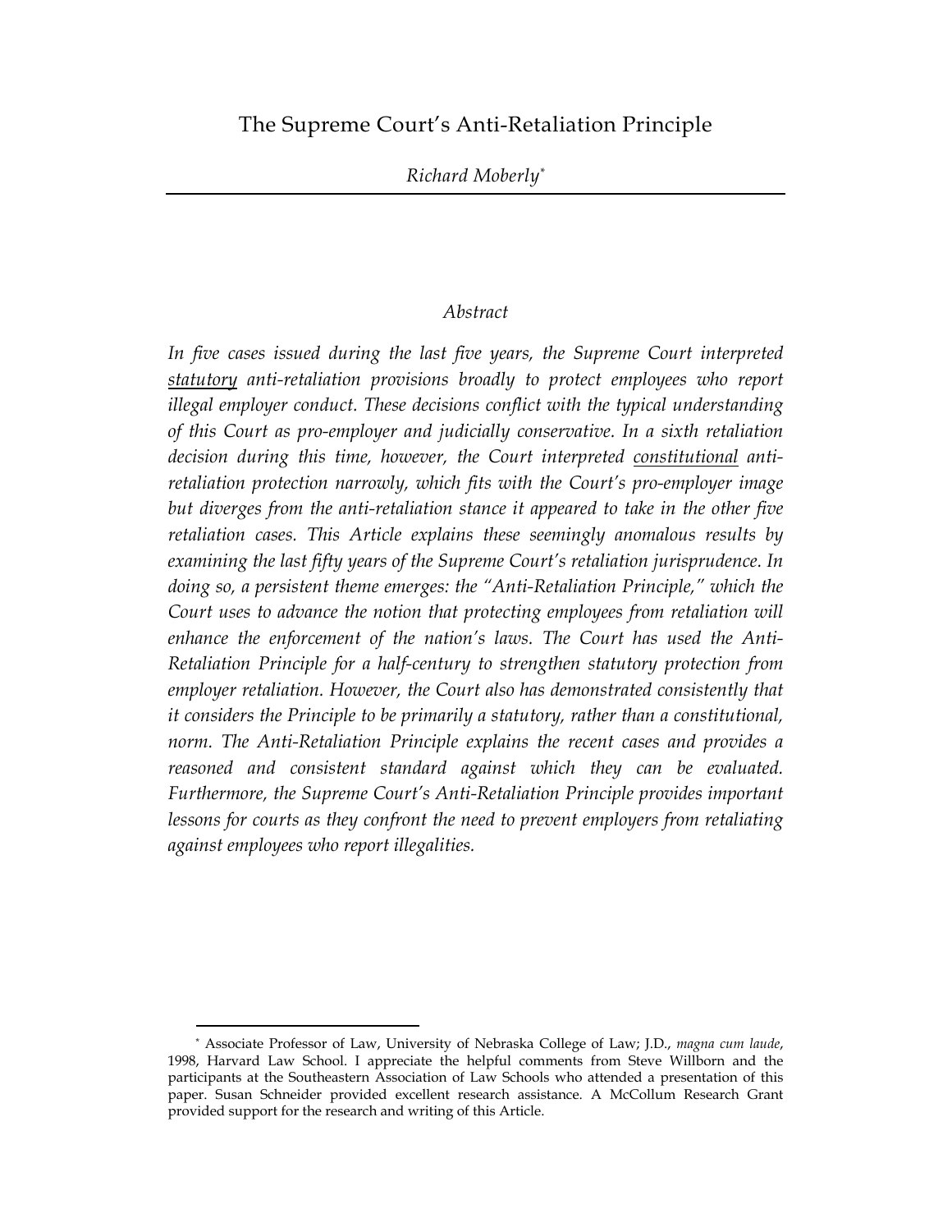# The Supreme Court's Anti-Retaliation Principle

*Richard Moberly*[*]

---

## *Abstract*

*In five cases issued during the last five years, the Supreme Court interpreted* <u>*statutory*</u> *anti-retaliation provisions broadly to protect employees who report illegal employer conduct. These decisions conflict with the typical understanding of this Court as pro-employer and judicially conservative. In a sixth retaliation decision during this time, however, the Court interpreted* <u>*constitutional*</u> *anti-retaliation protection narrowly, which fits with the Court's pro-employer image but diverges from the anti-retaliation stance it appeared to take in the other five retaliation cases. This Article explains these seemingly anomalous results by examining the last fifty years of the Supreme Court's retaliation jurisprudence. In doing so, a persistent theme emerges: the "Anti-Retaliation Principle," which the Court uses to advance the notion that protecting employees from retaliation will enhance the enforcement of the nation's laws. The Court has used the Anti-Retaliation Principle for a half-century to strengthen statutory protection from employer retaliation. However, the Court also has demonstrated consistently that it considers the Principle to be primarily a statutory, rather than a constitutional, norm. The Anti-Retaliation Principle explains the recent cases and provides a reasoned and consistent standard against which they can be evaluated. Furthermore, the Supreme Court's Anti-Retaliation Principle provides important lessons for courts as they confront the need to prevent employers from retaliating against employees who report illegalities.*

---

[*] Associate Professor of Law, University of Nebraska College of Law; J.D., *magna cum laude*, 1998, Harvard Law School. I appreciate the helpful comments from Steve Willborn and the participants at the Southeastern Association of Law Schools who attended a presentation of this paper. Susan Schneider provided excellent research assistance. A McCollum Research Grant provided support for the research and writing of this Article.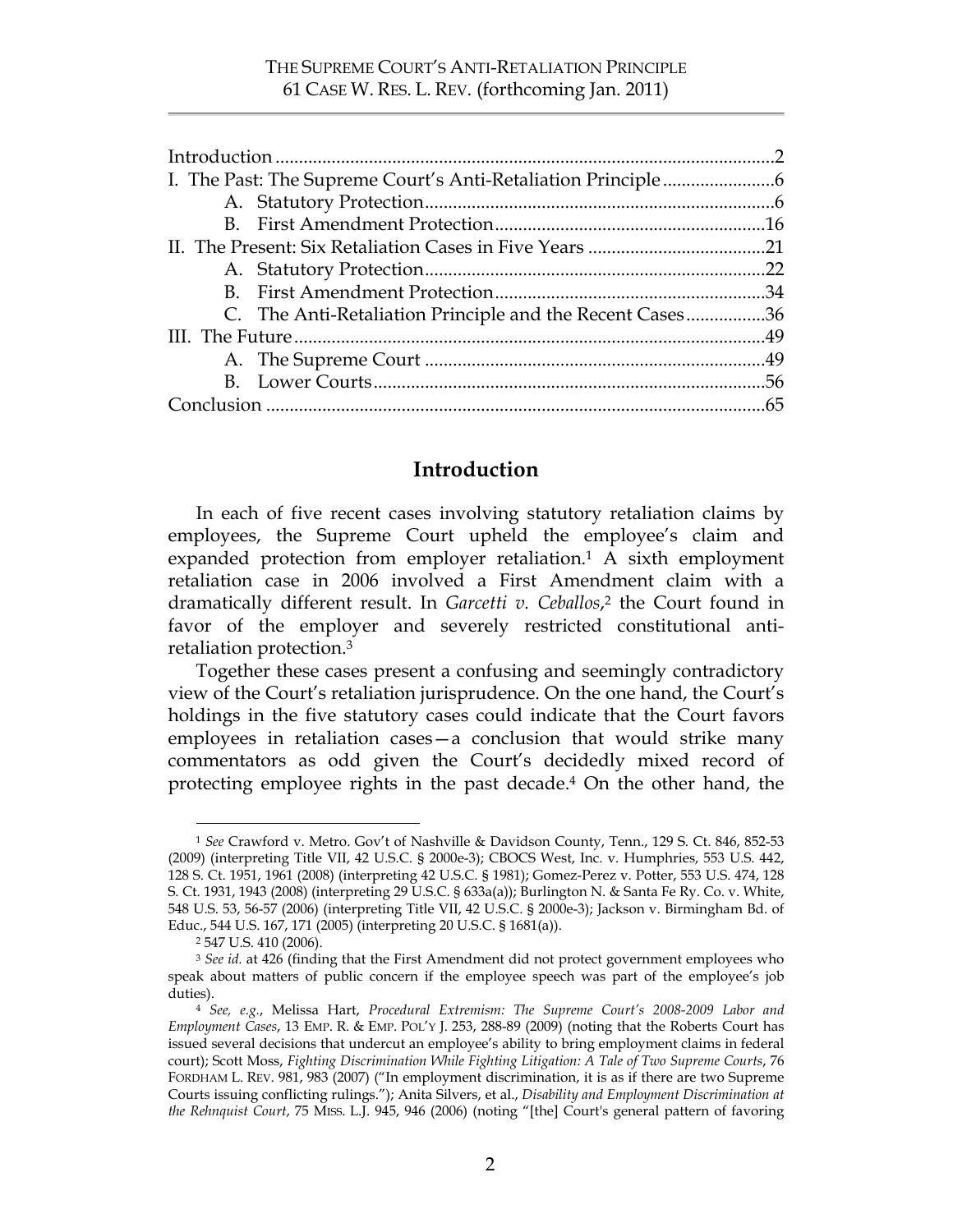| | |
|---|---|
| Introduction | 2 |
| I. The Past: The Supreme Court's Anti-Retaliation Principle | 6 |
| A. Statutory Protection | 6 |
| B. First Amendment Protection | 16 |
| II. The Present: Six Retaliation Cases in Five Years | 21 |
| A. Statutory Protection | 22 |
| B. First Amendment Protection | 34 |
| C. The Anti-Retaliation Principle and the Recent Cases | 36 |
| III. The Future | 49 |
| A. The Supreme Court | 49 |
| B. Lower Courts | 56 |
| Conclusion | 65 |

## Introduction

In each of five recent cases involving statutory retaliation claims by employees, the Supreme Court upheld the employee's claim and expanded protection from employer retaliation.[1] A sixth employment retaliation case in 2006 involved a First Amendment claim with a dramatically different result. In *Garcetti v. Ceballos*,[2] the Court found in favor of the employer and severely restricted constitutional anti-retaliation protection.[3]

Together these cases present a confusing and seemingly contradictory view of the Court's retaliation jurisprudence. On the one hand, the Court's holdings in the five statutory cases could indicate that the Court favors employees in retaliation cases—a conclusion that would strike many commentators as odd given the Court's decidedly mixed record of protecting employee rights in the past decade.[4] On the other hand, the

---

[1] *See* Crawford v. Metro. Gov't of Nashville & Davidson County, Tenn., 129 S. Ct. 846, 852-53 (2009) (interpreting Title VII, 42 U.S.C. § 2000e-3); CBOCS West, Inc. v. Humphries, 553 U.S. 442, 128 S. Ct. 1951, 1961 (2008) (interpreting 42 U.S.C. § 1981); Gomez-Perez v. Potter, 553 U.S. 474, 128 S. Ct. 1931, 1943 (2008) (interpreting 29 U.S.C. § 633a(a)); Burlington N. & Santa Fe Ry. Co. v. White, 548 U.S. 53, 56-57 (2006) (interpreting Title VII, 42 U.S.C. § 2000e-3); Jackson v. Birmingham Bd. of Educ., 544 U.S. 167, 171 (2005) (interpreting 20 U.S.C. § 1681(a)).

[2] 547 U.S. 410 (2006).

[3] *See id.* at 426 (finding that the First Amendment did not protect government employees who speak about matters of public concern if the employee speech was part of the employee's job duties).

[4] *See, e.g.*, Melissa Hart, *Procedural Extremism: The Supreme Court's 2008-2009 Labor and Employment Cases*, 13 EMP. R. & EMP. POL'Y J. 253, 288-89 (2009) (noting that the Roberts Court has issued several decisions that undercut an employee's ability to bring employment claims in federal court); Scott Moss, *Fighting Discrimination While Fighting Litigation: A Tale of Two Supreme Courts*, 76 FORDHAM L. REV. 981, 983 (2007) ("In employment discrimination, it is as if there are two Supreme Courts issuing conflicting rulings."); Anita Silvers, et al., *Disability and Employment Discrimination at the Rehnquist Court*, 75 MISS. L.J. 945, 946 (2006) (noting "[the] Court's general pattern of favoring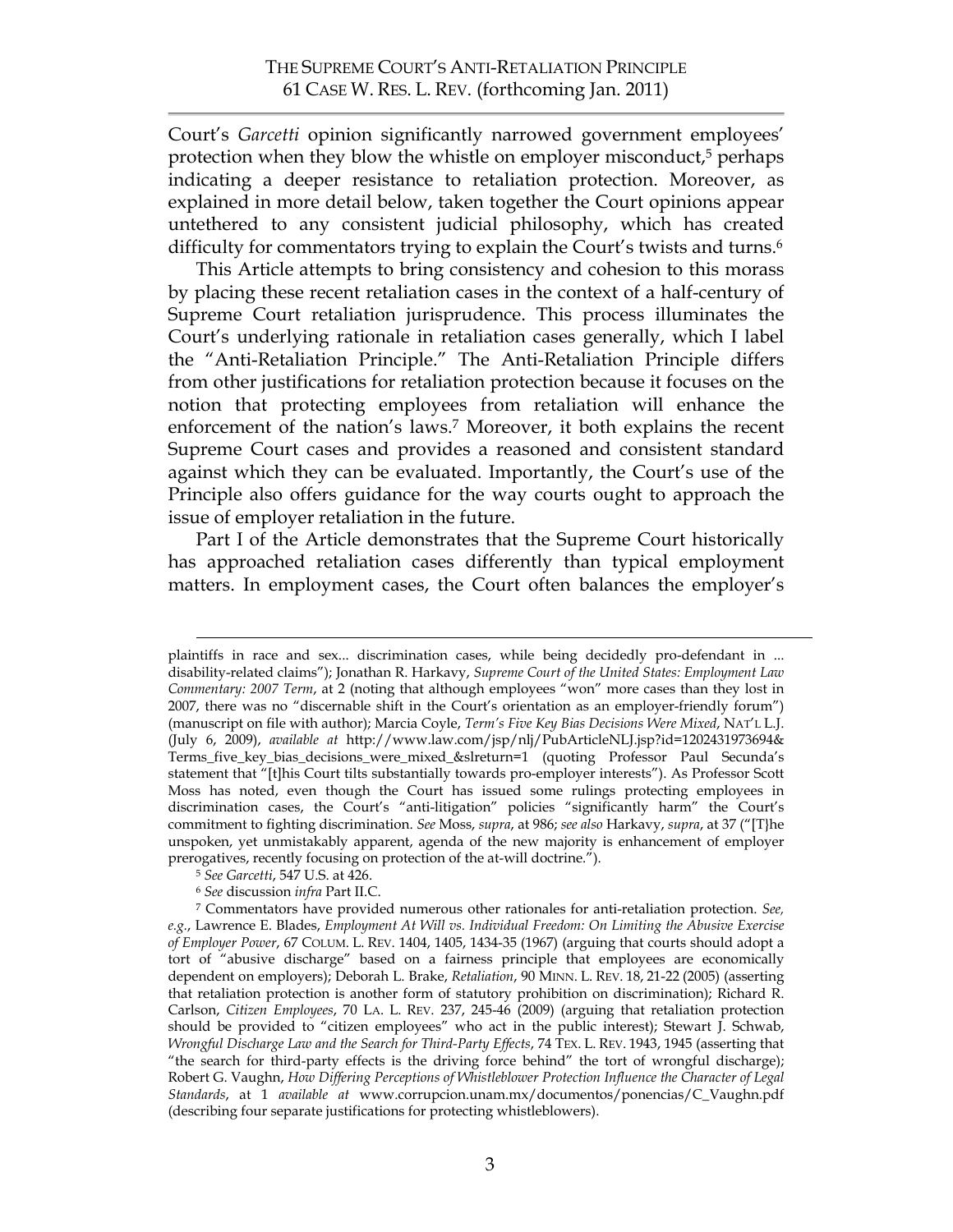Court's *Garcetti* opinion significantly narrowed government employees' protection when they blow the whistle on employer misconduct,[5] perhaps indicating a deeper resistance to retaliation protection. Moreover, as explained in more detail below, taken together the Court opinions appear untethered to any consistent judicial philosophy, which has created difficulty for commentators trying to explain the Court's twists and turns.[6]

This Article attempts to bring consistency and cohesion to this morass by placing these recent retaliation cases in the context of a half-century of Supreme Court retaliation jurisprudence. This process illuminates the Court's underlying rationale in retaliation cases generally, which I label the "Anti-Retaliation Principle." The Anti-Retaliation Principle differs from other justifications for retaliation protection because it focuses on the notion that protecting employees from retaliation will enhance the enforcement of the nation's laws.[7] Moreover, it both explains the recent Supreme Court cases and provides a reasoned and consistent standard against which they can be evaluated. Importantly, the Court's use of the Principle also offers guidance for the way courts ought to approach the issue of employer retaliation in the future.

Part I of the Article demonstrates that the Supreme Court historically has approached retaliation cases differently than typical employment matters. In employment cases, the Court often balances the employer's

---

plaintiffs in race and sex... discrimination cases, while being decidedly pro-defendant in ... disability-related claims"); Jonathan R. Harkavy, *Supreme Court of the United States: Employment Law Commentary: 2007 Term*, at 2 (noting that although employees "won" more cases than they lost in 2007, there was no "discernable shift in the Court's orientation as an employer-friendly forum") (manuscript on file with author); Marcia Coyle, *Term's Five Key Bias Decisions Were Mixed*, NAT'L L.J. (July 6, 2009), *available at* http://www.law.com/jsp/nlj/PubArticleNLJ.jsp?id=1202431973694&Terms_five_key_bias_decisions_were_mixed_&slreturn=1 (quoting Professor Paul Secunda's statement that "[t]his Court tilts substantially towards pro-employer interests"). As Professor Scott Moss has noted, even though the Court has issued some rulings protecting employees in discrimination cases, the Court's "anti-litigation" policies "significantly harm" the Court's commitment to fighting discrimination. *See* Moss, *supra*, at 986; *see also* Harkavy, *supra*, at 37 ("[T}he unspoken, yet unmistakably apparent, agenda of the new majority is enhancement of employer prerogatives, recently focusing on protection of the at-will doctrine.").

[5] *See Garcetti*, 547 U.S. at 426.

[6] *See* discussion *infra* Part II.C.

[7] Commentators have provided numerous other rationales for anti-retaliation protection. *See, e.g.*, Lawrence E. Blades, *Employment At Will vs. Individual Freedom: On Limiting the Abusive Exercise of Employer Power*, 67 COLUM. L. REV. 1404, 1405, 1434-35 (1967) (arguing that courts should adopt a tort of "abusive discharge" based on a fairness principle that employees are economically dependent on employers); Deborah L. Brake, *Retaliation*, 90 MINN. L. REV. 18, 21-22 (2005) (asserting that retaliation protection is another form of statutory prohibition on discrimination); Richard R. Carlson, *Citizen Employees*, 70 LA. L. REV. 237, 245-46 (2009) (arguing that retaliation protection should be provided to "citizen employees" who act in the public interest); Stewart J. Schwab, *Wrongful Discharge Law and the Search for Third-Party Effects*, 74 TEX. L. REV. 1943, 1945 (asserting that "the search for third-party effects is the driving force behind" the tort of wrongful discharge); Robert G. Vaughn, *How Differing Perceptions of Whistleblower Protection Influence the Character of Legal Standards*, at 1 *available at* www.corrupcion.unam.mx/documentos/ponencias/C_Vaughn.pdf (describing four separate justifications for protecting whistleblowers).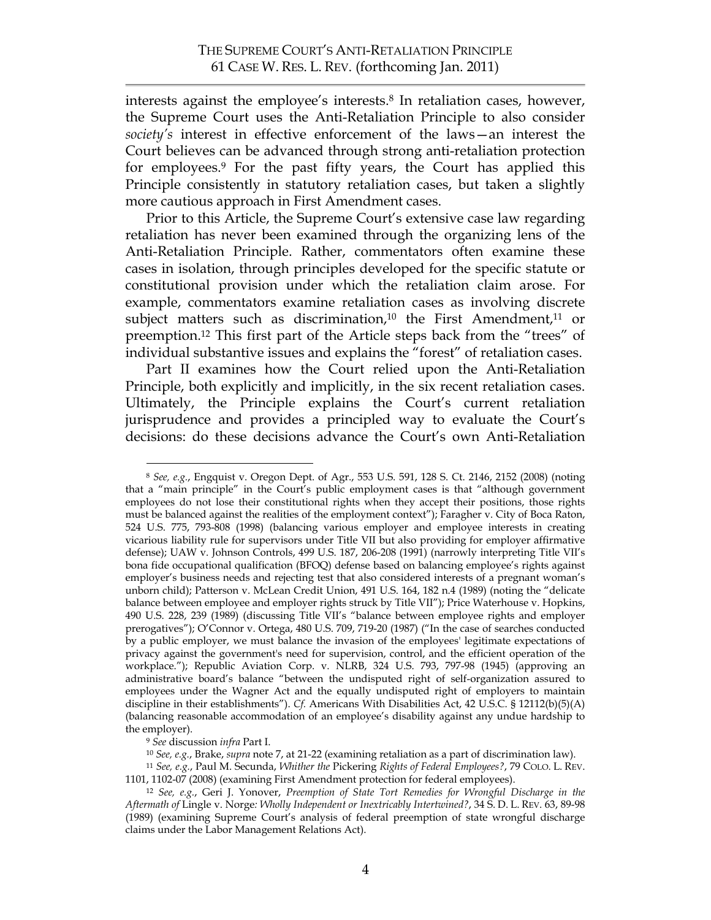interests against the employee's interests.[8] In retaliation cases, however, the Supreme Court uses the Anti-Retaliation Principle to also consider *society's* interest in effective enforcement of the laws—an interest the Court believes can be advanced through strong anti-retaliation protection for employees.[9] For the past fifty years, the Court has applied this Principle consistently in statutory retaliation cases, but taken a slightly more cautious approach in First Amendment cases.

Prior to this Article, the Supreme Court's extensive case law regarding retaliation has never been examined through the organizing lens of the Anti-Retaliation Principle. Rather, commentators often examine these cases in isolation, through principles developed for the specific statute or constitutional provision under which the retaliation claim arose. For example, commentators examine retaliation cases as involving discrete subject matters such as discrimination,[10] the First Amendment,[11] or preemption.[12] This first part of the Article steps back from the "trees" of individual substantive issues and explains the "forest" of retaliation cases.

Part II examines how the Court relied upon the Anti-Retaliation Principle, both explicitly and implicitly, in the six recent retaliation cases. Ultimately, the Principle explains the Court's current retaliation jurisprudence and provides a principled way to evaluate the Court's decisions: do these decisions advance the Court's own Anti-Retaliation

---

[8] *See, e.g.*, Engquist v. Oregon Dept. of Agr., 553 U.S. 591, 128 S. Ct. 2146, 2152 (2008) (noting that a "main principle" in the Court's public employment cases is that "although government employees do not lose their constitutional rights when they accept their positions, those rights must be balanced against the realities of the employment context"); Faragher v. City of Boca Raton, 524 U.S. 775, 793-808 (1998) (balancing various employer and employee interests in creating vicarious liability rule for supervisors under Title VII but also providing for employer affirmative defense); UAW v. Johnson Controls, 499 U.S. 187, 206-208 (1991) (narrowly interpreting Title VII's bona fide occupational qualification (BFOQ) defense based on balancing employee's rights against employer's business needs and rejecting test that also considered interests of a pregnant woman's unborn child); Patterson v. McLean Credit Union, 491 U.S. 164, 182 n.4 (1989) (noting the "delicate balance between employee and employer rights struck by Title VII"); Price Waterhouse v. Hopkins, 490 U.S. 228, 239 (1989) (discussing Title VII's "balance between employee rights and employer prerogatives"); O'Connor v. Ortega, 480 U.S. 709, 719-20 (1987) ("In the case of searches conducted by a public employer, we must balance the invasion of the employees' legitimate expectations of privacy against the government's need for supervision, control, and the efficient operation of the workplace."); Republic Aviation Corp. v. NLRB, 324 U.S. 793, 797-98 (1945) (approving an administrative board's balance "between the undisputed right of self-organization assured to employees under the Wagner Act and the equally undisputed right of employers to maintain discipline in their establishments"). *Cf.* Americans With Disabilities Act, 42 U.S.C. § 12112(b)(5)(A) (balancing reasonable accommodation of an employee's disability against any undue hardship to the employer).

[9] *See* discussion *infra* Part I.

[10] *See, e.g.*, Brake, *supra* note 7, at 21-22 (examining retaliation as a part of discrimination law).

[11] *See, e.g.*, Paul M. Secunda, *Whither the* Pickering *Rights of Federal Employees?*, 79 COLO. L. REV. 1101, 1102-07 (2008) (examining First Amendment protection for federal employees).

[12] *See, e.g.*, Geri J. Yonover, *Preemption of State Tort Remedies for Wrongful Discharge in the Aftermath of* Lingle v. Norge*: Wholly Independent or Inextricably Intertwined?*, 34 S. D. L. REV. 63, 89-98 (1989) (examining Supreme Court's analysis of federal preemption of state wrongful discharge claims under the Labor Management Relations Act).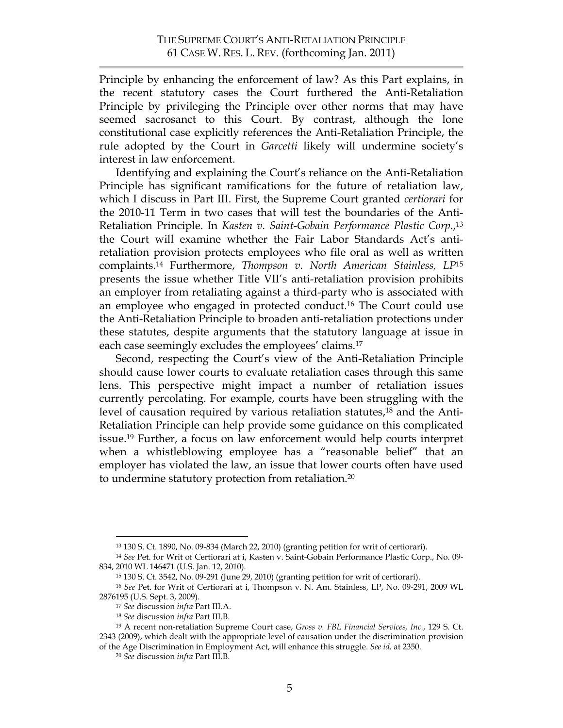Principle by enhancing the enforcement of law? As this Part explains, in the recent statutory cases the Court furthered the Anti-Retaliation Principle by privileging the Principle over other norms that may have seemed sacrosanct to this Court. By contrast, although the lone constitutional case explicitly references the Anti-Retaliation Principle, the rule adopted by the Court in *Garcetti* likely will undermine society's interest in law enforcement.

Identifying and explaining the Court's reliance on the Anti-Retaliation Principle has significant ramifications for the future of retaliation law, which I discuss in Part III. First, the Supreme Court granted *certiorari* for the 2010-11 Term in two cases that will test the boundaries of the Anti-Retaliation Principle. In *Kasten v. Saint-Gobain Performance Plastic Corp.*,[13] the Court will examine whether the Fair Labor Standards Act's anti-retaliation provision protects employees who file oral as well as written complaints.[14] Furthermore, *Thompson v. North American Stainless, LP*[15] presents the issue whether Title VII's anti-retaliation provision prohibits an employer from retaliating against a third-party who is associated with an employee who engaged in protected conduct.[16] The Court could use the Anti-Retaliation Principle to broaden anti-retaliation protections under these statutes, despite arguments that the statutory language at issue in each case seemingly excludes the employees' claims.[17]

Second, respecting the Court's view of the Anti-Retaliation Principle should cause lower courts to evaluate retaliation cases through this same lens. This perspective might impact a number of retaliation issues currently percolating. For example, courts have been struggling with the level of causation required by various retaliation statutes,[18] and the Anti-Retaliation Principle can help provide some guidance on this complicated issue.[19] Further, a focus on law enforcement would help courts interpret when a whistleblowing employee has a "reasonable belief" that an employer has violated the law, an issue that lower courts often have used to undermine statutory protection from retaliation.[20]

---

[13] 130 S. Ct. 1890, No. 09-834 (March 22, 2010) (granting petition for writ of certiorari).

[14] *See* Pet. for Writ of Certiorari at i, Kasten v. Saint-Gobain Performance Plastic Corp., No. 09-834, 2010 WL 146471 (U.S. Jan. 12, 2010).

[15] 130 S. Ct. 3542, No. 09-291 (June 29, 2010) (granting petition for writ of certiorari).

[16] *See* Pet. for Writ of Certiorari at i, Thompson v. N. Am. Stainless, LP, No. 09-291, 2009 WL 2876195 (U.S. Sept. 3, 2009).

[17] *See* discussion *infra* Part III.A.

[18] *See* discussion *infra* Part III.B.

[19] A recent non-retaliation Supreme Court case, *Gross v. FBL Financial Services, Inc.*, 129 S. Ct. 2343 (2009), which dealt with the appropriate level of causation under the discrimination provision of the Age Discrimination in Employment Act, will enhance this struggle. *See id.* at 2350.

[20] *See* discussion *infra* Part III.B.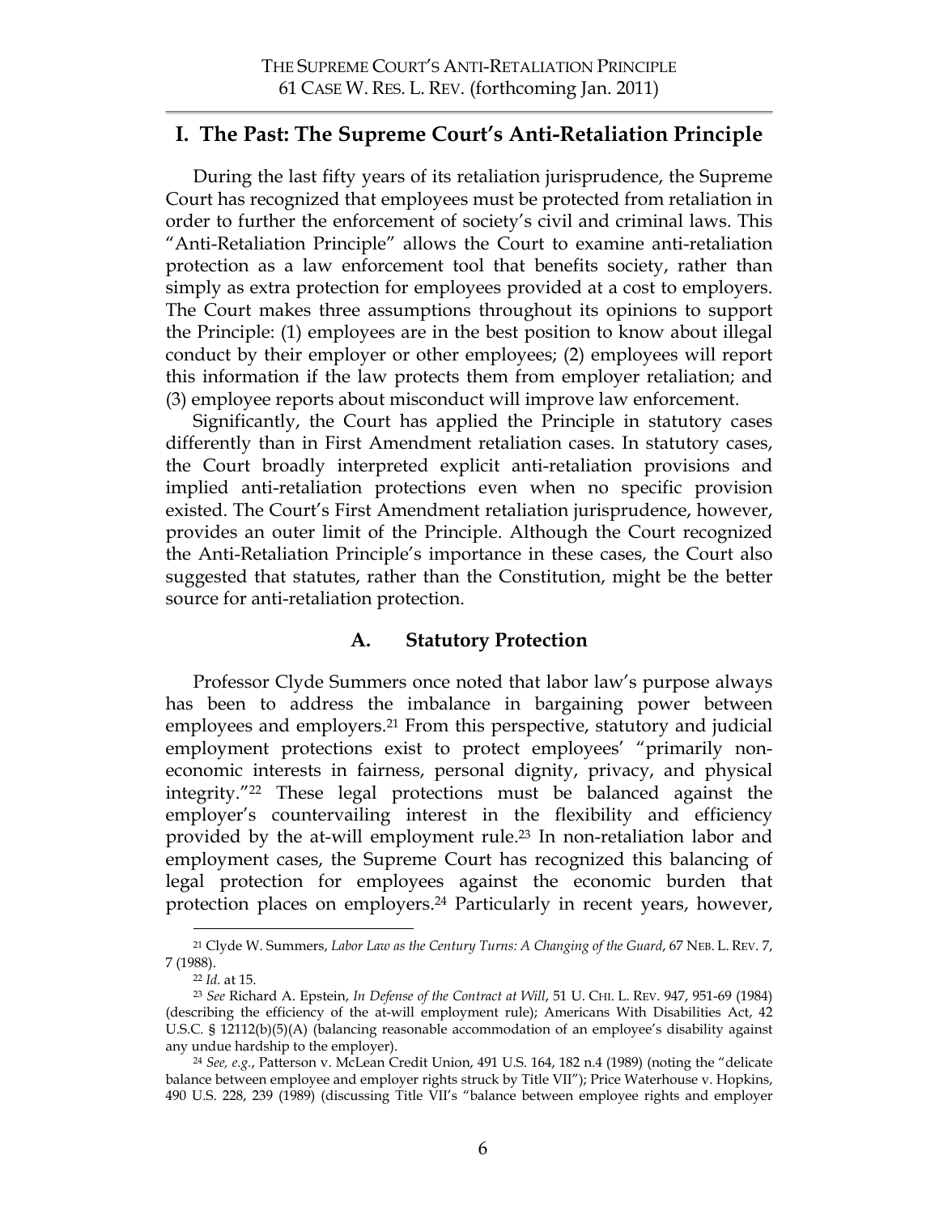## I. The Past: The Supreme Court's Anti-Retaliation Principle

During the last fifty years of its retaliation jurisprudence, the Supreme Court has recognized that employees must be protected from retaliation in order to further the enforcement of society's civil and criminal laws. This "Anti-Retaliation Principle" allows the Court to examine anti-retaliation protection as a law enforcement tool that benefits society, rather than simply as extra protection for employees provided at a cost to employers. The Court makes three assumptions throughout its opinions to support the Principle: (1) employees are in the best position to know about illegal conduct by their employer or other employees; (2) employees will report this information if the law protects them from employer retaliation; and (3) employee reports about misconduct will improve law enforcement.

Significantly, the Court has applied the Principle in statutory cases differently than in First Amendment retaliation cases. In statutory cases, the Court broadly interpreted explicit anti-retaliation provisions and implied anti-retaliation protections even when no specific provision existed. The Court's First Amendment retaliation jurisprudence, however, provides an outer limit of the Principle. Although the Court recognized the Anti-Retaliation Principle's importance in these cases, the Court also suggested that statutes, rather than the Constitution, might be the better source for anti-retaliation protection.

### A. Statutory Protection

Professor Clyde Summers once noted that labor law's purpose always has been to address the imbalance in bargaining power between employees and employers.[21] From this perspective, statutory and judicial employment protections exist to protect employees' "primarily non-economic interests in fairness, personal dignity, privacy, and physical integrity."[22] These legal protections must be balanced against the employer's countervailing interest in the flexibility and efficiency provided by the at-will employment rule.[23] In non-retaliation labor and employment cases, the Supreme Court has recognized this balancing of legal protection for employees against the economic burden that protection places on employers.[24] Particularly in recent years, however,

---

[21] Clyde W. Summers, *Labor Law as the Century Turns: A Changing of the Guard*, 67 NEB. L. REV. 7, 7 (1988).

[22] *Id.* at 15.

[23] *See* Richard A. Epstein, *In Defense of the Contract at Will*, 51 U. CHI. L. REV. 947, 951-69 (1984) (describing the efficiency of the at-will employment rule); Americans With Disabilities Act, 42 U.S.C. § 12112(b)(5)(A) (balancing reasonable accommodation of an employee's disability against any undue hardship to the employer).

[24] *See, e.g.*, Patterson v. McLean Credit Union, 491 U.S. 164, 182 n.4 (1989) (noting the "delicate balance between employee and employer rights struck by Title VII"); Price Waterhouse v. Hopkins, 490 U.S. 228, 239 (1989) (discussing Title VII's "balance between employee rights and employer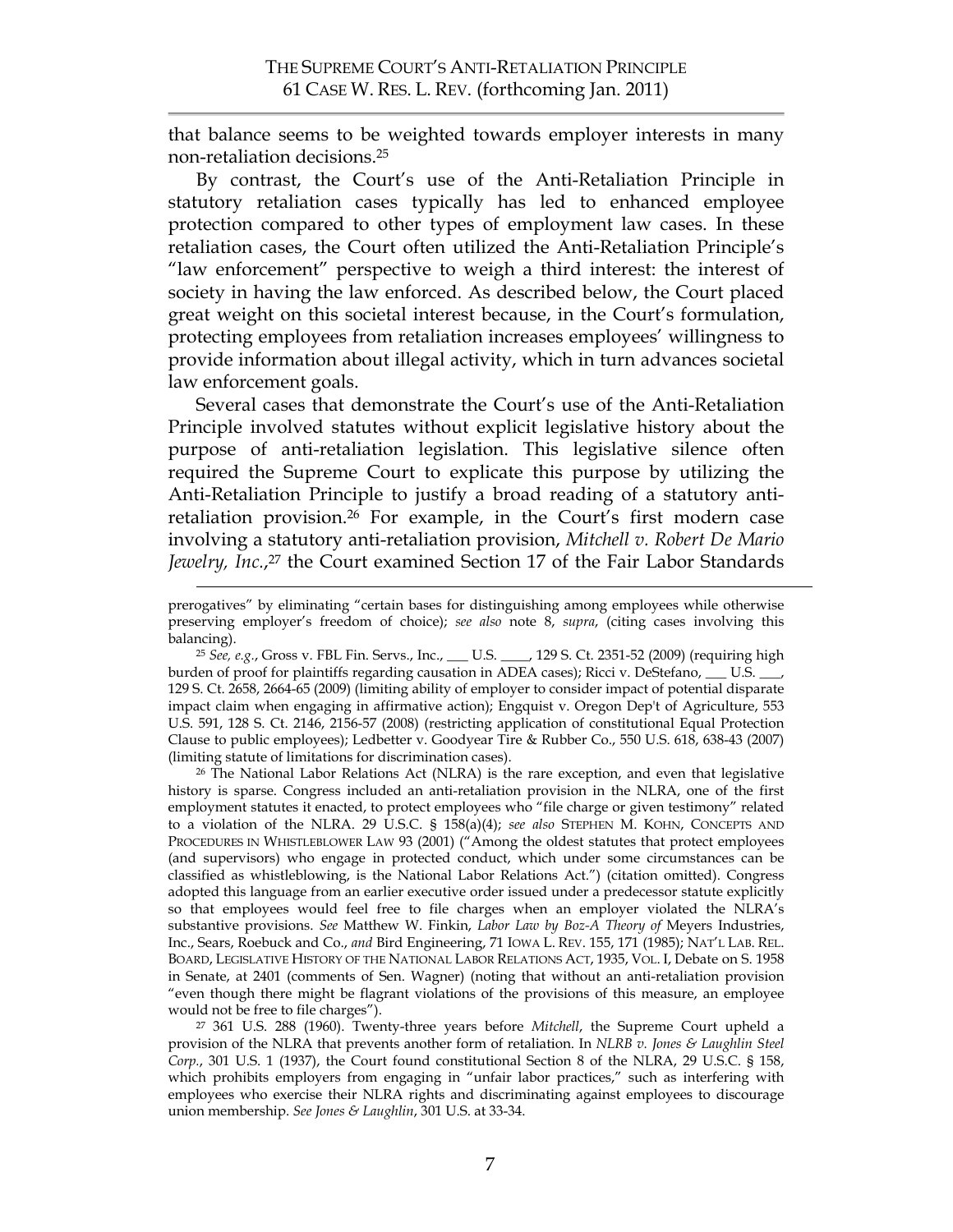that balance seems to be weighted towards employer interests in many non-retaliation decisions.[25]

By contrast, the Court's use of the Anti-Retaliation Principle in statutory retaliation cases typically has led to enhanced employee protection compared to other types of employment law cases. In these retaliation cases, the Court often utilized the Anti-Retaliation Principle's "law enforcement" perspective to weigh a third interest: the interest of society in having the law enforced. As described below, the Court placed great weight on this societal interest because, in the Court's formulation, protecting employees from retaliation increases employees' willingness to provide information about illegal activity, which in turn advances societal law enforcement goals.

Several cases that demonstrate the Court's use of the Anti-Retaliation Principle involved statutes without explicit legislative history about the purpose of anti-retaliation legislation. This legislative silence often required the Supreme Court to explicate this purpose by utilizing the Anti-Retaliation Principle to justify a broad reading of a statutory anti-retaliation provision.[26] For example, in the Court's first modern case involving a statutory anti-retaliation provision, *Mitchell v. Robert De Mario Jewelry, Inc.*,[27] the Court examined Section 17 of the Fair Labor Standards

---

prerogatives" by eliminating "certain bases for distinguishing among employees while otherwise preserving employer's freedom of choice); *see also* note 8, *supra*, (citing cases involving this balancing).

[25] *See, e.g.*, Gross v. FBL Fin. Servs., Inc., ___ U.S. ____, 129 S. Ct. 2351-52 (2009) (requiring high burden of proof for plaintiffs regarding causation in ADEA cases); Ricci v. DeStefano, ___ U.S. ___, 129 S. Ct. 2658, 2664-65 (2009) (limiting ability of employer to consider impact of potential disparate impact claim when engaging in affirmative action); Engquist v. Oregon Dep't of Agriculture, 553 U.S. 591, 128 S. Ct. 2146, 2156-57 (2008) (restricting application of constitutional Equal Protection Clause to public employees); Ledbetter v. Goodyear Tire & Rubber Co., 550 U.S. 618, 638-43 (2007) (limiting statute of limitations for discrimination cases).

[26] The National Labor Relations Act (NLRA) is the rare exception, and even that legislative history is sparse. Congress included an anti-retaliation provision in the NLRA, one of the first employment statutes it enacted, to protect employees who "file charge or given testimony" related to a violation of the NLRA. 29 U.S.C. § 158(a)(4); *see also* STEPHEN M. KOHN, CONCEPTS AND PROCEDURES IN WHISTLEBLOWER LAW 93 (2001) ("Among the oldest statutes that protect employees (and supervisors) who engage in protected conduct, which under some circumstances can be classified as whistleblowing, is the National Labor Relations Act.") (citation omitted). Congress adopted this language from an earlier executive order issued under a predecessor statute explicitly so that employees would feel free to file charges when an employer violated the NLRA's substantive provisions. *See* Matthew W. Finkin, *Labor Law by Boz-A Theory of* Meyers Industries, Inc., Sears, Roebuck and Co., *and* Bird Engineering, 71 IOWA L. REV. 155, 171 (1985); NAT'L LAB. REL. BOARD, LEGISLATIVE HISTORY OF THE NATIONAL LABOR RELATIONS ACT, 1935, VOL. I, Debate on S. 1958 in Senate, at 2401 (comments of Sen. Wagner) (noting that without an anti-retaliation provision "even though there might be flagrant violations of the provisions of this measure, an employee would not be free to file charges").

[27] 361 U.S. 288 (1960). Twenty-three years before *Mitchell*, the Supreme Court upheld a provision of the NLRA that prevents another form of retaliation. In *NLRB v. Jones & Laughlin Steel Corp.*, 301 U.S. 1 (1937), the Court found constitutional Section 8 of the NLRA, 29 U.S.C. § 158, which prohibits employers from engaging in "unfair labor practices," such as interfering with employees who exercise their NLRA rights and discriminating against employees to discourage union membership. *See Jones & Laughlin*, 301 U.S. at 33-34.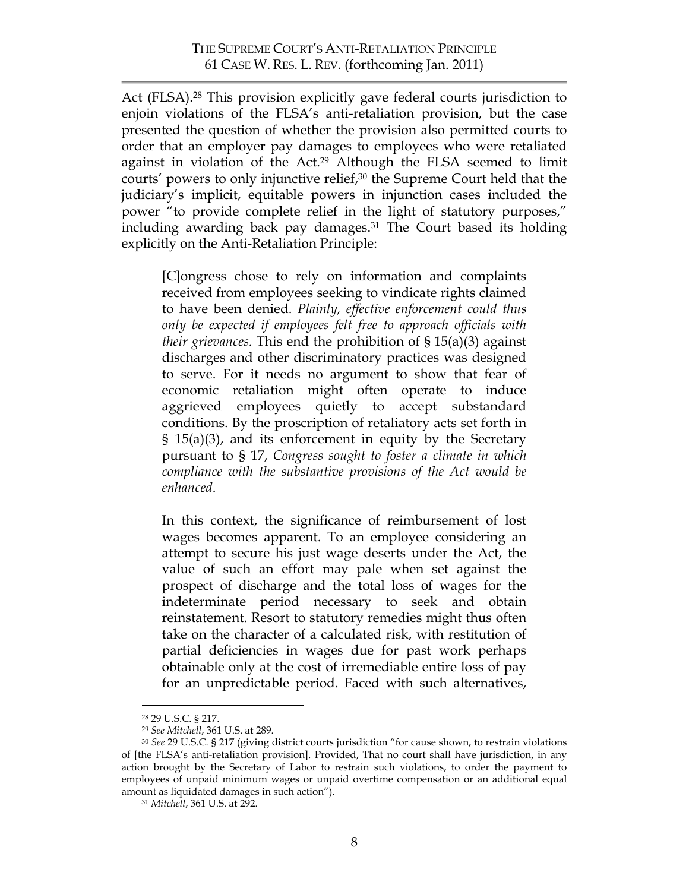Act (FLSA).[28] This provision explicitly gave federal courts jurisdiction to enjoin violations of the FLSA's anti-retaliation provision, but the case presented the question of whether the provision also permitted courts to order that an employer pay damages to employees who were retaliated against in violation of the Act.[29] Although the FLSA seemed to limit courts' powers to only injunctive relief,[30] the Supreme Court held that the judiciary's implicit, equitable powers in injunction cases included the power "to provide complete relief in the light of statutory purposes," including awarding back pay damages.[31] The Court based its holding explicitly on the Anti-Retaliation Principle:

> [C]ongress chose to rely on information and complaints received from employees seeking to vindicate rights claimed to have been denied. *Plainly, effective enforcement could thus only be expected if employees felt free to approach officials with their grievances.* This end the prohibition of § 15(a)(3) against discharges and other discriminatory practices was designed to serve. For it needs no argument to show that fear of economic retaliation might often operate to induce aggrieved employees quietly to accept substandard conditions. By the proscription of retaliatory acts set forth in § 15(a)(3), and its enforcement in equity by the Secretary pursuant to § 17, *Congress sought to foster a climate in which compliance with the substantive provisions of the Act would be enhanced*.
>
> In this context, the significance of reimbursement of lost wages becomes apparent. To an employee considering an attempt to secure his just wage deserts under the Act, the value of such an effort may pale when set against the prospect of discharge and the total loss of wages for the indeterminate period necessary to seek and obtain reinstatement. Resort to statutory remedies might thus often take on the character of a calculated risk, with restitution of partial deficiencies in wages due for past work perhaps obtainable only at the cost of irremediable entire loss of pay for an unpredictable period. Faced with such alternatives,

---

[28] 29 U.S.C. § 217.

[29] *See Mitchell*, 361 U.S. at 289.

[30] *See* 29 U.S.C. § 217 (giving district courts jurisdiction "for cause shown, to restrain violations of [the FLSA's anti-retaliation provision]. Provided, That no court shall have jurisdiction, in any action brought by the Secretary of Labor to restrain such violations, to order the payment to employees of unpaid minimum wages or unpaid overtime compensation or an additional equal amount as liquidated damages in such action").

[31] *Mitchell*, 361 U.S. at 292.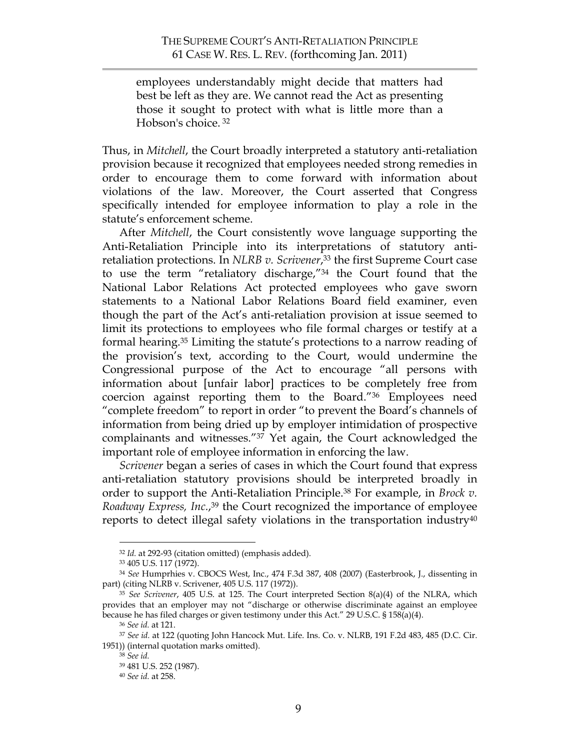> employees understandably might decide that matters had best be left as they are. We cannot read the Act as presenting those it sought to protect with what is little more than a Hobson's choice. [32]

Thus, in *Mitchell*, the Court broadly interpreted a statutory anti-retaliation provision because it recognized that employees needed strong remedies in order to encourage them to come forward with information about violations of the law. Moreover, the Court asserted that Congress specifically intended for employee information to play a role in the statute's enforcement scheme.

After *Mitchell*, the Court consistently wove language supporting the Anti-Retaliation Principle into its interpretations of statutory anti-retaliation protections. In *NLRB v. Scrivener*,[33] the first Supreme Court case to use the term "retaliatory discharge,"[34] the Court found that the National Labor Relations Act protected employees who gave sworn statements to a National Labor Relations Board field examiner, even though the part of the Act's anti-retaliation provision at issue seemed to limit its protections to employees who file formal charges or testify at a formal hearing.[35] Limiting the statute's protections to a narrow reading of the provision's text, according to the Court, would undermine the Congressional purpose of the Act to encourage "all persons with information about [unfair labor] practices to be completely free from coercion against reporting them to the Board."[36] Employees need "complete freedom" to report in order "to prevent the Board's channels of information from being dried up by employer intimidation of prospective complainants and witnesses."[37] Yet again, the Court acknowledged the important role of employee information in enforcing the law.

*Scrivener* began a series of cases in which the Court found that express anti-retaliation statutory provisions should be interpreted broadly in order to support the Anti-Retaliation Principle.[38] For example, in *Brock v. Roadway Express, Inc.*,[39] the Court recognized the importance of employee reports to detect illegal safety violations in the transportation industry[40]

---

[32] *Id.* at 292-93 (citation omitted) (emphasis added).

[33] 405 U.S. 117 (1972).

[34] *See* Humprhies v. CBOCS West, Inc., 474 F.3d 387, 408 (2007) (Easterbrook, J., dissenting in part) (citing NLRB v. Scrivener, 405 U.S. 117 (1972)).

[35] *See Scrivener*, 405 U.S. at 125. The Court interpreted Section 8(a)(4) of the NLRA, which provides that an employer may not "discharge or otherwise discriminate against an employee because he has filed charges or given testimony under this Act." 29 U.S.C. § 158(a)(4).

[36] *See id.* at 121.

[37] *See id.* at 122 (quoting John Hancock Mut. Life. Ins. Co. v. NLRB, 191 F.2d 483, 485 (D.C. Cir. 1951)) (internal quotation marks omitted).

[38] *See id.*

[39] 481 U.S. 252 (1987).

[40] *See id.* at 258.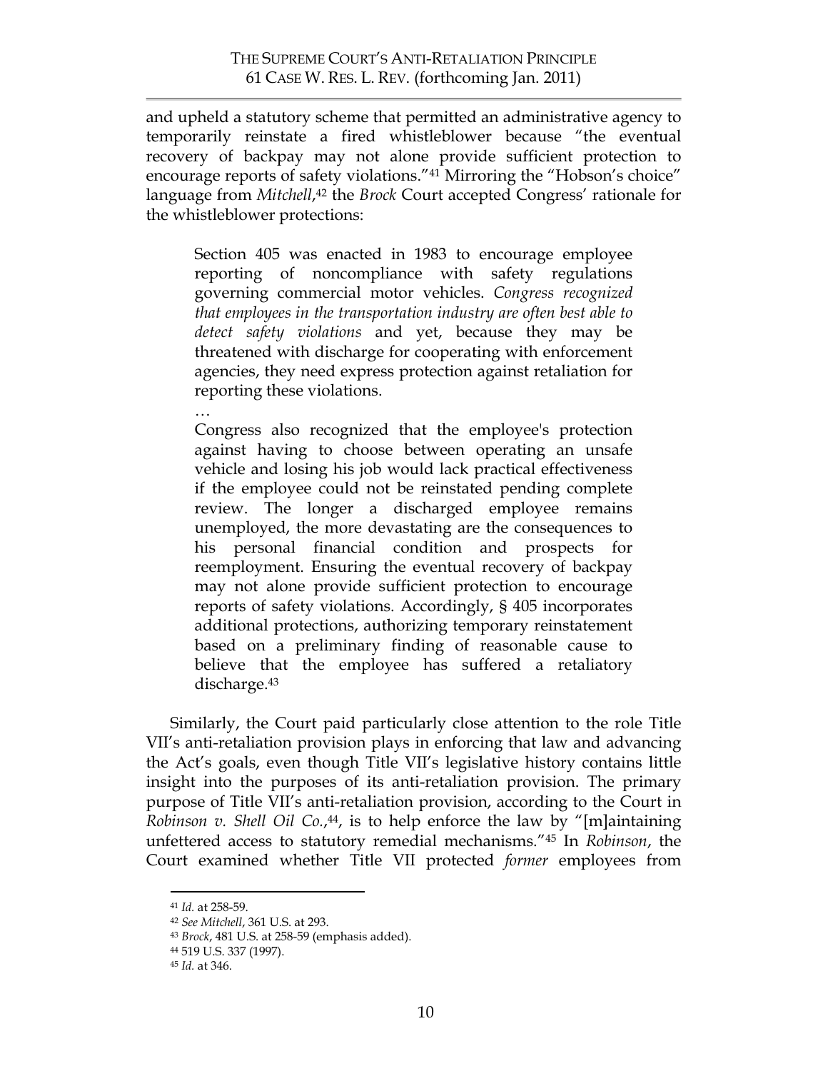and upheld a statutory scheme that permitted an administrative agency to temporarily reinstate a fired whistleblower because "the eventual recovery of backpay may not alone provide sufficient protection to encourage reports of safety violations."[41] Mirroring the "Hobson's choice" language from *Mitchell*,[42] the *Brock* Court accepted Congress' rationale for the whistleblower protections:

> Section 405 was enacted in 1983 to encourage employee reporting of noncompliance with safety regulations governing commercial motor vehicles. *Congress recognized that employees in the transportation industry are often best able to detect safety violations* and yet, because they may be threatened with discharge for cooperating with enforcement agencies, they need express protection against retaliation for reporting these violations.
>
> …
>
> Congress also recognized that the employee's protection against having to choose between operating an unsafe vehicle and losing his job would lack practical effectiveness if the employee could not be reinstated pending complete review. The longer a discharged employee remains unemployed, the more devastating are the consequences to his personal financial condition and prospects for reemployment. Ensuring the eventual recovery of backpay may not alone provide sufficient protection to encourage reports of safety violations. Accordingly, § 405 incorporates additional protections, authorizing temporary reinstatement based on a preliminary finding of reasonable cause to believe that the employee has suffered a retaliatory discharge.[43]

Similarly, the Court paid particularly close attention to the role Title VII's anti-retaliation provision plays in enforcing that law and advancing the Act's goals, even though Title VII's legislative history contains little insight into the purposes of its anti-retaliation provision. The primary purpose of Title VII's anti-retaliation provision, according to the Court in *Robinson v. Shell Oil Co.*,[44], is to help enforce the law by "[m]aintaining unfettered access to statutory remedial mechanisms."[45] In *Robinson*, the Court examined whether Title VII protected *former* employees from

---

[41] *Id.* at 258-59.

[42] *See Mitchell*, 361 U.S. at 293.

[43] *Brock*, 481 U.S. at 258-59 (emphasis added).

[44] 519 U.S. 337 (1997).

[45] *Id.* at 346.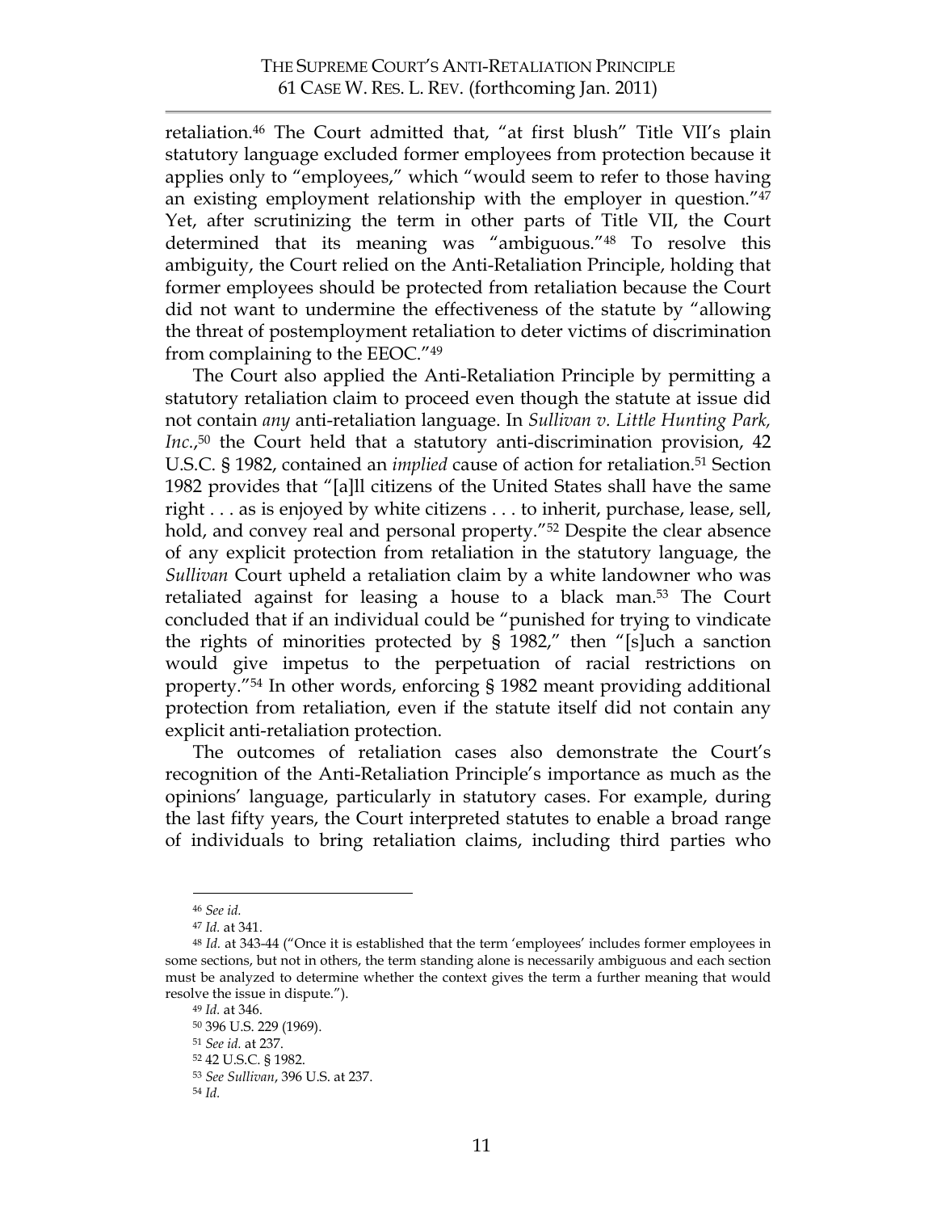retaliation.[46] The Court admitted that, "at first blush" Title VII's plain statutory language excluded former employees from protection because it applies only to "employees," which "would seem to refer to those having an existing employment relationship with the employer in question."[47] Yet, after scrutinizing the term in other parts of Title VII, the Court determined that its meaning was "ambiguous."[48] To resolve this ambiguity, the Court relied on the Anti-Retaliation Principle, holding that former employees should be protected from retaliation because the Court did not want to undermine the effectiveness of the statute by "allowing the threat of postemployment retaliation to deter victims of discrimination from complaining to the EEOC."[49]

The Court also applied the Anti-Retaliation Principle by permitting a statutory retaliation claim to proceed even though the statute at issue did not contain *any* anti-retaliation language. In *Sullivan v. Little Hunting Park, Inc.*,[50] the Court held that a statutory anti-discrimination provision, 42 U.S.C. § 1982, contained an *implied* cause of action for retaliation.[51] Section 1982 provides that "[a]ll citizens of the United States shall have the same right . . . as is enjoyed by white citizens . . . to inherit, purchase, lease, sell, hold, and convey real and personal property."[52] Despite the clear absence of any explicit protection from retaliation in the statutory language, the *Sullivan* Court upheld a retaliation claim by a white landowner who was retaliated against for leasing a house to a black man.[53] The Court concluded that if an individual could be "punished for trying to vindicate the rights of minorities protected by § 1982," then "[s]uch a sanction would give impetus to the perpetuation of racial restrictions on property."[54] In other words, enforcing § 1982 meant providing additional protection from retaliation, even if the statute itself did not contain any explicit anti-retaliation protection.

The outcomes of retaliation cases also demonstrate the Court's recognition of the Anti-Retaliation Principle's importance as much as the opinions' language, particularly in statutory cases. For example, during the last fifty years, the Court interpreted statutes to enable a broad range of individuals to bring retaliation claims, including third parties who

---

[46] *See id.*

[47] *Id.* at 341.

[48] *Id.* at 343-44 ("Once it is established that the term 'employees' includes former employees in some sections, but not in others, the term standing alone is necessarily ambiguous and each section must be analyzed to determine whether the context gives the term a further meaning that would resolve the issue in dispute.").

[49] *Id.* at 346.

[50] 396 U.S. 229 (1969).

[51] *See id.* at 237.

[52] 42 U.S.C. § 1982.

[53] *See Sullivan*, 396 U.S. at 237.

[54] *Id.*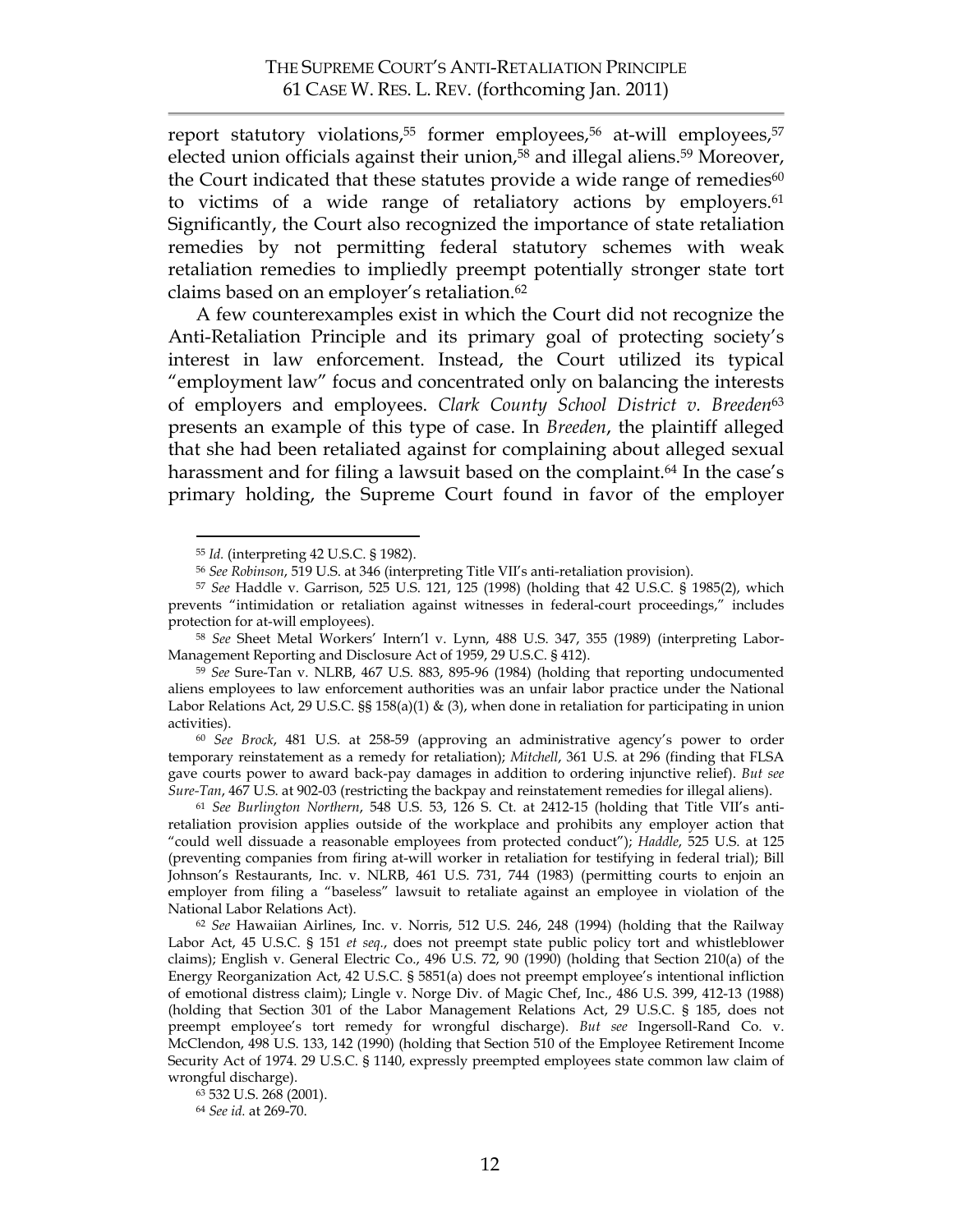report statutory violations,[55] former employees,[56] at-will employees,[57] elected union officials against their union,[58] and illegal aliens.[59] Moreover, the Court indicated that these statutes provide a wide range of remedies[60] to victims of a wide range of retaliatory actions by employers.[61] Significantly, the Court also recognized the importance of state retaliation remedies by not permitting federal statutory schemes with weak retaliation remedies to impliedly preempt potentially stronger state tort claims based on an employer's retaliation.[62]

A few counterexamples exist in which the Court did not recognize the Anti-Retaliation Principle and its primary goal of protecting society's interest in law enforcement. Instead, the Court utilized its typical "employment law" focus and concentrated only on balancing the interests of employers and employees. *Clark County School District v. Breeden*[63] presents an example of this type of case. In *Breeden*, the plaintiff alleged that she had been retaliated against for complaining about alleged sexual harassment and for filing a lawsuit based on the complaint.[64] In the case's primary holding, the Supreme Court found in favor of the employer

---

[55] *Id.* (interpreting 42 U.S.C. § 1982).

[56] *See Robinson*, 519 U.S. at 346 (interpreting Title VII's anti-retaliation provision).

[57] *See* Haddle v. Garrison, 525 U.S. 121, 125 (1998) (holding that 42 U.S.C. § 1985(2), which prevents "intimidation or retaliation against witnesses in federal-court proceedings," includes protection for at-will employees).

[58] *See* Sheet Metal Workers' Intern'l v. Lynn, 488 U.S. 347, 355 (1989) (interpreting Labor-Management Reporting and Disclosure Act of 1959, 29 U.S.C. § 412).

[59] *See* Sure-Tan v. NLRB, 467 U.S. 883, 895-96 (1984) (holding that reporting undocumented aliens employees to law enforcement authorities was an unfair labor practice under the National Labor Relations Act, 29 U.S.C. §§ 158(a)(1) & (3), when done in retaliation for participating in union activities).

[60] *See Brock*, 481 U.S. at 258-59 (approving an administrative agency's power to order temporary reinstatement as a remedy for retaliation); *Mitchell*, 361 U.S. at 296 (finding that FLSA gave courts power to award back-pay damages in addition to ordering injunctive relief). *But see Sure-Tan*, 467 U.S. at 902-03 (restricting the backpay and reinstatement remedies for illegal aliens).

[61] *See Burlington Northern*, 548 U.S. 53, 126 S. Ct. at 2412-15 (holding that Title VII's anti-retaliation provision applies outside of the workplace and prohibits any employer action that "could well dissuade a reasonable employees from protected conduct"); *Haddle*, 525 U.S. at 125 (preventing companies from firing at-will worker in retaliation for testifying in federal trial); Bill Johnson's Restaurants, Inc. v. NLRB, 461 U.S. 731, 744 (1983) (permitting courts to enjoin an employer from filing a "baseless" lawsuit to retaliate against an employee in violation of the National Labor Relations Act).

[62] *See* Hawaiian Airlines, Inc. v. Norris, 512 U.S. 246, 248 (1994) (holding that the Railway Labor Act, 45 U.S.C. § 151 *et seq.*, does not preempt state public policy tort and whistleblower claims); English v. General Electric Co., 496 U.S. 72, 90 (1990) (holding that Section 210(a) of the Energy Reorganization Act, 42 U.S.C. § 5851(a) does not preempt employee's intentional infliction of emotional distress claim); Lingle v. Norge Div. of Magic Chef, Inc., 486 U.S. 399, 412-13 (1988) (holding that Section 301 of the Labor Management Relations Act, 29 U.S.C. § 185, does not preempt employee's tort remedy for wrongful discharge). *But see* Ingersoll-Rand Co. v. McClendon, 498 U.S. 133, 142 (1990) (holding that Section 510 of the Employee Retirement Income Security Act of 1974. 29 U.S.C. § 1140, expressly preempted employees state common law claim of wrongful discharge).

[63] 532 U.S. 268 (2001).

[64] *See id.* at 269-70.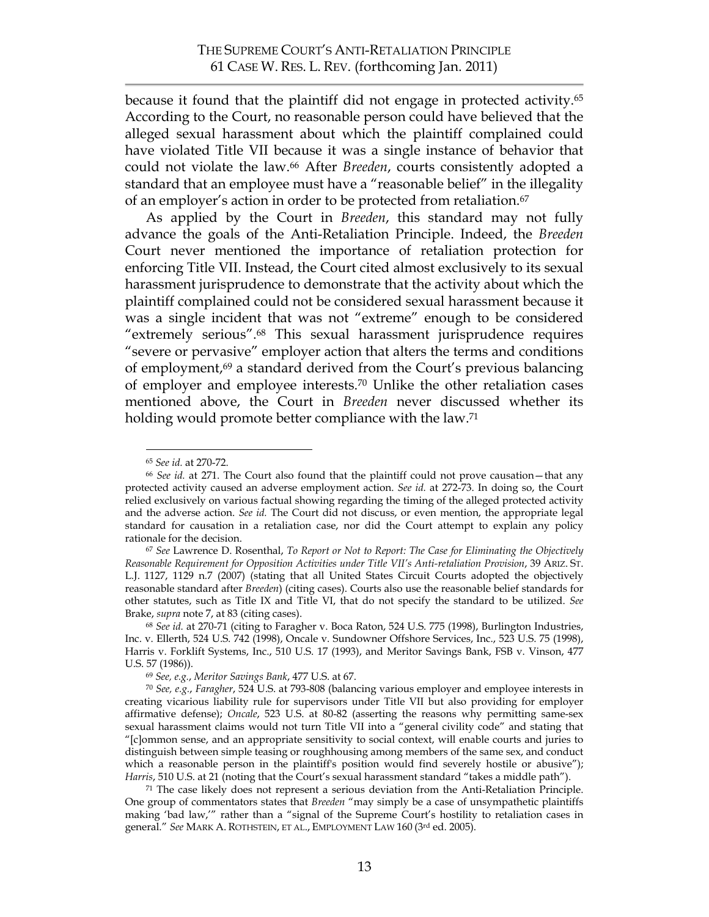because it found that the plaintiff did not engage in protected activity.[65] According to the Court, no reasonable person could have believed that the alleged sexual harassment about which the plaintiff complained could have violated Title VII because it was a single instance of behavior that could not violate the law.[66] After *Breeden*, courts consistently adopted a standard that an employee must have a "reasonable belief" in the illegality of an employer's action in order to be protected from retaliation.[67]

As applied by the Court in *Breeden*, this standard may not fully advance the goals of the Anti-Retaliation Principle. Indeed, the *Breeden* Court never mentioned the importance of retaliation protection for enforcing Title VII. Instead, the Court cited almost exclusively to its sexual harassment jurisprudence to demonstrate that the activity about which the plaintiff complained could not be considered sexual harassment because it was a single incident that was not "extreme" enough to be considered "extremely serious".[68] This sexual harassment jurisprudence requires "severe or pervasive" employer action that alters the terms and conditions of employment,[69] a standard derived from the Court's previous balancing of employer and employee interests.[70] Unlike the other retaliation cases mentioned above, the Court in *Breeden* never discussed whether its holding would promote better compliance with the law.[71]

---

[65] *See id.* at 270-72.

[66] *See id.* at 271. The Court also found that the plaintiff could not prove causation—that any protected activity caused an adverse employment action. *See id.* at 272-73. In doing so, the Court relied exclusively on various factual showing regarding the timing of the alleged protected activity and the adverse action. *See id.* The Court did not discuss, or even mention, the appropriate legal standard for causation in a retaliation case, nor did the Court attempt to explain any policy rationale for the decision.

[67] *See* Lawrence D. Rosenthal, *To Report or Not to Report: The Case for Eliminating the Objectively Reasonable Requirement for Opposition Activities under Title VII's Anti-retaliation Provision*, 39 ARIZ. ST. L.J. 1127, 1129 n.7 (2007) (stating that all United States Circuit Courts adopted the objectively reasonable standard after *Breeden*) (citing cases). Courts also use the reasonable belief standards for other statutes, such as Title IX and Title VI, that do not specify the standard to be utilized. *See* Brake, *supra* note 7, at 83 (citing cases).

[68] *See id.* at 270-71 (citing to Faragher v. Boca Raton, 524 U.S. 775 (1998), Burlington Industries, Inc. v. Ellerth, 524 U.S. 742 (1998), Oncale v. Sundowner Offshore Services, Inc., 523 U.S. 75 (1998), Harris v. Forklift Systems, Inc., 510 U.S. 17 (1993), and Meritor Savings Bank, FSB v. Vinson, 477 U.S. 57 (1986)).

[69] *See, e.g.*, *Meritor Savings Bank*, 477 U.S. at 67.

[70] *See, e.g.*, *Faragher*, 524 U.S. at 793-808 (balancing various employer and employee interests in creating vicarious liability rule for supervisors under Title VII but also providing for employer affirmative defense); *Oncale*, 523 U.S. at 80-82 (asserting the reasons why permitting same-sex sexual harassment claims would not turn Title VII into a "general civility code" and stating that "[c]ommon sense, and an appropriate sensitivity to social context, will enable courts and juries to distinguish between simple teasing or roughhousing among members of the same sex, and conduct which a reasonable person in the plaintiff's position would find severely hostile or abusive"); *Harris*, 510 U.S. at 21 (noting that the Court's sexual harassment standard "takes a middle path").

[71] The case likely does not represent a serious deviation from the Anti-Retaliation Principle. One group of commentators states that *Breeden* "may simply be a case of unsympathetic plaintiffs making 'bad law,'" rather than a "signal of the Supreme Court's hostility to retaliation cases in general." *See* MARK A. ROTHSTEIN, ET AL., EMPLOYMENT LAW 160 (3rd ed. 2005).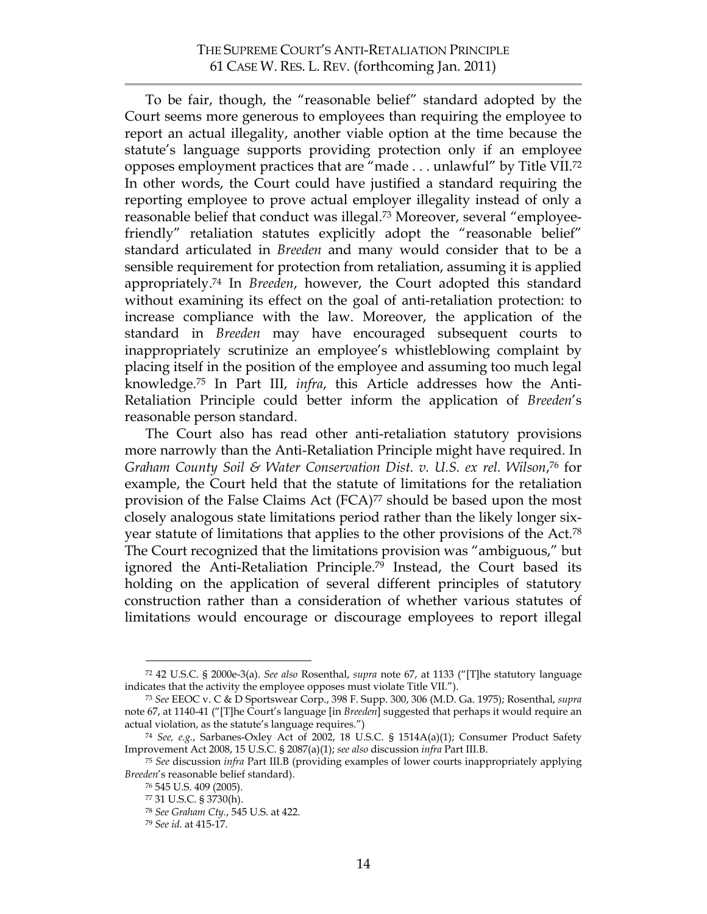To be fair, though, the "reasonable belief" standard adopted by the Court seems more generous to employees than requiring the employee to report an actual illegality, another viable option at the time because the statute's language supports providing protection only if an employee opposes employment practices that are "made . . . unlawful" by Title VII.[72] In other words, the Court could have justified a standard requiring the reporting employee to prove actual employer illegality instead of only a reasonable belief that conduct was illegal.[73] Moreover, several "employee-friendly" retaliation statutes explicitly adopt the "reasonable belief" standard articulated in *Breeden* and many would consider that to be a sensible requirement for protection from retaliation, assuming it is applied appropriately.[74] In *Breeden*, however, the Court adopted this standard without examining its effect on the goal of anti-retaliation protection: to increase compliance with the law. Moreover, the application of the standard in *Breeden* may have encouraged subsequent courts to inappropriately scrutinize an employee's whistleblowing complaint by placing itself in the position of the employee and assuming too much legal knowledge.[75] In Part III, *infra*, this Article addresses how the Anti-Retaliation Principle could better inform the application of *Breeden*'s reasonable person standard.

The Court also has read other anti-retaliation statutory provisions more narrowly than the Anti-Retaliation Principle might have required. In *Graham County Soil & Water Conservation Dist. v. U.S. ex rel. Wilson*,[76] for example, the Court held that the statute of limitations for the retaliation provision of the False Claims Act (FCA)[77] should be based upon the most closely analogous state limitations period rather than the likely longer six-year statute of limitations that applies to the other provisions of the Act.[78] The Court recognized that the limitations provision was "ambiguous," but ignored the Anti-Retaliation Principle.[79] Instead, the Court based its holding on the application of several different principles of statutory construction rather than a consideration of whether various statutes of limitations would encourage or discourage employees to report illegal

---

[72] 42 U.S.C. § 2000e-3(a). *See also* Rosenthal, *supra* note 67, at 1133 ("[T]he statutory language indicates that the activity the employee opposes must violate Title VII.").

[73] *See* EEOC v. C & D Sportswear Corp., 398 F. Supp. 300, 306 (M.D. Ga. 1975); Rosenthal, *supra* note 67, at 1140-41 ("[T]he Court's language [in *Breeden*] suggested that perhaps it would require an actual violation, as the statute's language requires.")

[74] *See, e.g.*, Sarbanes-Oxley Act of 2002, 18 U.S.C. § 1514A(a)(1); Consumer Product Safety Improvement Act 2008, 15 U.S.C. § 2087(a)(1); *see also* discussion *infra* Part III.B.

[75] *See* discussion *infra* Part III.B (providing examples of lower courts inappropriately applying *Breeden*'s reasonable belief standard).

[76] 545 U.S. 409 (2005).

[77] 31 U.S.C. § 3730(h).

[78] *See Graham Cty.*, 545 U.S. at 422.

[79] *See id.* at 415-17.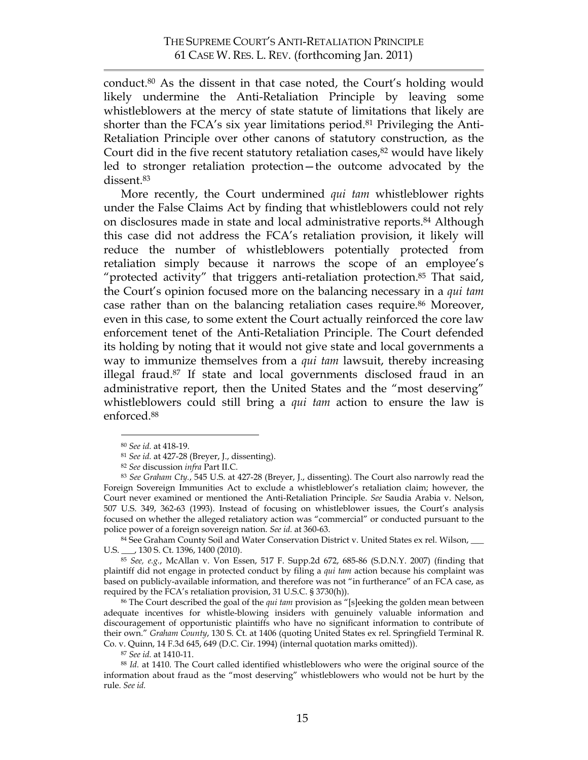conduct.[80] As the dissent in that case noted, the Court's holding would likely undermine the Anti-Retaliation Principle by leaving some whistleblowers at the mercy of state statute of limitations that likely are shorter than the FCA's six year limitations period.[81] Privileging the Anti-Retaliation Principle over other canons of statutory construction, as the Court did in the five recent statutory retaliation cases,[82] would have likely led to stronger retaliation protection—the outcome advocated by the dissent.[83]

More recently, the Court undermined *qui tam* whistleblower rights under the False Claims Act by finding that whistleblowers could not rely on disclosures made in state and local administrative reports.[84] Although this case did not address the FCA's retaliation provision, it likely will reduce the number of whistleblowers potentially protected from retaliation simply because it narrows the scope of an employee's "protected activity" that triggers anti-retaliation protection.[85] That said, the Court's opinion focused more on the balancing necessary in a *qui tam* case rather than on the balancing retaliation cases require.[86] Moreover, even in this case, to some extent the Court actually reinforced the core law enforcement tenet of the Anti-Retaliation Principle. The Court defended its holding by noting that it would not give state and local governments a way to immunize themselves from a *qui tam* lawsuit, thereby increasing illegal fraud.[87] If state and local governments disclosed fraud in an administrative report, then the United States and the "most deserving" whistleblowers could still bring a *qui tam* action to ensure the law is enforced.[88]

---

[80] *See id.* at 418-19.

[81] *See id.* at 427-28 (Breyer, J., dissenting).

[82] *See* discussion *infra* Part II.C.

[83] *See Graham Cty.*, 545 U.S. at 427-28 (Breyer, J., dissenting). The Court also narrowly read the Foreign Sovereign Immunities Act to exclude a whistleblower's retaliation claim; however, the Court never examined or mentioned the Anti-Retaliation Principle. *See* Saudia Arabia v. Nelson, 507 U.S. 349, 362-63 (1993). Instead of focusing on whistleblower issues, the Court's analysis focused on whether the alleged retaliatory action was "commercial" or conducted pursuant to the police power of a foreign sovereign nation. *See id.* at 360-63.

[84] See Graham County Soil and Water Conservation District v. United States ex rel. Wilson, ___ U.S. ___, 130 S. Ct. 1396, 1400 (2010).

[85] *See, e.g.*, McAllan v. Von Essen, 517 F. Supp.2d 672, 685-86 (S.D.N.Y. 2007) (finding that plaintiff did not engage in protected conduct by filing a *qui tam* action because his complaint was based on publicly-available information, and therefore was not "in furtherance" of an FCA case, as required by the FCA's retaliation provision, 31 U.S.C. § 3730(h)).

[86] The Court described the goal of the *qui tam* provision as "[s]eeking the golden mean between adequate incentives for whistle-blowing insiders with genuinely valuable information and discouragement of opportunistic plaintiffs who have no significant information to contribute of their own." *Graham County*, 130 S. Ct. at 1406 (quoting United States ex rel. Springfield Terminal R. Co. v. Quinn, 14 F.3d 645, 649 (D.C. Cir. 1994) (internal quotation marks omitted)).

[87] *See id.* at 1410-11.

[88] *Id.* at 1410. The Court called identified whistleblowers who were the original source of the information about fraud as the "most deserving" whistleblowers who would not be hurt by the rule. *See id.*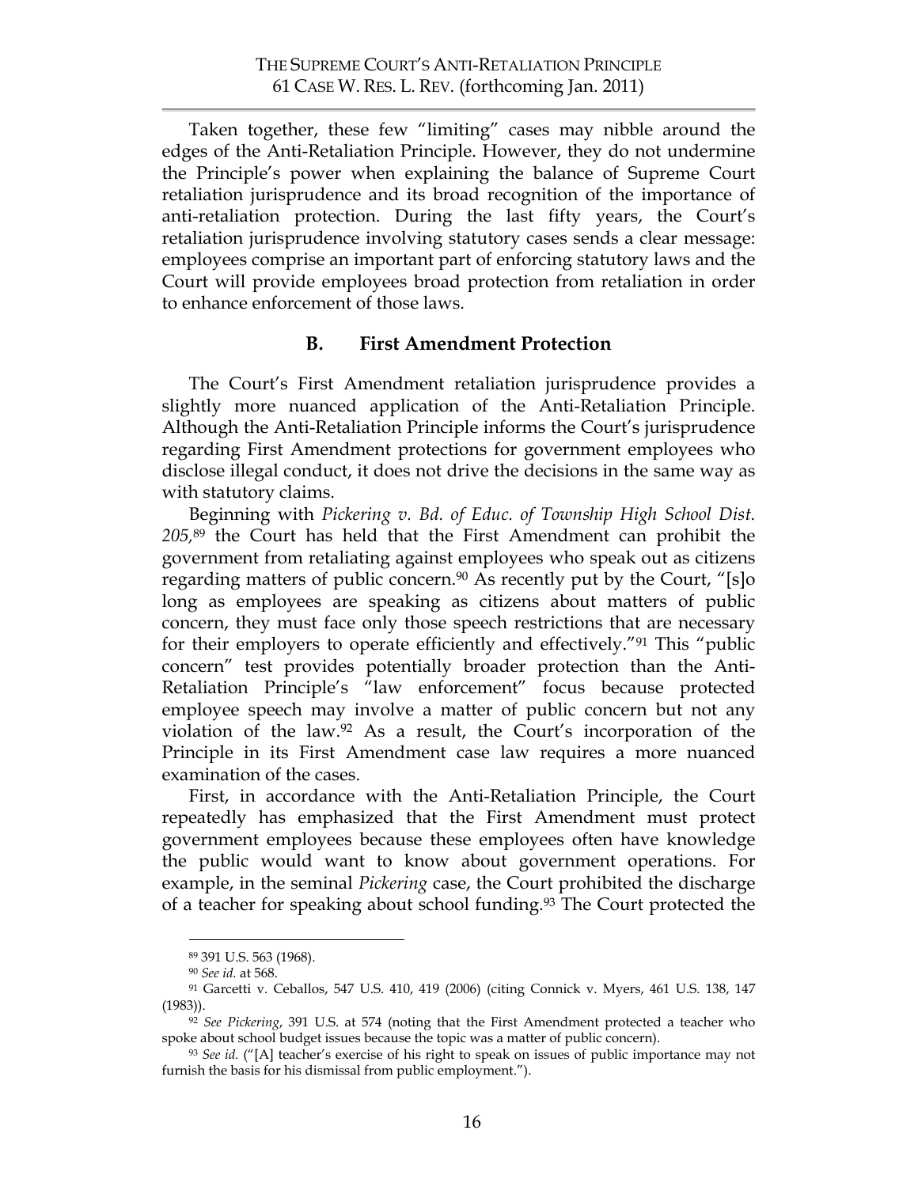Taken together, these few "limiting" cases may nibble around the edges of the Anti-Retaliation Principle. However, they do not undermine the Principle's power when explaining the balance of Supreme Court retaliation jurisprudence and its broad recognition of the importance of anti-retaliation protection. During the last fifty years, the Court's retaliation jurisprudence involving statutory cases sends a clear message: employees comprise an important part of enforcing statutory laws and the Court will provide employees broad protection from retaliation in order to enhance enforcement of those laws.

### B. First Amendment Protection

The Court's First Amendment retaliation jurisprudence provides a slightly more nuanced application of the Anti-Retaliation Principle. Although the Anti-Retaliation Principle informs the Court's jurisprudence regarding First Amendment protections for government employees who disclose illegal conduct, it does not drive the decisions in the same way as with statutory claims.

Beginning with *Pickering v. Bd. of Educ. of Township High School Dist. 205*,[89] the Court has held that the First Amendment can prohibit the government from retaliating against employees who speak out as citizens regarding matters of public concern.[90] As recently put by the Court, "[s]o long as employees are speaking as citizens about matters of public concern, they must face only those speech restrictions that are necessary for their employers to operate efficiently and effectively."[91] This "public concern" test provides potentially broader protection than the Anti-Retaliation Principle's "law enforcement" focus because protected employee speech may involve a matter of public concern but not any violation of the law.[92] As a result, the Court's incorporation of the Principle in its First Amendment case law requires a more nuanced examination of the cases.

First, in accordance with the Anti-Retaliation Principle, the Court repeatedly has emphasized that the First Amendment must protect government employees because these employees often have knowledge the public would want to know about government operations. For example, in the seminal *Pickering* case, the Court prohibited the discharge of a teacher for speaking about school funding.[93] The Court protected the

---

[89] 391 U.S. 563 (1968).

[90] *See id.* at 568.

[91] Garcetti v. Ceballos, 547 U.S. 410, 419 (2006) (citing Connick v. Myers, 461 U.S. 138, 147 (1983)).

[92] *See Pickering*, 391 U.S. at 574 (noting that the First Amendment protected a teacher who spoke about school budget issues because the topic was a matter of public concern).

[93] *See id.* ("[A] teacher's exercise of his right to speak on issues of public importance may not furnish the basis for his dismissal from public employment.").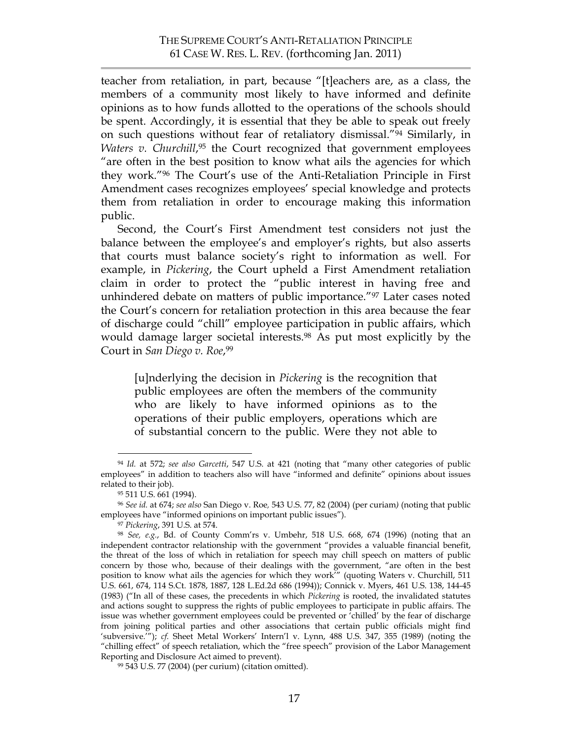teacher from retaliation, in part, because "[t]eachers are, as a class, the members of a community most likely to have informed and definite opinions as to how funds allotted to the operations of the schools should be spent. Accordingly, it is essential that they be able to speak out freely on such questions without fear of retaliatory dismissal."[94] Similarly, in *Waters v. Churchill*,[95] the Court recognized that government employees "are often in the best position to know what ails the agencies for which they work."[96] The Court's use of the Anti-Retaliation Principle in First Amendment cases recognizes employees' special knowledge and protects them from retaliation in order to encourage making this information public.

Second, the Court's First Amendment test considers not just the balance between the employee's and employer's rights, but also asserts that courts must balance society's right to information as well. For example, in *Pickering*, the Court upheld a First Amendment retaliation claim in order to protect the "public interest in having free and unhindered debate on matters of public importance."[97] Later cases noted the Court's concern for retaliation protection in this area because the fear of discharge could "chill" employee participation in public affairs, which would damage larger societal interests.[98] As put most explicitly by the Court in *San Diego v. Roe*,[99]

> [u]nderlying the decision in *Pickering* is the recognition that public employees are often the members of the community who are likely to have informed opinions as to the operations of their public employers, operations which are of substantial concern to the public. Were they not able to

---

[94] *Id.* at 572; *see also Garcetti*, 547 U.S. at 421 (noting that "many other categories of public employees" in addition to teachers also will have "informed and definite" opinions about issues related to their job).

[95] 511 U.S. 661 (1994).

[96] *See id.* at 674; *see also* San Diego v. Roe, 543 U.S. 77, 82 (2004) (per curiam) (noting that public employees have "informed opinions on important public issues").

[97] *Pickering*, 391 U.S. at 574.

[98] *See, e.g.*, Bd. of County Comm'rs v. Umbehr, 518 U.S. 668, 674 (1996) (noting that an independent contractor relationship with the government "provides a valuable financial benefit, the threat of the loss of which in retaliation for speech may chill speech on matters of public concern by those who, because of their dealings with the government, "are often in the best position to know what ails the agencies for which they work'" (quoting Waters v. Churchill, 511 U.S. 661, 674, 114 S.Ct. 1878, 1887, 128 L.Ed.2d 686 (1994)); Connick v. Myers, 461 U.S. 138, 144-45 (1983) ("In all of these cases, the precedents in which *Pickering* is rooted, the invalidated statutes and actions sought to suppress the rights of public employees to participate in public affairs. The issue was whether government employees could be prevented or 'chilled' by the fear of discharge from joining political parties and other associations that certain public officials might find 'subversive.'"); *cf.* Sheet Metal Workers' Intern'l v. Lynn, 488 U.S. 347, 355 (1989) (noting the "chilling effect" of speech retaliation, which the "free speech" provision of the Labor Management Reporting and Disclosure Act aimed to prevent).

[99] 543 U.S. 77 (2004) (per curium) (citation omitted).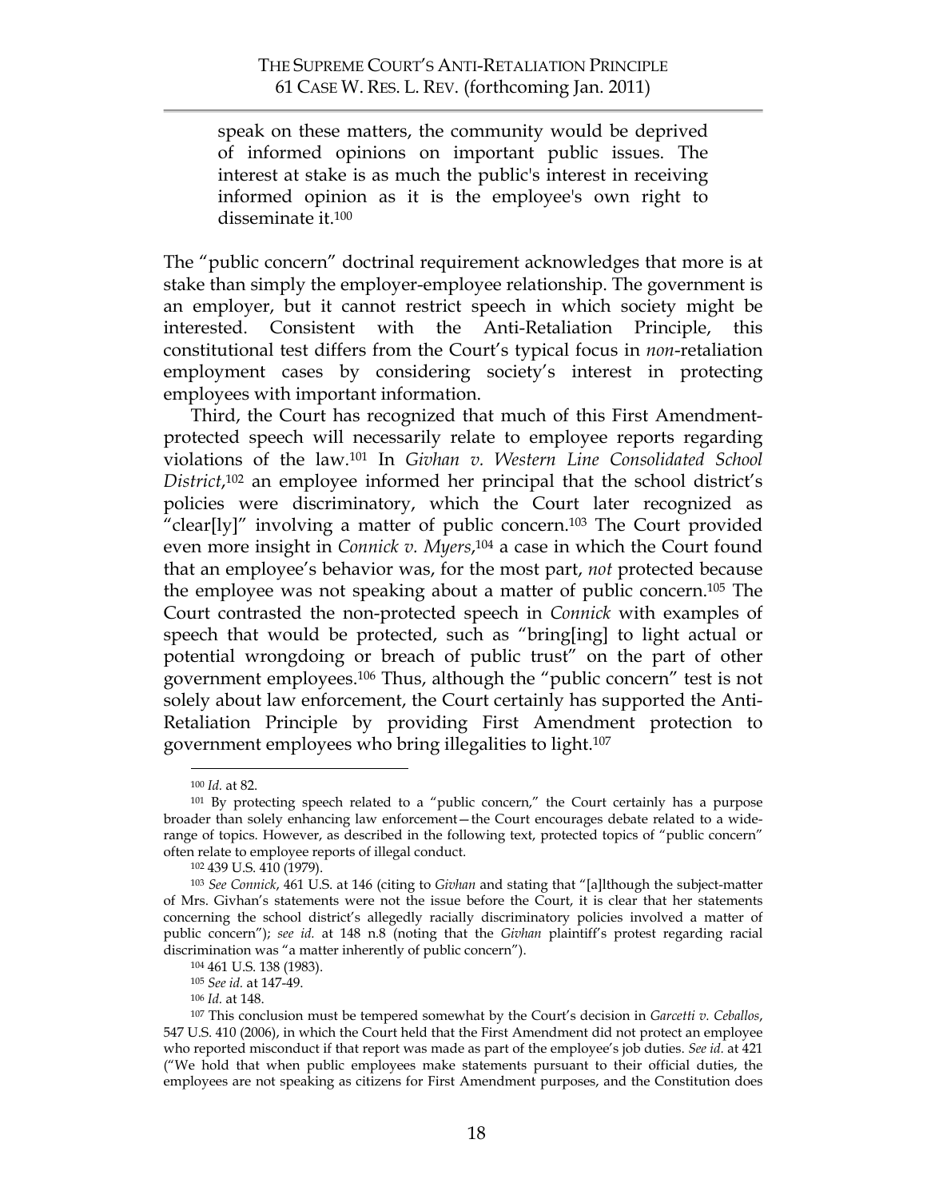> speak on these matters, the community would be deprived of informed opinions on important public issues. The interest at stake is as much the public's interest in receiving informed opinion as it is the employee's own right to disseminate it.[100]

The "public concern" doctrinal requirement acknowledges that more is at stake than simply the employer-employee relationship. The government is an employer, but it cannot restrict speech in which society might be interested. Consistent with the Anti-Retaliation Principle, this constitutional test differs from the Court's typical focus in *non*-retaliation employment cases by considering society's interest in protecting employees with important information.

Third, the Court has recognized that much of this First Amendment-protected speech will necessarily relate to employee reports regarding violations of the law.[101] In *Givhan v. Western Line Consolidated School District*,[102] an employee informed her principal that the school district's policies were discriminatory, which the Court later recognized as "clear[ly]" involving a matter of public concern.[103] The Court provided even more insight in *Connick v. Myers*,[104] a case in which the Court found that an employee's behavior was, for the most part, *not* protected because the employee was not speaking about a matter of public concern.[105] The Court contrasted the non-protected speech in *Connick* with examples of speech that would be protected, such as "bring[ing] to light actual or potential wrongdoing or breach of public trust" on the part of other government employees.[106] Thus, although the "public concern" test is not solely about law enforcement, the Court certainly has supported the Anti-Retaliation Principle by providing First Amendment protection to government employees who bring illegalities to light.[107]

---

[100] *Id.* at 82.

[101] By protecting speech related to a "public concern," the Court certainly has a purpose broader than solely enhancing law enforcement—the Court encourages debate related to a wide-range of topics. However, as described in the following text, protected topics of "public concern" often relate to employee reports of illegal conduct.

[102] 439 U.S. 410 (1979).

[103] *See Connick*, 461 U.S. at 146 (citing to *Givhan* and stating that "[a]lthough the subject-matter of Mrs. Givhan's statements were not the issue before the Court, it is clear that her statements concerning the school district's allegedly racially discriminatory policies involved a matter of public concern"); *see id.* at 148 n.8 (noting that the *Givhan* plaintiff's protest regarding racial discrimination was "a matter inherently of public concern").

[104] 461 U.S. 138 (1983).

[105] *See id.* at 147-49.

[106] *Id.* at 148.

[107] This conclusion must be tempered somewhat by the Court's decision in *Garcetti v. Ceballos*, 547 U.S. 410 (2006), in which the Court held that the First Amendment did not protect an employee who reported misconduct if that report was made as part of the employee's job duties. *See id.* at 421 ("We hold that when public employees make statements pursuant to their official duties, the employees are not speaking as citizens for First Amendment purposes, and the Constitution does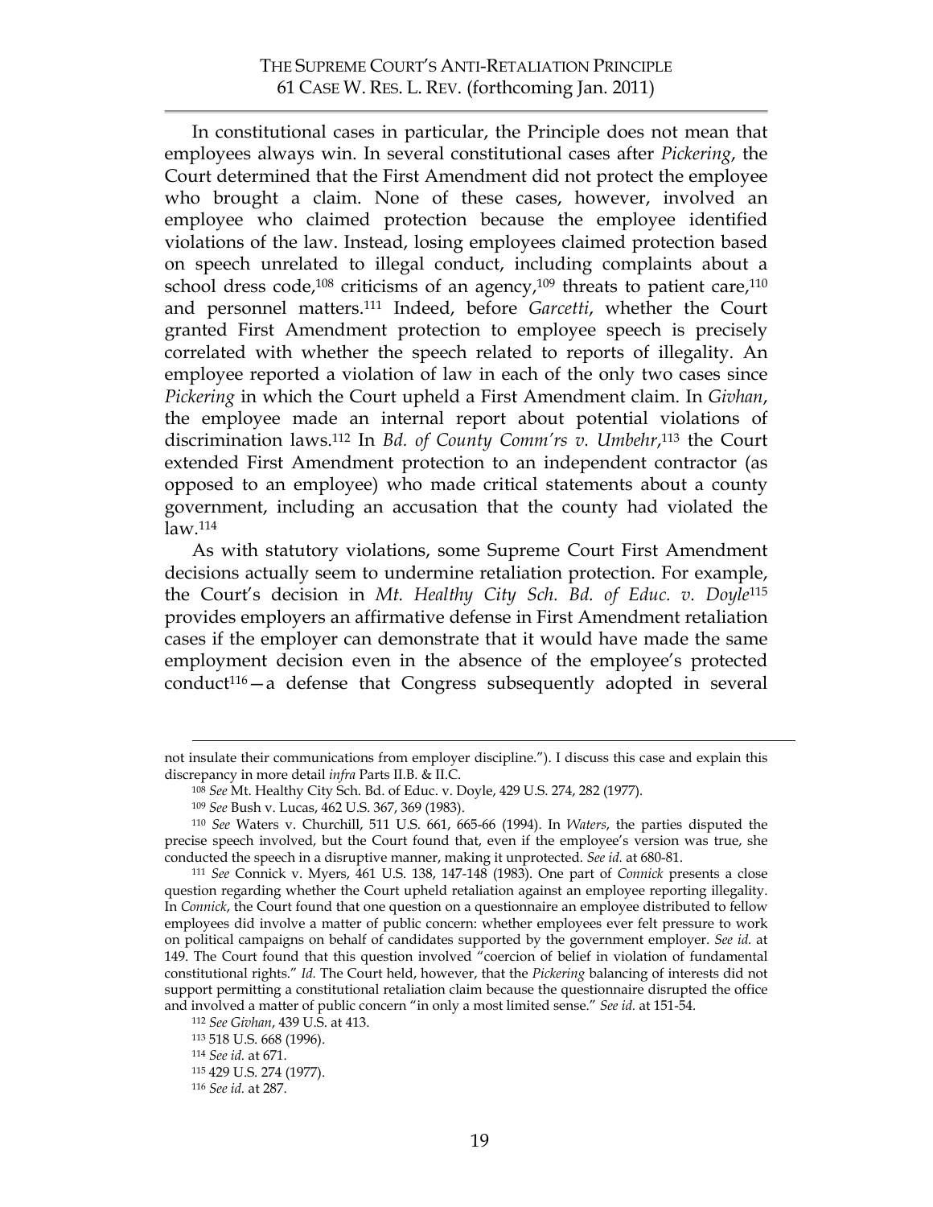In constitutional cases in particular, the Principle does not mean that employees always win. In several constitutional cases after *Pickering*, the Court determined that the First Amendment did not protect the employee who brought a claim. None of these cases, however, involved an employee who claimed protection because the employee identified violations of the law. Instead, losing employees claimed protection based on speech unrelated to illegal conduct, including complaints about a school dress code,[108] criticisms of an agency,[109] threats to patient care,[110] and personnel matters.[111] Indeed, before *Garcetti*, whether the Court granted First Amendment protection to employee speech is precisely correlated with whether the speech related to reports of illegality. An employee reported a violation of law in each of the only two cases since *Pickering* in which the Court upheld a First Amendment claim. In *Givhan*, the employee made an internal report about potential violations of discrimination laws.[112] In *Bd. of County Comm'rs v. Umbehr*,[113] the Court extended First Amendment protection to an independent contractor (as opposed to an employee) who made critical statements about a county government, including an accusation that the county had violated the law.[114]

As with statutory violations, some Supreme Court First Amendment decisions actually seem to undermine retaliation protection. For example, the Court's decision in *Mt. Healthy City Sch. Bd. of Educ. v. Doyle*[115] provides employers an affirmative defense in First Amendment retaliation cases if the employer can demonstrate that it would have made the same employment decision even in the absence of the employee's protected conduct[116]—a defense that Congress subsequently adopted in several

---

not insulate their communications from employer discipline."). I discuss this case and explain this discrepancy in more detail *infra* Parts II.B. & II.C.

[108] *See* Mt. Healthy City Sch. Bd. of Educ. v. Doyle, 429 U.S. 274, 282 (1977).

[109] *See* Bush v. Lucas, 462 U.S. 367, 369 (1983).

[110] *See* Waters v. Churchill, 511 U.S. 661, 665-66 (1994). In *Waters*, the parties disputed the precise speech involved, but the Court found that, even if the employee's version was true, she conducted the speech in a disruptive manner, making it unprotected. *See id.* at 680-81.

[111] *See* Connick v. Myers, 461 U.S. 138, 147-148 (1983). One part of *Connick* presents a close question regarding whether the Court upheld retaliation against an employee reporting illegality. In *Connick*, the Court found that one question on a questionnaire an employee distributed to fellow employees did involve a matter of public concern: whether employees ever felt pressure to work on political campaigns on behalf of candidates supported by the government employer. *See id.* at 149. The Court found that this question involved "coercion of belief in violation of fundamental constitutional rights." *Id.* The Court held, however, that the *Pickering* balancing of interests did not support permitting a constitutional retaliation claim because the questionnaire disrupted the office and involved a matter of public concern "in only a most limited sense." *See id.* at 151-54.

[112] *See Givhan*, 439 U.S. at 413.

[113] 518 U.S. 668 (1996).

[114] *See id.* at 671.

[115] 429 U.S. 274 (1977).

[116] *See id.* at 287.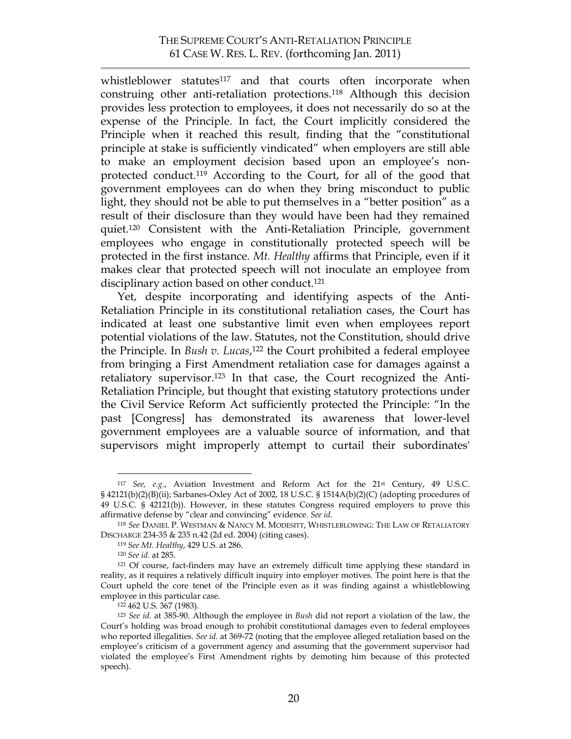whistleblower statutes[117] and that courts often incorporate when construing other anti-retaliation protections.[118] Although this decision provides less protection to employees, it does not necessarily do so at the expense of the Principle. In fact, the Court implicitly considered the Principle when it reached this result, finding that the "constitutional principle at stake is sufficiently vindicated" when employers are still able to make an employment decision based upon an employee's non-protected conduct.[119] According to the Court, for all of the good that government employees can do when they bring misconduct to public light, they should not be able to put themselves in a "better position" as a result of their disclosure than they would have been had they remained quiet.[120] Consistent with the Anti-Retaliation Principle, government employees who engage in constitutionally protected speech will be protected in the first instance. *Mt. Healthy* affirms that Principle, even if it makes clear that protected speech will not inoculate an employee from disciplinary action based on other conduct.[121]

Yet, despite incorporating and identifying aspects of the Anti-Retaliation Principle in its constitutional retaliation cases, the Court has indicated at least one substantive limit even when employees report potential violations of the law. Statutes, not the Constitution, should drive the Principle. In *Bush v. Lucas*,[122] the Court prohibited a federal employee from bringing a First Amendment retaliation case for damages against a retaliatory supervisor.[123] In that case, the Court recognized the Anti-Retaliation Principle, but thought that existing statutory protections under the Civil Service Reform Act sufficiently protected the Principle: "In the past [Congress] has demonstrated its awareness that lower-level government employees are a valuable source of information, and that supervisors might improperly attempt to curtail their subordinates'

---

[117] *See, e.g.*, Aviation Investment and Reform Act for the 21st Century, 49 U.S.C. § 42121(b)(2)(B)(ii); Sarbanes-Oxley Act of 2002, 18 U.S.C. § 1514A(b)(2)(C) (adopting procedures of 49 U.S.C. § 42121(b)). However, in these statutes Congress required employers to prove this affirmative defense by "clear and convincing" evidence. *See id.*

[118] *See* DANIEL P. WESTMAN & NANCY M. MODESITT, WHISTLEBLOWING: THE LAW OF RETALIATORY DISCHARGE 234-35 & 235 n.42 (2d ed. 2004) (citing cases).

[119] *See Mt. Healthy*, 429 U.S. at 286.

[120] *See id.* at 285.

[121] Of course, fact-finders may have an extremely difficult time applying these standard in reality, as it requires a relatively difficult inquiry into employer motives. The point here is that the Court upheld the core tenet of the Principle even as it was finding against a whistleblowing employee in this particular case.

[122] 462 U.S. 367 (1983).

[123] *See id.* at 385-90. Although the employee in *Bush* did not report a violation of the law, the Court's holding was broad enough to prohibit constitutional damages even to federal employees who reported illegalities. *See id.* at 369-72 (noting that the employee alleged retaliation based on the employee's criticism of a government agency and assuming that the government supervisor had violated the employee's First Amendment rights by demoting him because of this protected speech).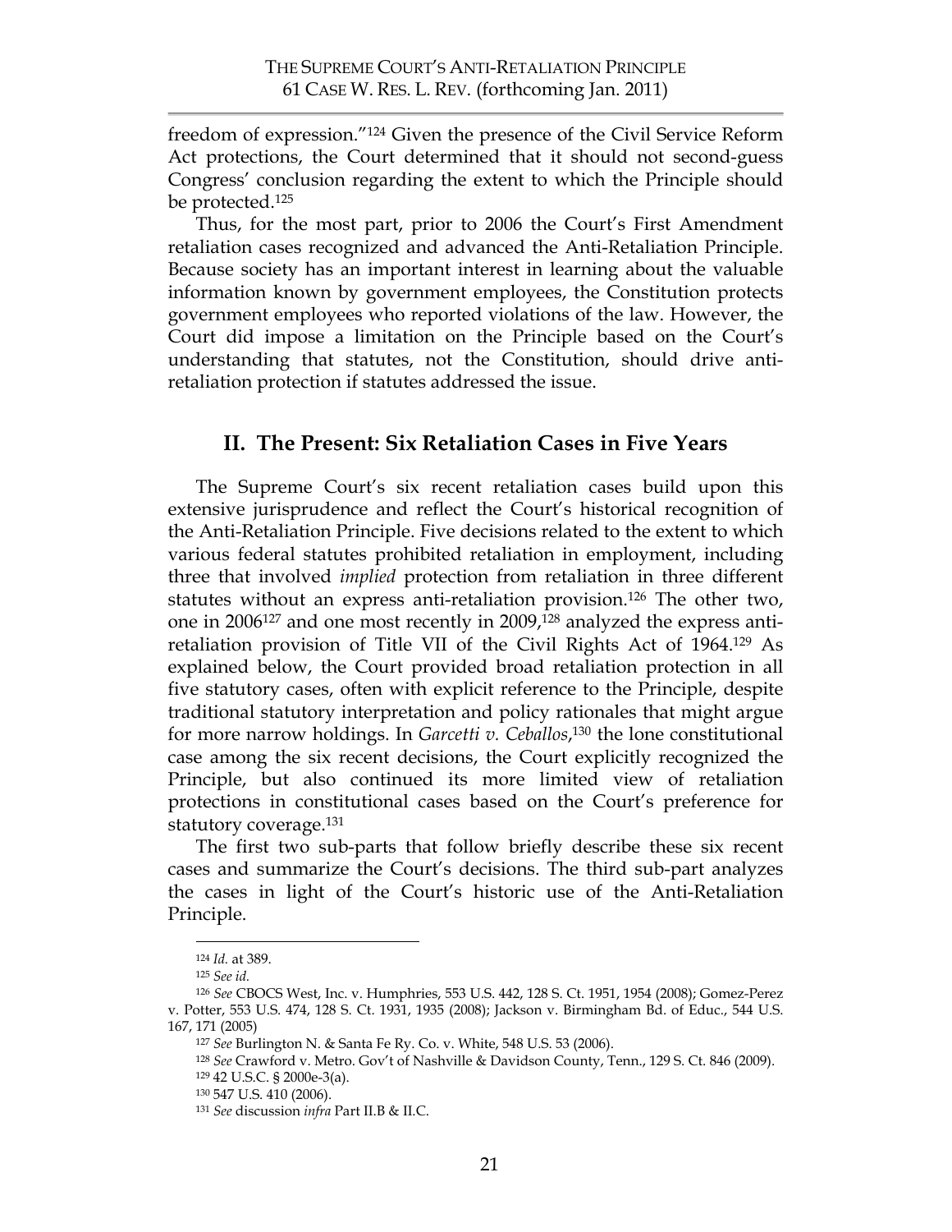freedom of expression."[124] Given the presence of the Civil Service Reform Act protections, the Court determined that it should not second-guess Congress' conclusion regarding the extent to which the Principle should be protected.[125]

Thus, for the most part, prior to 2006 the Court's First Amendment retaliation cases recognized and advanced the Anti-Retaliation Principle. Because society has an important interest in learning about the valuable information known by government employees, the Constitution protects government employees who reported violations of the law. However, the Court did impose a limitation on the Principle based on the Court's understanding that statutes, not the Constitution, should drive anti-retaliation protection if statutes addressed the issue.

## II. The Present: Six Retaliation Cases in Five Years

The Supreme Court's six recent retaliation cases build upon this extensive jurisprudence and reflect the Court's historical recognition of the Anti-Retaliation Principle. Five decisions related to the extent to which various federal statutes prohibited retaliation in employment, including three that involved *implied* protection from retaliation in three different statutes without an express anti-retaliation provision.[126] The other two, one in 2006[127] and one most recently in 2009,[128] analyzed the express anti-retaliation provision of Title VII of the Civil Rights Act of 1964.[129] As explained below, the Court provided broad retaliation protection in all five statutory cases, often with explicit reference to the Principle, despite traditional statutory interpretation and policy rationales that might argue for more narrow holdings. In *Garcetti v. Ceballos*,[130] the lone constitutional case among the six recent decisions, the Court explicitly recognized the Principle, but also continued its more limited view of retaliation protections in constitutional cases based on the Court's preference for statutory coverage.[131]

The first two sub-parts that follow briefly describe these six recent cases and summarize the Court's decisions. The third sub-part analyzes the cases in light of the Court's historic use of the Anti-Retaliation Principle.

---

[124] *Id.* at 389.

[125] *See id.*

[126] *See* CBOCS West, Inc. v. Humphries, 553 U.S. 442, 128 S. Ct. 1951, 1954 (2008); Gomez-Perez v. Potter, 553 U.S. 474, 128 S. Ct. 1931, 1935 (2008); Jackson v. Birmingham Bd. of Educ., 544 U.S. 167, 171 (2005)

[127] *See* Burlington N. & Santa Fe Ry. Co. v. White, 548 U.S. 53 (2006).

[128] *See* Crawford v. Metro. Gov't of Nashville & Davidson County, Tenn., 129 S. Ct. 846 (2009).

[129] 42 U.S.C. § 2000e-3(a).

[130] 547 U.S. 410 (2006).

[131] *See* discussion *infra* Part II.B & II.C.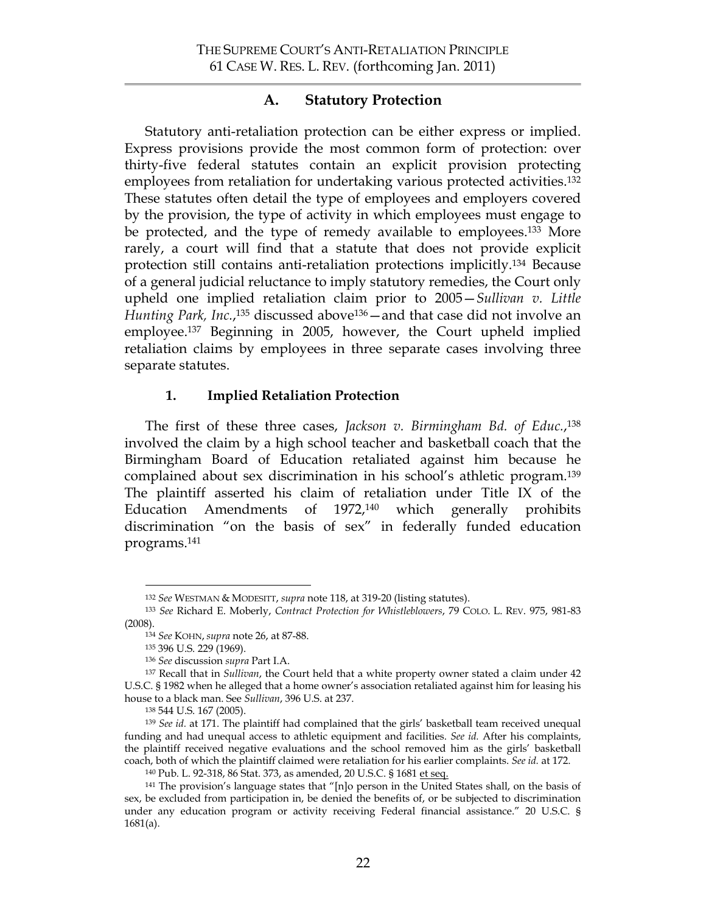## A. Statutory Protection

Statutory anti-retaliation protection can be either express or implied. Express provisions provide the most common form of protection: over thirty-five federal statutes contain an explicit provision protecting employees from retaliation for undertaking various protected activities.[132] These statutes often detail the type of employees and employers covered by the provision, the type of activity in which employees must engage to be protected, and the type of remedy available to employees.[133] More rarely, a court will find that a statute that does not provide explicit protection still contains anti-retaliation protections implicitly.[134] Because of a general judicial reluctance to imply statutory remedies, the Court only upheld one implied retaliation claim prior to 2005—*Sullivan v. Little Hunting Park, Inc.*,[135] discussed above[136]—and that case did not involve an employee.[137] Beginning in 2005, however, the Court upheld implied retaliation claims by employees in three separate cases involving three separate statutes.

### 1. Implied Retaliation Protection

The first of these three cases, *Jackson v. Birmingham Bd. of Educ.*,[138] involved the claim by a high school teacher and basketball coach that the Birmingham Board of Education retaliated against him because he complained about sex discrimination in his school's athletic program.[139] The plaintiff asserted his claim of retaliation under Title IX of the Education Amendments of 1972,[140] which generally prohibits discrimination "on the basis of sex" in federally funded education programs.[141]

---

[132] *See* WESTMAN & MODESITT, *supra* note 118, at 319-20 (listing statutes).

[133] *See* Richard E. Moberly, *Contract Protection for Whistleblowers*, 79 COLO. L. REV. 975, 981-83 (2008).

[134] *See* KOHN, *supra* note 26, at 87-88.

[135] 396 U.S. 229 (1969).

[136] *See* discussion *supra* Part I.A.

[137] Recall that in *Sullivan*, the Court held that a white property owner stated a claim under 42 U.S.C. § 1982 when he alleged that a home owner's association retaliated against him for leasing his house to a black man. See *Sullivan*, 396 U.S. at 237.

[138] 544 U.S. 167 (2005).

[139] *See id.* at 171. The plaintiff had complained that the girls' basketball team received unequal funding and had unequal access to athletic equipment and facilities. *See id.* After his complaints, the plaintiff received negative evaluations and the school removed him as the girls' basketball coach, both of which the plaintiff claimed were retaliation for his earlier complaints. *See id.* at 172.

[140] Pub. L. 92-318, 86 Stat. 373, as amended, 20 U.S.C. § 1681 et seq.

[141] The provision's language states that "[n]o person in the United States shall, on the basis of sex, be excluded from participation in, be denied the benefits of, or be subjected to discrimination under any education program or activity receiving Federal financial assistance." 20 U.S.C. § 1681(a).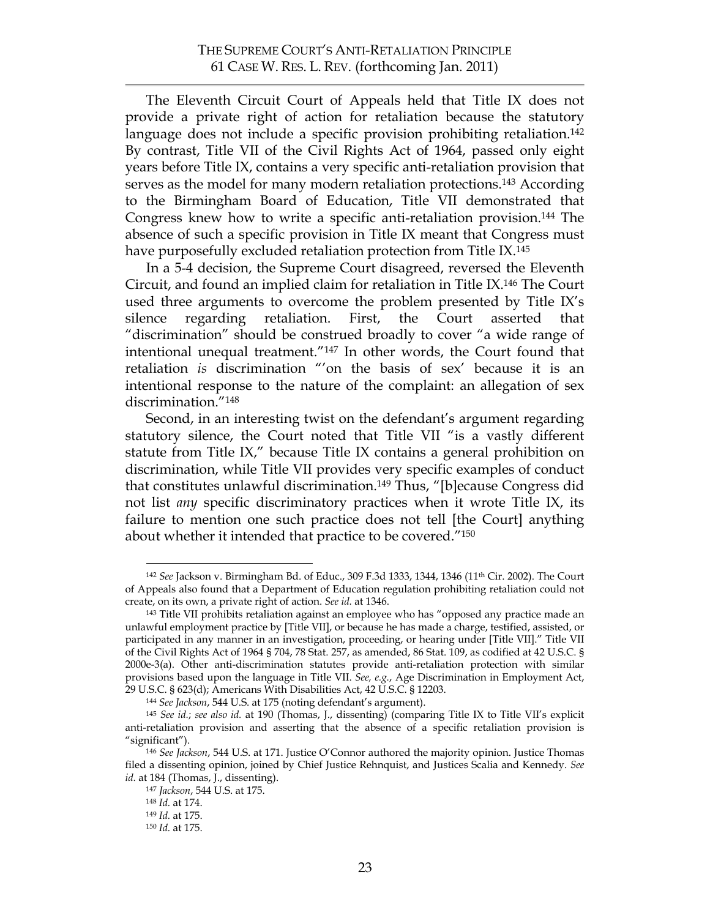The Eleventh Circuit Court of Appeals held that Title IX does not provide a private right of action for retaliation because the statutory language does not include a specific provision prohibiting retaliation.[142] By contrast, Title VII of the Civil Rights Act of 1964, passed only eight years before Title IX, contains a very specific anti-retaliation provision that serves as the model for many modern retaliation protections.[143] According to the Birmingham Board of Education, Title VII demonstrated that Congress knew how to write a specific anti-retaliation provision.[144] The absence of such a specific provision in Title IX meant that Congress must have purposefully excluded retaliation protection from Title IX.[145]

In a 5-4 decision, the Supreme Court disagreed, reversed the Eleventh Circuit, and found an implied claim for retaliation in Title IX.[146] The Court used three arguments to overcome the problem presented by Title IX's silence regarding retaliation. First, the Court asserted that "discrimination" should be construed broadly to cover "a wide range of intentional unequal treatment."[147] In other words, the Court found that retaliation *is* discrimination "'on the basis of sex' because it is an intentional response to the nature of the complaint: an allegation of sex discrimination."[148]

Second, in an interesting twist on the defendant's argument regarding statutory silence, the Court noted that Title VII "is a vastly different statute from Title IX," because Title IX contains a general prohibition on discrimination, while Title VII provides very specific examples of conduct that constitutes unlawful discrimination.[149] Thus, "[b]ecause Congress did not list *any* specific discriminatory practices when it wrote Title IX, its failure to mention one such practice does not tell [the Court] anything about whether it intended that practice to be covered."[150]

---

[142] *See* Jackson v. Birmingham Bd. of Educ., 309 F.3d 1333, 1344, 1346 (11th Cir. 2002). The Court of Appeals also found that a Department of Education regulation prohibiting retaliation could not create, on its own, a private right of action. *See id.* at 1346.

[143] Title VII prohibits retaliation against an employee who has "opposed any practice made an unlawful employment practice by [Title VII], or because he has made a charge, testified, assisted, or participated in any manner in an investigation, proceeding, or hearing under [Title VII]." Title VII of the Civil Rights Act of 1964 § 704, 78 Stat. 257, as amended, 86 Stat. 109, as codified at 42 U.S.C. § 2000e-3(a). Other anti-discrimination statutes provide anti-retaliation protection with similar provisions based upon the language in Title VII. *See, e.g.*, Age Discrimination in Employment Act, 29 U.S.C. § 623(d); Americans With Disabilities Act, 42 U.S.C. § 12203.

[144] *See Jackson*, 544 U.S. at 175 (noting defendant's argument).

[145] *See id.*; *see also id.* at 190 (Thomas, J., dissenting) (comparing Title IX to Title VII's explicit anti-retaliation provision and asserting that the absence of a specific retaliation provision is "significant").

[146] *See Jackson*, 544 U.S. at 171. Justice O'Connor authored the majority opinion. Justice Thomas filed a dissenting opinion, joined by Chief Justice Rehnquist, and Justices Scalia and Kennedy. *See id.* at 184 (Thomas, J., dissenting).

[147] *Jackson*, 544 U.S. at 175.

[148] *Id.* at 174.

[149] *Id.* at 175.

[150] *Id.* at 175.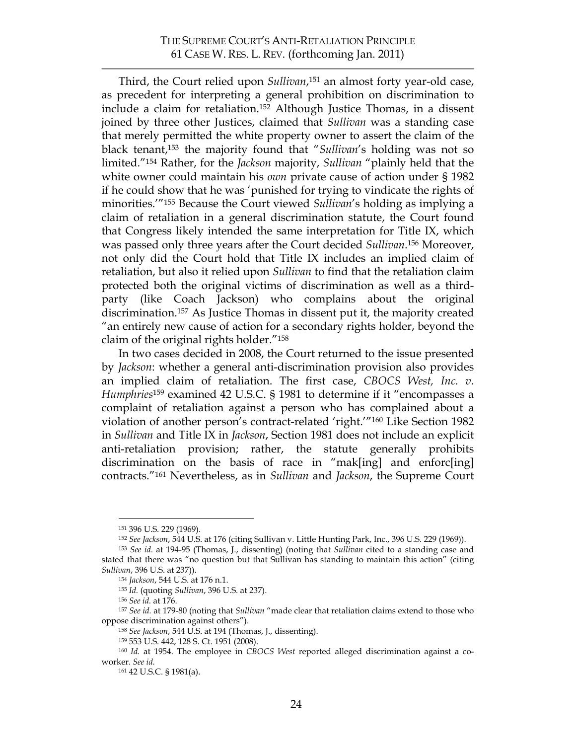Third, the Court relied upon *Sullivan*,[151] an almost forty year-old case, as precedent for interpreting a general prohibition on discrimination to include a claim for retaliation.[152] Although Justice Thomas, in a dissent joined by three other Justices, claimed that *Sullivan* was a standing case that merely permitted the white property owner to assert the claim of the black tenant,[153] the majority found that "*Sullivan*'s holding was not so limited."[154] Rather, for the *Jackson* majority, *Sullivan* "plainly held that the white owner could maintain his *own* private cause of action under § 1982 if he could show that he was 'punished for trying to vindicate the rights of minorities.'"[155] Because the Court viewed *Sullivan*'s holding as implying a claim of retaliation in a general discrimination statute, the Court found that Congress likely intended the same interpretation for Title IX, which was passed only three years after the Court decided *Sullivan*.[156] Moreover, not only did the Court hold that Title IX includes an implied claim of retaliation, but also it relied upon *Sullivan* to find that the retaliation claim protected both the original victims of discrimination as well as a third-party (like Coach Jackson) who complains about the original discrimination.[157] As Justice Thomas in dissent put it, the majority created "an entirely new cause of action for a secondary rights holder, beyond the claim of the original rights holder."[158]

In two cases decided in 2008, the Court returned to the issue presented by *Jackson*: whether a general anti-discrimination provision also provides an implied claim of retaliation. The first case, *CBOCS West, Inc. v. Humphries*[159] examined 42 U.S.C. § 1981 to determine if it "encompasses a complaint of retaliation against a person who has complained about a violation of another person's contract-related 'right.'"[160] Like Section 1982 in *Sullivan* and Title IX in *Jackson*, Section 1981 does not include an explicit anti-retaliation provision; rather, the statute generally prohibits discrimination on the basis of race in "mak[ing] and enforc[ing] contracts."[161] Nevertheless, as in *Sullivan* and *Jackson*, the Supreme Court

---

[151] 396 U.S. 229 (1969).

[152] *See Jackson*, 544 U.S. at 176 (citing Sullivan v. Little Hunting Park, Inc., 396 U.S. 229 (1969)).

[153] *See id.* at 194-95 (Thomas, J., dissenting) (noting that *Sullivan* cited to a standing case and stated that there was "no question but that Sullivan has standing to maintain this action" (citing *Sullivan*, 396 U.S. at 237)).

[154] *Jackson*, 544 U.S. at 176 n.1.

[155] *Id.* (quoting *Sullivan*, 396 U.S. at 237).

[156] *See id.* at 176.

[157] *See id.* at 179-80 (noting that *Sullivan* "made clear that retaliation claims extend to those who oppose discrimination against others").

[158] *See Jackson*, 544 U.S. at 194 (Thomas, J., dissenting).

[159] 553 U.S. 442, 128 S. Ct. 1951 (2008).

[160] *Id.* at 1954. The employee in *CBOCS West* reported alleged discrimination against a co-worker. *See id.*

[161] 42 U.S.C. § 1981(a).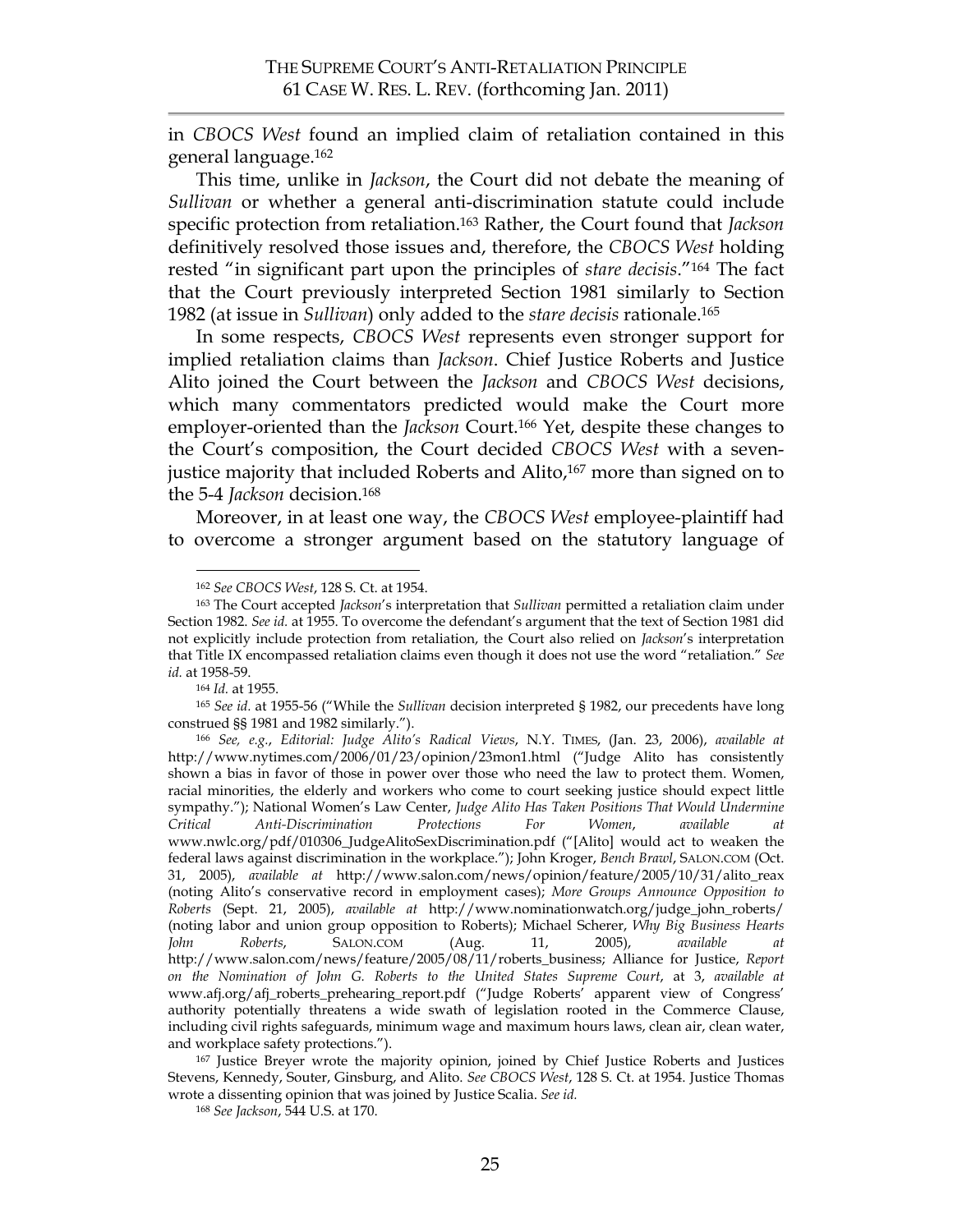in *CBOCS West* found an implied claim of retaliation contained in this general language.[162]

This time, unlike in *Jackson*, the Court did not debate the meaning of *Sullivan* or whether a general anti-discrimination statute could include specific protection from retaliation.[163] Rather, the Court found that *Jackson* definitively resolved those issues and, therefore, the *CBOCS West* holding rested "in significant part upon the principles of *stare decisis*."[164] The fact that the Court previously interpreted Section 1981 similarly to Section 1982 (at issue in *Sullivan*) only added to the *stare decisis* rationale.[165]

In some respects, *CBOCS West* represents even stronger support for implied retaliation claims than *Jackson*. Chief Justice Roberts and Justice Alito joined the Court between the *Jackson* and *CBOCS West* decisions, which many commentators predicted would make the Court more employer-oriented than the *Jackson* Court.[166] Yet, despite these changes to the Court's composition, the Court decided *CBOCS West* with a seven-justice majority that included Roberts and Alito,[167] more than signed on to the 5-4 *Jackson* decision.[168]

Moreover, in at least one way, the *CBOCS West* employee-plaintiff had to overcome a stronger argument based on the statutory language of

---

[162] *See CBOCS West*, 128 S. Ct. at 1954.

[163] The Court accepted *Jackson*'s interpretation that *Sullivan* permitted a retaliation claim under Section 1982. *See id.* at 1955. To overcome the defendant's argument that the text of Section 1981 did not explicitly include protection from retaliation, the Court also relied on *Jackson*'s interpretation that Title IX encompassed retaliation claims even though it does not use the word "retaliation." *See id.* at 1958-59.

[164] *Id.* at 1955.

[165] *See id.* at 1955-56 ("While the *Sullivan* decision interpreted § 1982, our precedents have long construed §§ 1981 and 1982 similarly.").

[166] *See, e.g.*, *Editorial: Judge Alito's Radical Views*, N.Y. TIMES, (Jan. 23, 2006), *available at* http://www.nytimes.com/2006/01/23/opinion/23mon1.html ("Judge Alito has consistently shown a bias in favor of those in power over those who need the law to protect them. Women, racial minorities, the elderly and workers who come to court seeking justice should expect little sympathy."); National Women's Law Center, *Judge Alito Has Taken Positions That Would Undermine Critical Anti-Discrimination Protections For Women*, *available at* www.nwlc.org/pdf/010306_JudgeAlitoSexDiscrimination.pdf ("[Alito] would act to weaken the federal laws against discrimination in the workplace."); John Kroger, *Bench Brawl*, SALON.COM (Oct. 31, 2005), *available at* http://www.salon.com/news/opinion/feature/2005/10/31/alito_reax (noting Alito's conservative record in employment cases); *More Groups Announce Opposition to Roberts* (Sept. 21, 2005), *available at* http://www.nominationwatch.org/judge_john_roberts/ (noting labor and union group opposition to Roberts); Michael Scherer, *Why Big Business Hearts John Roberts*, SALON.COM (Aug. 11, 2005), *available at* http://www.salon.com/news/feature/2005/08/11/roberts_business; Alliance for Justice, *Report on the Nomination of John G. Roberts to the United States Supreme Court*, at 3, *available at* www.afj.org/afj_roberts_prehearing_report.pdf ("Judge Roberts' apparent view of Congress' authority potentially threatens a wide swath of legislation rooted in the Commerce Clause, including civil rights safeguards, minimum wage and maximum hours laws, clean air, clean water, and workplace safety protections.").

[167] Justice Breyer wrote the majority opinion, joined by Chief Justice Roberts and Justices Stevens, Kennedy, Souter, Ginsburg, and Alito. *See CBOCS West*, 128 S. Ct. at 1954. Justice Thomas wrote a dissenting opinion that was joined by Justice Scalia. *See id.*

[168] *See Jackson*, 544 U.S. at 170.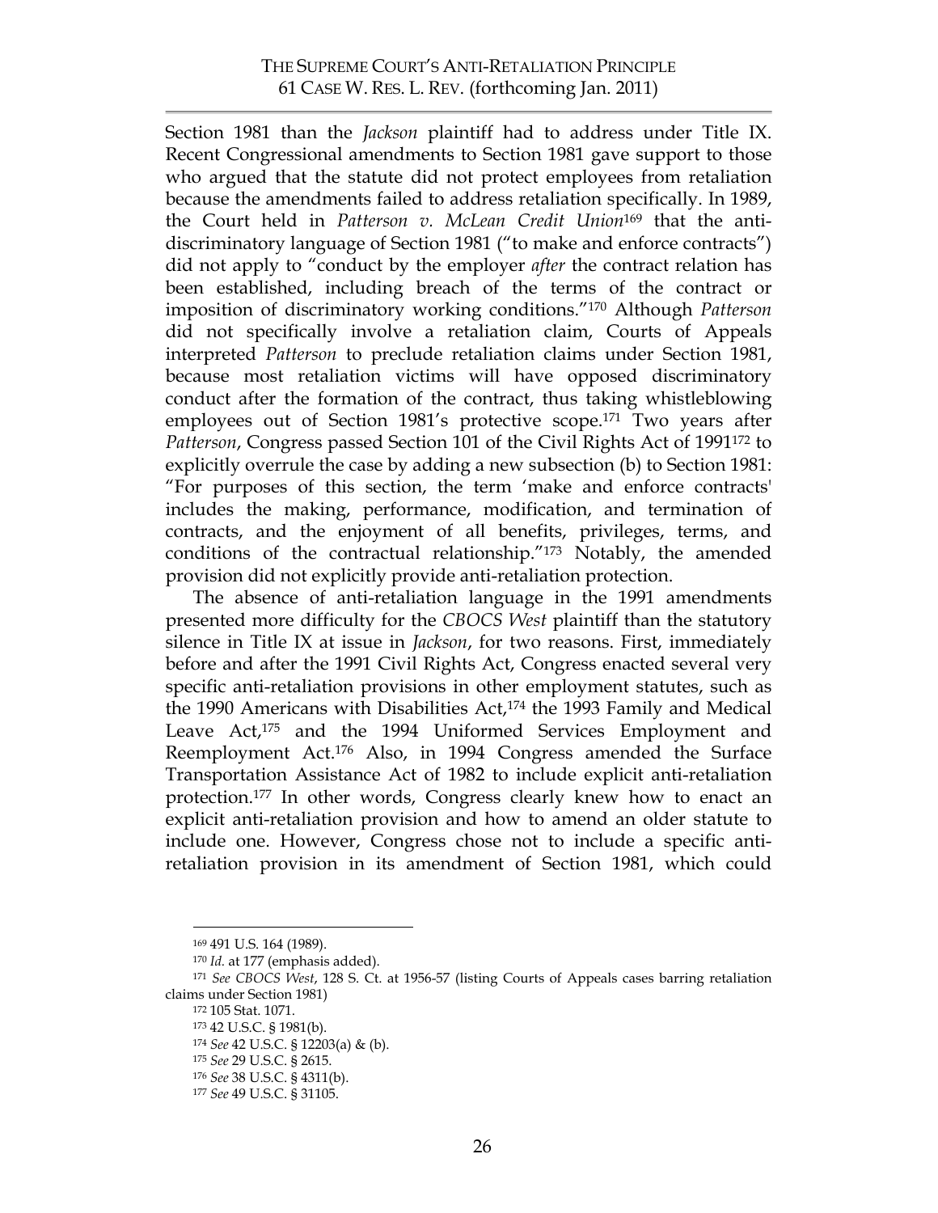Section 1981 than the *Jackson* plaintiff had to address under Title IX. Recent Congressional amendments to Section 1981 gave support to those who argued that the statute did not protect employees from retaliation because the amendments failed to address retaliation specifically. In 1989, the Court held in *Patterson v. McLean Credit Union*[169] that the anti-discriminatory language of Section 1981 ("to make and enforce contracts") did not apply to "conduct by the employer *after* the contract relation has been established, including breach of the terms of the contract or imposition of discriminatory working conditions."[170] Although *Patterson* did not specifically involve a retaliation claim, Courts of Appeals interpreted *Patterson* to preclude retaliation claims under Section 1981, because most retaliation victims will have opposed discriminatory conduct after the formation of the contract, thus taking whistleblowing employees out of Section 1981's protective scope.[171] Two years after *Patterson*, Congress passed Section 101 of the Civil Rights Act of 1991[172] to explicitly overrule the case by adding a new subsection (b) to Section 1981: "For purposes of this section, the term 'make and enforce contracts' includes the making, performance, modification, and termination of contracts, and the enjoyment of all benefits, privileges, terms, and conditions of the contractual relationship."[173] Notably, the amended provision did not explicitly provide anti-retaliation protection.

The absence of anti-retaliation language in the 1991 amendments presented more difficulty for the *CBOCS West* plaintiff than the statutory silence in Title IX at issue in *Jackson*, for two reasons. First, immediately before and after the 1991 Civil Rights Act, Congress enacted several very specific anti-retaliation provisions in other employment statutes, such as the 1990 Americans with Disabilities Act,[174] the 1993 Family and Medical Leave Act,[175] and the 1994 Uniformed Services Employment and Reemployment Act.[176] Also, in 1994 Congress amended the Surface Transportation Assistance Act of 1982 to include explicit anti-retaliation protection.[177] In other words, Congress clearly knew how to enact an explicit anti-retaliation provision and how to amend an older statute to include one. However, Congress chose not to include a specific anti-retaliation provision in its amendment of Section 1981, which could

---

[169] 491 U.S. 164 (1989).

[170] *Id.* at 177 (emphasis added).

[171] *See CBOCS West*, 128 S. Ct. at 1956-57 (listing Courts of Appeals cases barring retaliation claims under Section 1981)

[172] 105 Stat. 1071.

[173] 42 U.S.C. § 1981(b).

[174] *See* 42 U.S.C. § 12203(a) & (b).

[175] *See* 29 U.S.C. § 2615.

[176] *See* 38 U.S.C. § 4311(b).

[177] *See* 49 U.S.C. § 31105.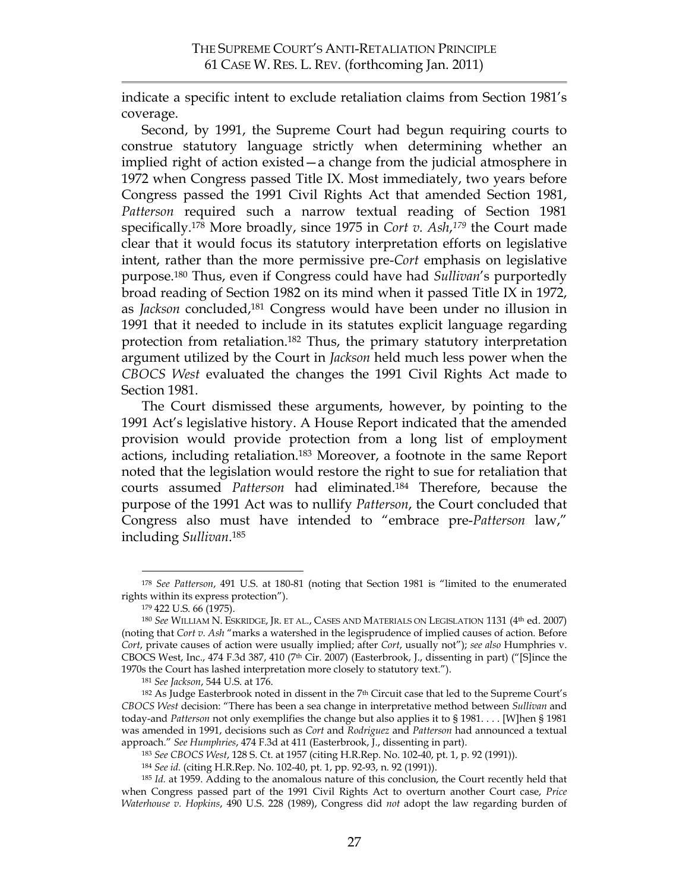indicate a specific intent to exclude retaliation claims from Section 1981's coverage.

Second, by 1991, the Supreme Court had begun requiring courts to construe statutory language strictly when determining whether an implied right of action existed—a change from the judicial atmosphere in 1972 when Congress passed Title IX. Most immediately, two years before Congress passed the 1991 Civil Rights Act that amended Section 1981, *Patterson* required such a narrow textual reading of Section 1981 specifically.[178] More broadly, since 1975 in *Cort v. Ash*,[179] the Court made clear that it would focus its statutory interpretation efforts on legislative intent, rather than the more permissive pre-*Cort* emphasis on legislative purpose.[180] Thus, even if Congress could have had *Sullivan*'s purportedly broad reading of Section 1982 on its mind when it passed Title IX in 1972, as *Jackson* concluded,[181] Congress would have been under no illusion in 1991 that it needed to include in its statutes explicit language regarding protection from retaliation.[182] Thus, the primary statutory interpretation argument utilized by the Court in *Jackson* held much less power when the *CBOCS West* evaluated the changes the 1991 Civil Rights Act made to Section 1981.

The Court dismissed these arguments, however, by pointing to the 1991 Act's legislative history. A House Report indicated that the amended provision would provide protection from a long list of employment actions, including retaliation.[183] Moreover, a footnote in the same Report noted that the legislation would restore the right to sue for retaliation that courts assumed *Patterson* had eliminated.[184] Therefore, because the purpose of the 1991 Act was to nullify *Patterson*, the Court concluded that Congress also must have intended to "embrace pre-*Patterson* law," including *Sullivan*.[185]

---

[178] *See Patterson*, 491 U.S. at 180-81 (noting that Section 1981 is "limited to the enumerated rights within its express protection").

[179] 422 U.S. 66 (1975).

[180] *See* WILLIAM N. ESKRIDGE, JR. ET AL., CASES AND MATERIALS ON LEGISLATION 1131 (4th ed. 2007) (noting that *Cort v. Ash* "marks a watershed in the legisprudence of implied causes of action. Before *Cort*, private causes of action were usually implied; after *Cort*, usually not"); *see also* Humphries v. CBOCS West, Inc., 474 F.3d 387, 410 (7th Cir. 2007) (Easterbrook, J., dissenting in part) ("[S]ince the 1970s the Court has lashed interpretation more closely to statutory text.").

[181] *See Jackson*, 544 U.S. at 176.

[182] As Judge Easterbrook noted in dissent in the 7th Circuit case that led to the Supreme Court's *CBOCS West* decision: "There has been a sea change in interpretative method between *Sullivan* and today-and *Patterson* not only exemplifies the change but also applies it to § 1981. . . . [W]hen § 1981 was amended in 1991, decisions such as *Cort* and *Rodriguez* and *Patterson* had announced a textual approach." *See Humphries*, 474 F.3d at 411 (Easterbrook, J., dissenting in part).

[183] *See CBOCS West*, 128 S. Ct. at 1957 (citing H.R.Rep. No. 102-40, pt. 1, p. 92 (1991)).

[184] *See id.* (citing H.R.Rep. No. 102-40, pt. 1, pp. 92-93, n. 92 (1991)).

[185] *Id.* at 1959. Adding to the anomalous nature of this conclusion, the Court recently held that when Congress passed part of the 1991 Civil Rights Act to overturn another Court case, *Price Waterhouse v. Hopkins*, 490 U.S. 228 (1989), Congress did *not* adopt the law regarding burden of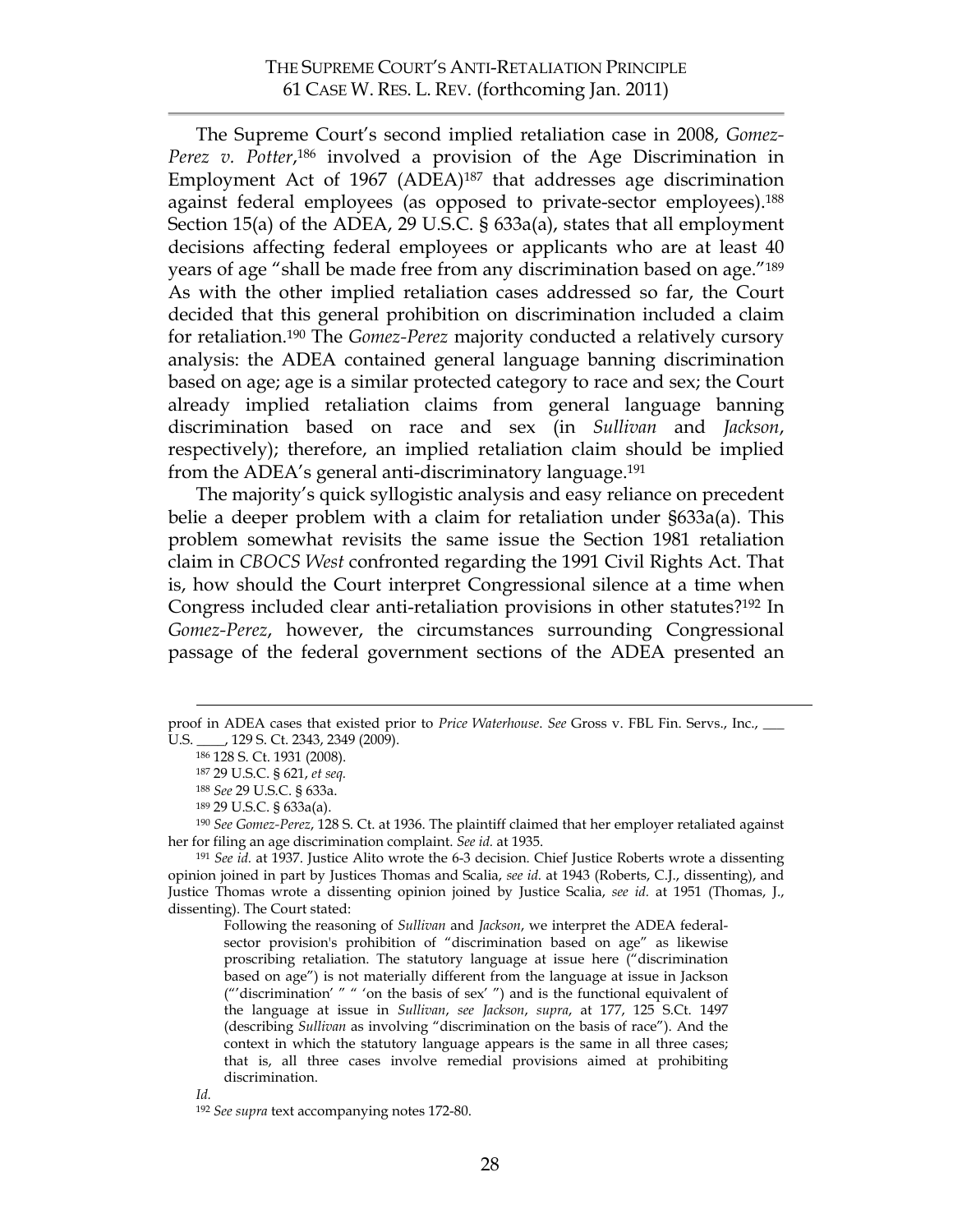The Supreme Court's second implied retaliation case in 2008, *Gomez-Perez v. Potter*,[186] involved a provision of the Age Discrimination in Employment Act of 1967 (ADEA)[187] that addresses age discrimination against federal employees (as opposed to private-sector employees).[188] Section 15(a) of the ADEA, 29 U.S.C. § 633a(a), states that all employment decisions affecting federal employees or applicants who are at least 40 years of age "shall be made free from any discrimination based on age."[189] As with the other implied retaliation cases addressed so far, the Court decided that this general prohibition on discrimination included a claim for retaliation.[190] The *Gomez-Perez* majority conducted a relatively cursory analysis: the ADEA contained general language banning discrimination based on age; age is a similar protected category to race and sex; the Court already implied retaliation claims from general language banning discrimination based on race and sex (in *Sullivan* and *Jackson*, respectively); therefore, an implied retaliation claim should be implied from the ADEA's general anti-discriminatory language.[191]

The majority's quick syllogistic analysis and easy reliance on precedent belie a deeper problem with a claim for retaliation under §633a(a). This problem somewhat revisits the same issue the Section 1981 retaliation claim in *CBOCS West* confronted regarding the 1991 Civil Rights Act. That is, how should the Court interpret Congressional silence at a time when Congress included clear anti-retaliation provisions in other statutes?[192] In *Gomez-Perez*, however, the circumstances surrounding Congressional passage of the federal government sections of the ADEA presented an

---

proof in ADEA cases that existed prior to *Price Waterhouse*. *See* Gross v. FBL Fin. Servs., Inc., ___ U.S. ____, 129 S. Ct. 2343, 2349 (2009).

[186] 128 S. Ct. 1931 (2008).

[187] 29 U.S.C. § 621, *et seq.*

[188] *See* 29 U.S.C. § 633a.

[189] 29 U.S.C. § 633a(a).

[190] *See Gomez-Perez*, 128 S. Ct. at 1936. The plaintiff claimed that her employer retaliated against her for filing an age discrimination complaint. *See id.* at 1935.

[191] *See id.* at 1937. Justice Alito wrote the 6-3 decision. Chief Justice Roberts wrote a dissenting opinion joined in part by Justices Thomas and Scalia, *see id.* at 1943 (Roberts, C.J., dissenting), and Justice Thomas wrote a dissenting opinion joined by Justice Scalia, *see id.* at 1951 (Thomas, J., dissenting). The Court stated:

> Following the reasoning of *Sullivan* and *Jackson*, we interpret the ADEA federal-sector provision's prohibition of "discrimination based on age" as likewise proscribing retaliation. The statutory language at issue here ("discrimination based on age") is not materially different from the language at issue in Jackson ("'discrimination' " " 'on the basis of sex' ") and is the functional equivalent of the language at issue in *Sullivan*, *see Jackson*, *supra*, at 177, 125 S.Ct. 1497 (describing *Sullivan* as involving "discrimination on the basis of race"). And the context in which the statutory language appears is the same in all three cases; that is, all three cases involve remedial provisions aimed at prohibiting discrimination.

*Id.*

[192] *See supra* text accompanying notes 172-80.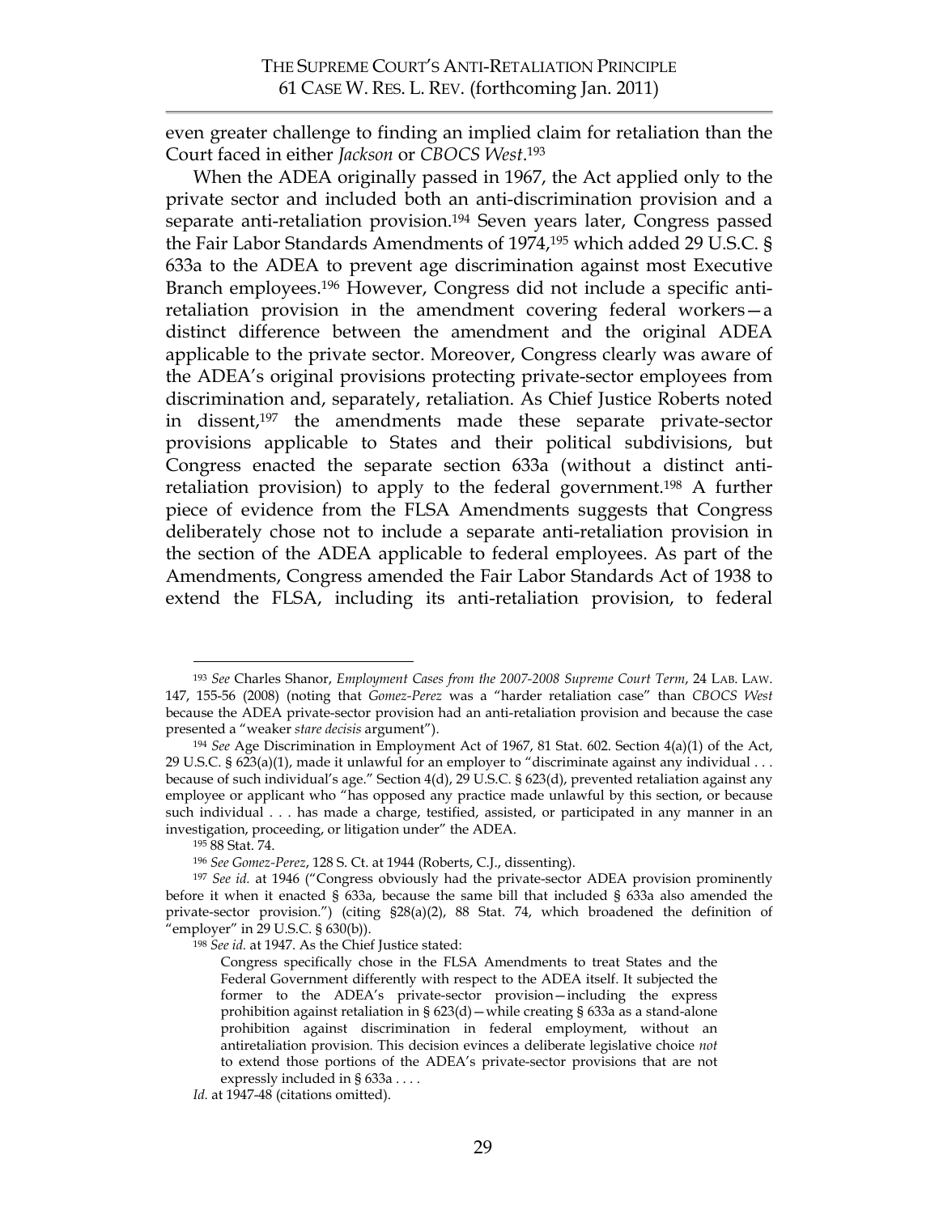even greater challenge to finding an implied claim for retaliation than the Court faced in either *Jackson* or *CBOCS West*.[193]

When the ADEA originally passed in 1967, the Act applied only to the private sector and included both an anti-discrimination provision and a separate anti-retaliation provision.[194] Seven years later, Congress passed the Fair Labor Standards Amendments of 1974,[195] which added 29 U.S.C. § 633a to the ADEA to prevent age discrimination against most Executive Branch employees.[196] However, Congress did not include a specific anti-retaliation provision in the amendment covering federal workers—a distinct difference between the amendment and the original ADEA applicable to the private sector. Moreover, Congress clearly was aware of the ADEA's original provisions protecting private-sector employees from discrimination and, separately, retaliation. As Chief Justice Roberts noted in dissent,[197] the amendments made these separate private-sector provisions applicable to States and their political subdivisions, but Congress enacted the separate section 633a (without a distinct anti-retaliation provision) to apply to the federal government.[198] A further piece of evidence from the FLSA Amendments suggests that Congress deliberately chose not to include a separate anti-retaliation provision in the section of the ADEA applicable to federal employees. As part of the Amendments, Congress amended the Fair Labor Standards Act of 1938 to extend the FLSA, including its anti-retaliation provision, to federal

---

[193] *See* Charles Shanor, *Employment Cases from the 2007-2008 Supreme Court Term*, 24 LAB. LAW. 147, 155-56 (2008) (noting that *Gomez-Perez* was a "harder retaliation case" than *CBOCS West* because the ADEA private-sector provision had an anti-retaliation provision and because the case presented a "weaker *stare decisis* argument").

[194] *See* Age Discrimination in Employment Act of 1967, 81 Stat. 602. Section 4(a)(1) of the Act, 29 U.S.C. § 623(a)(1), made it unlawful for an employer to "discriminate against any individual . . . because of such individual's age." Section 4(d), 29 U.S.C. § 623(d), prevented retaliation against any employee or applicant who "has opposed any practice made unlawful by this section, or because such individual . . . has made a charge, testified, assisted, or participated in any manner in an investigation, proceeding, or litigation under" the ADEA.

[195] 88 Stat. 74.

[196] *See Gomez-Perez*, 128 S. Ct. at 1944 (Roberts, C.J., dissenting).

[197] *See id.* at 1946 ("Congress obviously had the private-sector ADEA provision prominently before it when it enacted § 633a, because the same bill that included § 633a also amended the private-sector provision.") (citing §28(a)(2), 88 Stat. 74, which broadened the definition of "employer" in 29 U.S.C. § 630(b)).

[198] *See id.* at 1947. As the Chief Justice stated:

> Congress specifically chose in the FLSA Amendments to treat States and the Federal Government differently with respect to the ADEA itself. It subjected the former to the ADEA's private-sector provision—including the express prohibition against retaliation in § 623(d)—while creating § 633a as a stand-alone prohibition against discrimination in federal employment, without an antiretaliation provision. This decision evinces a deliberate legislative choice *not* to extend those portions of the ADEA's private-sector provisions that are not expressly included in § 633a . . . .

*Id.* at 1947-48 (citations omitted).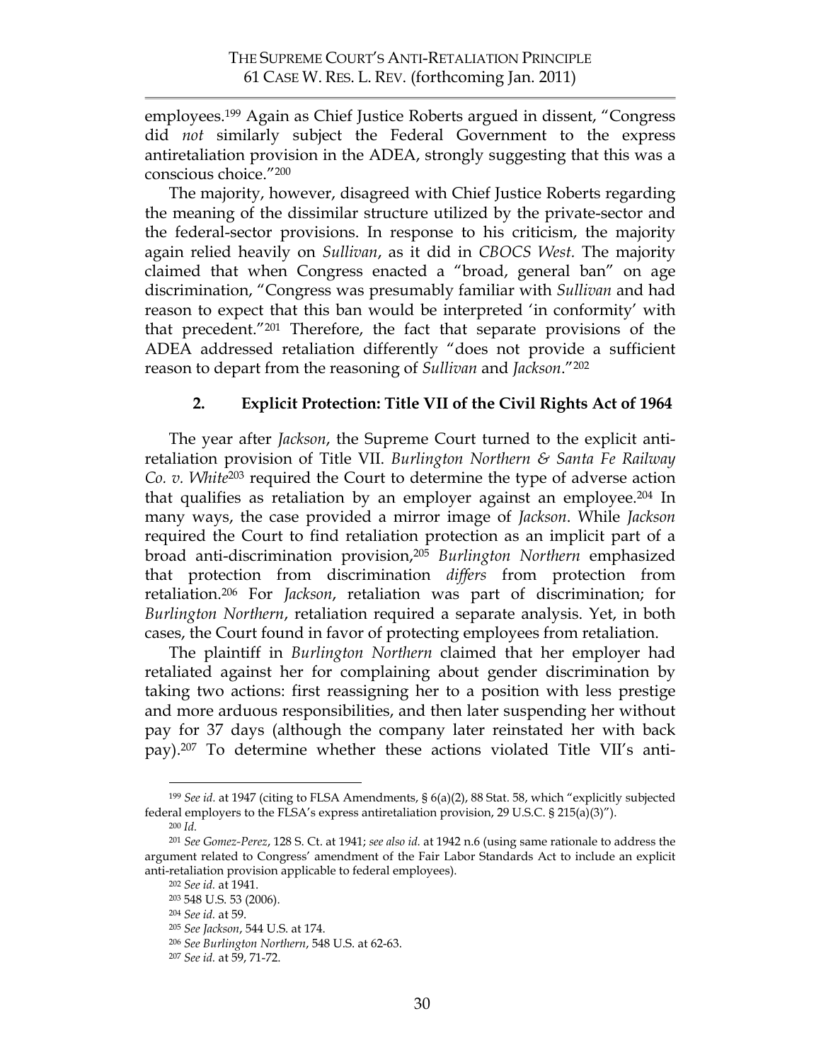employees.[199] Again as Chief Justice Roberts argued in dissent, "Congress did *not* similarly subject the Federal Government to the express antiretaliation provision in the ADEA, strongly suggesting that this was a conscious choice."[200]

The majority, however, disagreed with Chief Justice Roberts regarding the meaning of the dissimilar structure utilized by the private-sector and the federal-sector provisions. In response to his criticism, the majority again relied heavily on *Sullivan*, as it did in *CBOCS West.* The majority claimed that when Congress enacted a "broad, general ban" on age discrimination, "Congress was presumably familiar with *Sullivan* and had reason to expect that this ban would be interpreted 'in conformity' with that precedent."[201] Therefore, the fact that separate provisions of the ADEA addressed retaliation differently "does not provide a sufficient reason to depart from the reasoning of *Sullivan* and *Jackson*."[202]

### 2. Explicit Protection: Title VII of the Civil Rights Act of 1964

The year after *Jackson*, the Supreme Court turned to the explicit anti-retaliation provision of Title VII. *Burlington Northern & Santa Fe Railway Co. v. White*[203] required the Court to determine the type of adverse action that qualifies as retaliation by an employer against an employee.[204] In many ways, the case provided a mirror image of *Jackson*. While *Jackson* required the Court to find retaliation protection as an implicit part of a broad anti-discrimination provision,[205] *Burlington Northern* emphasized that protection from discrimination *differs* from protection from retaliation.[206] For *Jackson*, retaliation was part of discrimination; for *Burlington Northern*, retaliation required a separate analysis. Yet, in both cases, the Court found in favor of protecting employees from retaliation.

The plaintiff in *Burlington Northern* claimed that her employer had retaliated against her for complaining about gender discrimination by taking two actions: first reassigning her to a position with less prestige and more arduous responsibilities, and then later suspending her without pay for 37 days (although the company later reinstated her with back pay).[207] To determine whether these actions violated Title VII's anti-

---

[199] *See id.* at 1947 (citing to FLSA Amendments, § 6(a)(2), 88 Stat. 58, which "explicitly subjected federal employers to the FLSA's express antiretaliation provision, 29 U.S.C. § 215(a)(3)").

[200] *Id.*

[201] *See Gomez-Perez*, 128 S. Ct. at 1941; *see also id.* at 1942 n.6 (using same rationale to address the argument related to Congress' amendment of the Fair Labor Standards Act to include an explicit anti-retaliation provision applicable to federal employees).

[202] *See id.* at 1941.

[203] 548 U.S. 53 (2006).

[204] *See id.* at 59.

[205] *See Jackson*, 544 U.S. at 174.

[206] *See Burlington Northern*, 548 U.S. at 62-63.

[207] *See id.* at 59, 71-72.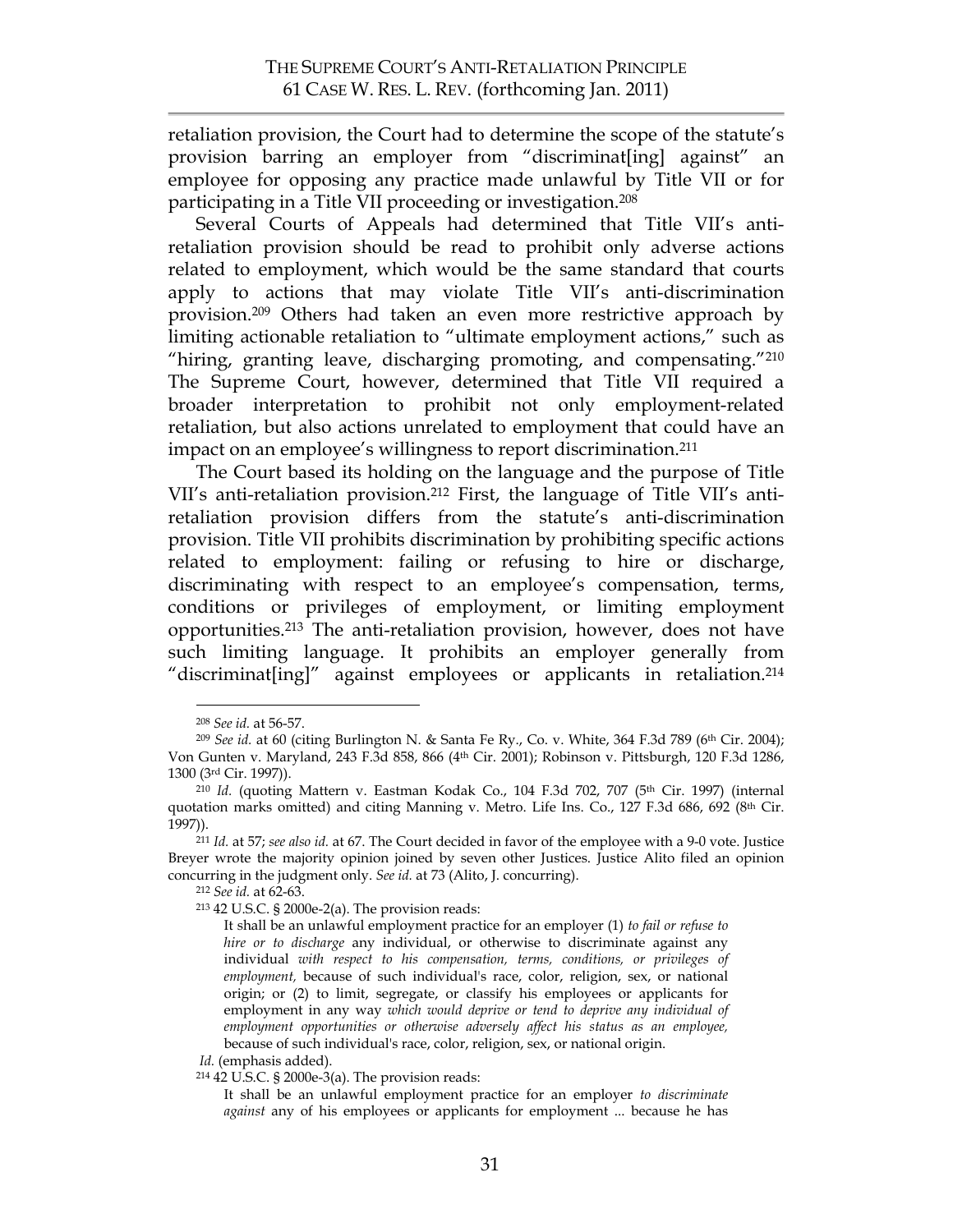retaliation provision, the Court had to determine the scope of the statute's provision barring an employer from "discriminat[ing] against" an employee for opposing any practice made unlawful by Title VII or for participating in a Title VII proceeding or investigation.[208]

Several Courts of Appeals had determined that Title VII's anti-retaliation provision should be read to prohibit only adverse actions related to employment, which would be the same standard that courts apply to actions that may violate Title VII's anti-discrimination provision.[209] Others had taken an even more restrictive approach by limiting actionable retaliation to "ultimate employment actions," such as "hiring, granting leave, discharging promoting, and compensating."[210] The Supreme Court, however, determined that Title VII required a broader interpretation to prohibit not only employment-related retaliation, but also actions unrelated to employment that could have an impact on an employee's willingness to report discrimination.[211]

The Court based its holding on the language and the purpose of Title VII's anti-retaliation provision.[212] First, the language of Title VII's anti-retaliation provision differs from the statute's anti-discrimination provision. Title VII prohibits discrimination by prohibiting specific actions related to employment: failing or refusing to hire or discharge, discriminating with respect to an employee's compensation, terms, conditions or privileges of employment, or limiting employment opportunities.[213] The anti-retaliation provision, however, does not have such limiting language. It prohibits an employer generally from "discriminat[ing]" against employees or applicants in retaliation.[214]

---

[208] *See id.* at 56-57.

[209] *See id.* at 60 (citing Burlington N. & Santa Fe Ry., Co. v. White, 364 F.3d 789 (6th Cir. 2004); Von Gunten v. Maryland, 243 F.3d 858, 866 (4th Cir. 2001); Robinson v. Pittsburgh, 120 F.3d 1286, 1300 (3rd Cir. 1997)).

[210] *Id.* (quoting Mattern v. Eastman Kodak Co., 104 F.3d 702, 707 (5th Cir. 1997) (internal quotation marks omitted) and citing Manning v. Metro. Life Ins. Co., 127 F.3d 686, 692 (8th Cir. 1997)).

[211] *Id.* at 57; *see also id.* at 67. The Court decided in favor of the employee with a 9-0 vote. Justice Breyer wrote the majority opinion joined by seven other Justices. Justice Alito filed an opinion concurring in the judgment only. *See id.* at 73 (Alito, J. concurring).

[212] *See id.* at 62-63.

[213] 42 U.S.C. § 2000e-2(a). The provision reads:

> It shall be an unlawful employment practice for an employer (1) *to fail or refuse to hire or to discharge* any individual, or otherwise to discriminate against any individual *with respect to his compensation, terms, conditions, or privileges of employment,* because of such individual's race, color, religion, sex, or national origin; or (2) to limit, segregate, or classify his employees or applicants for employment in any way *which would deprive or tend to deprive any individual of employment opportunities or otherwise adversely affect his status as an employee,* because of such individual's race, color, religion, sex, or national origin.

*Id.* (emphasis added).

[214] 42 U.S.C. § 2000e-3(a). The provision reads:

> It shall be an unlawful employment practice for an employer *to discriminate against* any of his employees or applicants for employment ... because he has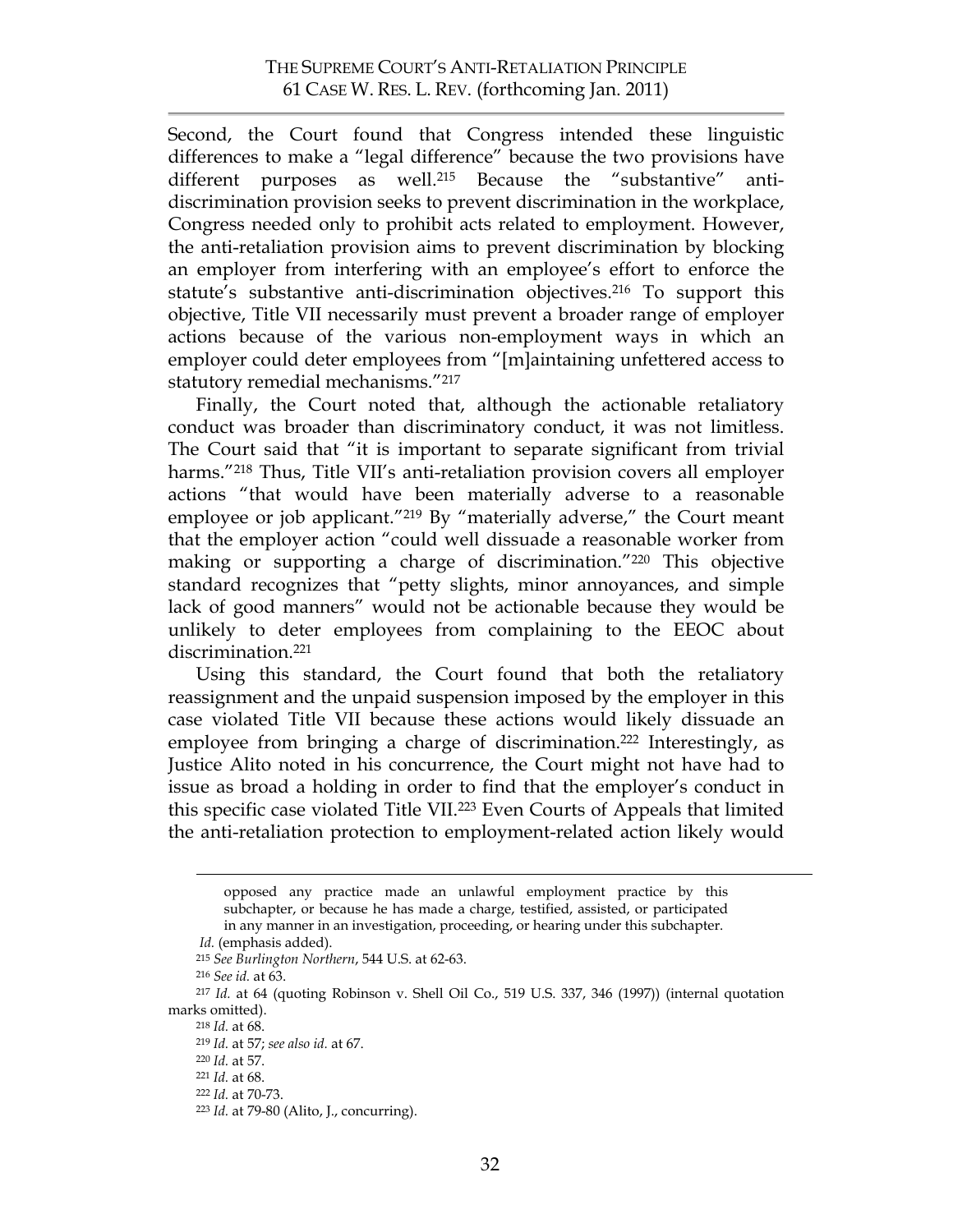Second, the Court found that Congress intended these linguistic differences to make a "legal difference" because the two provisions have different purposes as well.[215] Because the "substantive" anti-discrimination provision seeks to prevent discrimination in the workplace, Congress needed only to prohibit acts related to employment. However, the anti-retaliation provision aims to prevent discrimination by blocking an employer from interfering with an employee's effort to enforce the statute's substantive anti-discrimination objectives.[216] To support this objective, Title VII necessarily must prevent a broader range of employer actions because of the various non-employment ways in which an employer could deter employees from "[m]aintaining unfettered access to statutory remedial mechanisms."[217]

Finally, the Court noted that, although the actionable retaliatory conduct was broader than discriminatory conduct, it was not limitless. The Court said that "it is important to separate significant from trivial harms."[218] Thus, Title VII's anti-retaliation provision covers all employer actions "that would have been materially adverse to a reasonable employee or job applicant."[219] By "materially adverse," the Court meant that the employer action "could well dissuade a reasonable worker from making or supporting a charge of discrimination."[220] This objective standard recognizes that "petty slights, minor annoyances, and simple lack of good manners" would not be actionable because they would be unlikely to deter employees from complaining to the EEOC about discrimination.[221]

Using this standard, the Court found that both the retaliatory reassignment and the unpaid suspension imposed by the employer in this case violated Title VII because these actions would likely dissuade an employee from bringing a charge of discrimination.[222] Interestingly, as Justice Alito noted in his concurrence, the Court might not have had to issue as broad a holding in order to find that the employer's conduct in this specific case violated Title VII.[223] Even Courts of Appeals that limited the anti-retaliation protection to employment-related action likely would

---

> opposed any practice made an unlawful employment practice by this subchapter, or because he has made a charge, testified, assisted, or participated in any manner in an investigation, proceeding, or hearing under this subchapter.

*Id.* (emphasis added).

[215] *See Burlington Northern*, 544 U.S. at 62-63.

[216] *See id.* at 63.

[217] *Id.* at 64 (quoting Robinson v. Shell Oil Co., 519 U.S. 337, 346 (1997)) (internal quotation marks omitted).

[218] *Id.* at 68.

[219] *Id.* at 57; *see also id.* at 67.

[220] *Id.* at 57.

[221] *Id.* at 68.

[222] *Id.* at 70-73.

[223] *Id.* at 79-80 (Alito, J., concurring).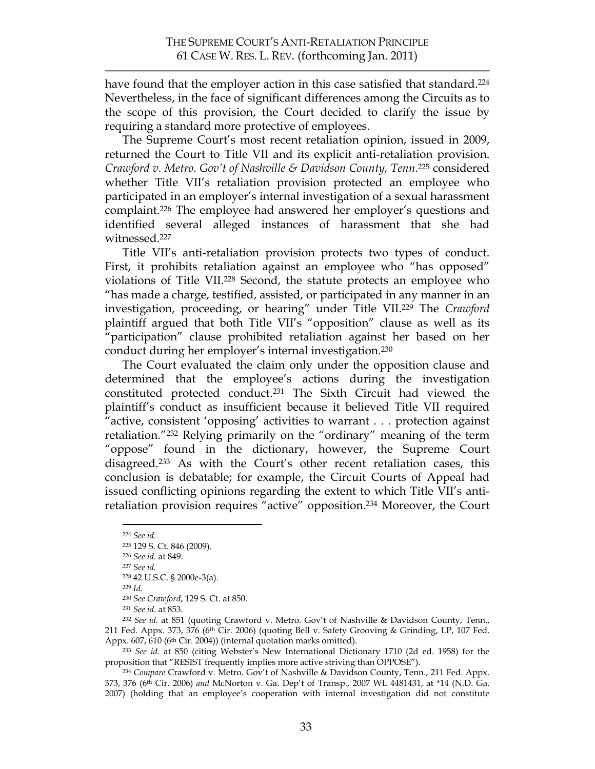have found that the employer action in this case satisfied that standard.[224] Nevertheless, in the face of significant differences among the Circuits as to the scope of this provision, the Court decided to clarify the issue by requiring a standard more protective of employees.

The Supreme Court's most recent retaliation opinion, issued in 2009, returned the Court to Title VII and its explicit anti-retaliation provision. *Crawford v. Metro. Gov't of Nashville & Davidson County, Tenn.*[225] considered whether Title VII's retaliation provision protected an employee who participated in an employer's internal investigation of a sexual harassment complaint.[226] The employee had answered her employer's questions and identified several alleged instances of harassment that she had witnessed.[227]

Title VII's anti-retaliation provision protects two types of conduct. First, it prohibits retaliation against an employee who "has opposed" violations of Title VII.[228] Second, the statute protects an employee who "has made a charge, testified, assisted, or participated in any manner in an investigation, proceeding, or hearing" under Title VII.[229] The *Crawford* plaintiff argued that both Title VII's "opposition" clause as well as its "participation" clause prohibited retaliation against her based on her conduct during her employer's internal investigation.[230]

The Court evaluated the claim only under the opposition clause and determined that the employee's actions during the investigation constituted protected conduct.[231] The Sixth Circuit had viewed the plaintiff's conduct as insufficient because it believed Title VII required "active, consistent 'opposing' activities to warrant . . . protection against retaliation."[232] Relying primarily on the "ordinary" meaning of the term "oppose" found in the dictionary, however, the Supreme Court disagreed.[233] As with the Court's other recent retaliation cases, this conclusion is debatable; for example, the Circuit Courts of Appeal had issued conflicting opinions regarding the extent to which Title VII's anti-retaliation provision requires "active" opposition.[234] Moreover, the Court

---

[224] *See id.*

[225] 129 S. Ct. 846 (2009).

[226] *See id.* at 849.

[227] *See id.*

[228] 42 U.S.C. § 2000e-3(a).

[229] *Id.*

[230] *See Crawford*, 129 S. Ct. at 850.

[231] *See id.* at 853.

[232] *See id.* at 851 (quoting Crawford v. Metro. Gov't of Nashville & Davidson County, Tenn., 211 Fed. Appx. 373, 376 (6th Cir. 2006) (quoting Bell v. Safety Grooving & Grinding, LP, 107 Fed. Appx. 607, 610 (6th Cir. 2004)) (internal quotation marks omitted).

[233] *See id.* at 850 (citing Webster's New International Dictionary 1710 (2d ed. 1958) for the proposition that "RESIST frequently implies more active striving than OPPOSE").

[234] *Compare* Crawford v. Metro. Gov't of Nashville & Davidson County, Tenn., 211 Fed. Appx. 373, 376 (6th Cir. 2006) *and* McNorton v. Ga. Dep't of Transp., 2007 WL 4481431, at *14 (N.D. Ga. 2007) (holding that an employee's cooperation with internal investigation did not constitute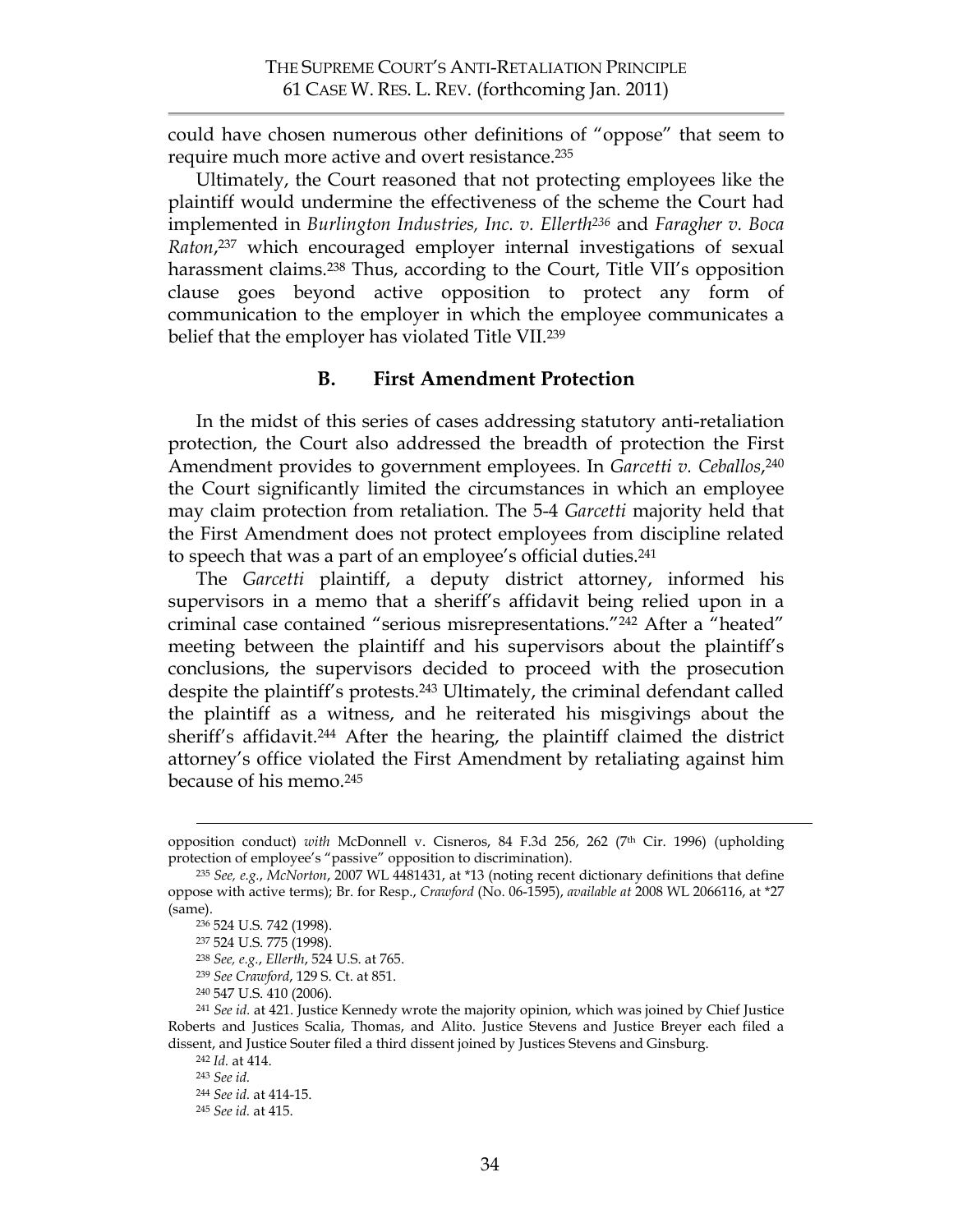could have chosen numerous other definitions of "oppose" that seem to require much more active and overt resistance.[235]

Ultimately, the Court reasoned that not protecting employees like the plaintiff would undermine the effectiveness of the scheme the Court had implemented in *Burlington Industries, Inc. v. Ellerth*[236] and *Faragher v. Boca Raton*,[237] which encouraged employer internal investigations of sexual harassment claims.[238] Thus, according to the Court, Title VII's opposition clause goes beyond active opposition to protect any form of communication to the employer in which the employee communicates a belief that the employer has violated Title VII.[239]

## B. First Amendment Protection

In the midst of this series of cases addressing statutory anti-retaliation protection, the Court also addressed the breadth of protection the First Amendment provides to government employees. In *Garcetti v. Ceballos*,[240] the Court significantly limited the circumstances in which an employee may claim protection from retaliation. The 5-4 *Garcetti* majority held that the First Amendment does not protect employees from discipline related to speech that was a part of an employee's official duties.[241]

The *Garcetti* plaintiff, a deputy district attorney, informed his supervisors in a memo that a sheriff's affidavit being relied upon in a criminal case contained "serious misrepresentations."[242] After a "heated" meeting between the plaintiff and his supervisors about the plaintiff's conclusions, the supervisors decided to proceed with the prosecution despite the plaintiff's protests.[243] Ultimately, the criminal defendant called the plaintiff as a witness, and he reiterated his misgivings about the sheriff's affidavit.[244] After the hearing, the plaintiff claimed the district attorney's office violated the First Amendment by retaliating against him because of his memo.[245]

---

opposition conduct) *with* McDonnell v. Cisneros, 84 F.3d 256, 262 (7th Cir. 1996) (upholding protection of employee's "passive" opposition to discrimination).

[235] *See, e.g.*, *McNorton*, 2007 WL 4481431, at *13 (noting recent dictionary definitions that define oppose with active terms); Br. for Resp., *Crawford* (No. 06-1595), *available at* 2008 WL 2066116, at *27 (same).

[236] 524 U.S. 742 (1998).

[237] 524 U.S. 775 (1998).

[238] *See, e.g.*, *Ellerth*, 524 U.S. at 765.

[239] *See Crawford*, 129 S. Ct. at 851.

[240] 547 U.S. 410 (2006).

[241] *See id.* at 421. Justice Kennedy wrote the majority opinion, which was joined by Chief Justice Roberts and Justices Scalia, Thomas, and Alito. Justice Stevens and Justice Breyer each filed a dissent, and Justice Souter filed a third dissent joined by Justices Stevens and Ginsburg.

[242] *Id.* at 414.

[243] *See id.*

[244] *See id.* at 414-15.

[245] *See id.* at 415.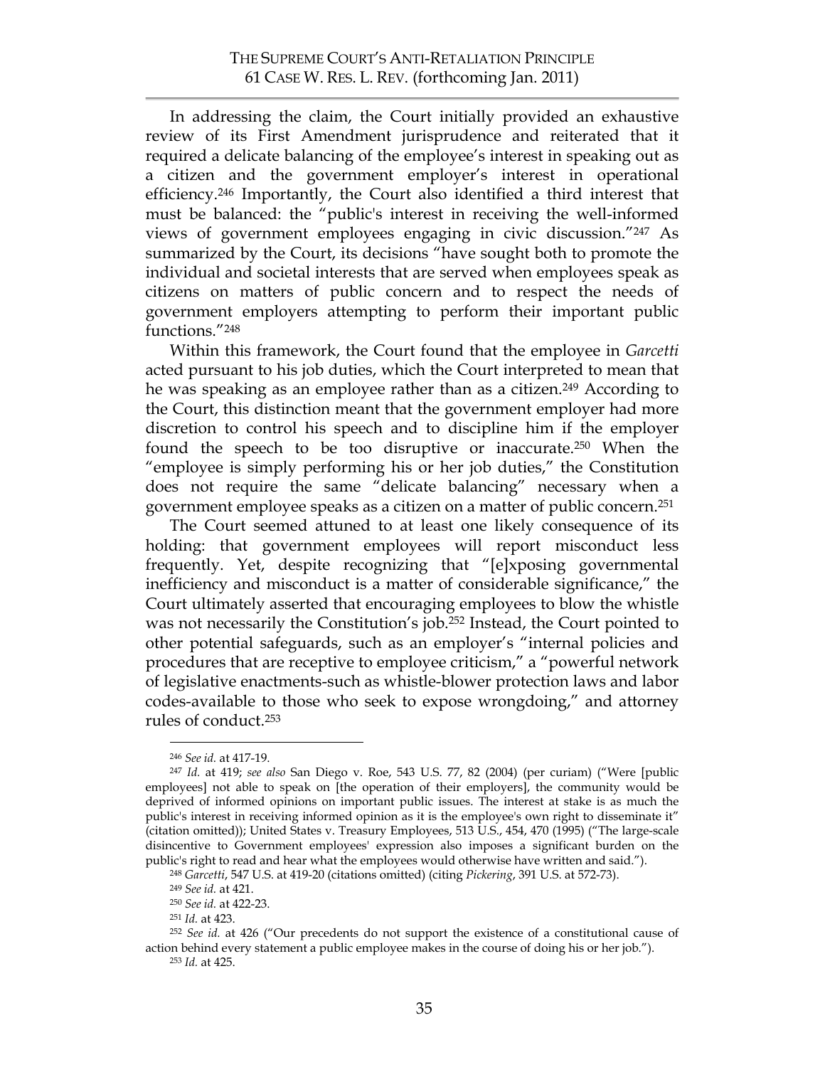In addressing the claim, the Court initially provided an exhaustive review of its First Amendment jurisprudence and reiterated that it required a delicate balancing of the employee's interest in speaking out as a citizen and the government employer's interest in operational efficiency.[246] Importantly, the Court also identified a third interest that must be balanced: the "public's interest in receiving the well-informed views of government employees engaging in civic discussion."[247] As summarized by the Court, its decisions "have sought both to promote the individual and societal interests that are served when employees speak as citizens on matters of public concern and to respect the needs of government employers attempting to perform their important public functions."[248]

Within this framework, the Court found that the employee in *Garcetti* acted pursuant to his job duties, which the Court interpreted to mean that he was speaking as an employee rather than as a citizen.[249] According to the Court, this distinction meant that the government employer had more discretion to control his speech and to discipline him if the employer found the speech to be too disruptive or inaccurate.[250] When the "employee is simply performing his or her job duties," the Constitution does not require the same "delicate balancing" necessary when a government employee speaks as a citizen on a matter of public concern.[251]

The Court seemed attuned to at least one likely consequence of its holding: that government employees will report misconduct less frequently. Yet, despite recognizing that "[e]xposing governmental inefficiency and misconduct is a matter of considerable significance," the Court ultimately asserted that encouraging employees to blow the whistle was not necessarily the Constitution's job.[252] Instead, the Court pointed to other potential safeguards, such as an employer's "internal policies and procedures that are receptive to employee criticism," a "powerful network of legislative enactments-such as whistle-blower protection laws and labor codes-available to those who seek to expose wrongdoing," and attorney rules of conduct.[253]

---

[246] *See id.* at 417-19.

[247] *Id.* at 419; *see also* San Diego v. Roe, 543 U.S. 77, 82 (2004) (per curiam) ("Were [public employees] not able to speak on [the operation of their employers], the community would be deprived of informed opinions on important public issues. The interest at stake is as much the public's interest in receiving informed opinion as it is the employee's own right to disseminate it" (citation omitted)); United States v. Treasury Employees, 513 U.S., 454, 470 (1995) ("The large-scale disincentive to Government employees' expression also imposes a significant burden on the public's right to read and hear what the employees would otherwise have written and said.").

[248] *Garcetti*, 547 U.S. at 419-20 (citations omitted) (citing *Pickering*, 391 U.S. at 572-73).

[249] *See id.* at 421.

[250] *See id.* at 422-23.

[251] *Id.* at 423.

[252] *See id.* at 426 ("Our precedents do not support the existence of a constitutional cause of action behind every statement a public employee makes in the course of doing his or her job.").

[253] *Id.* at 425.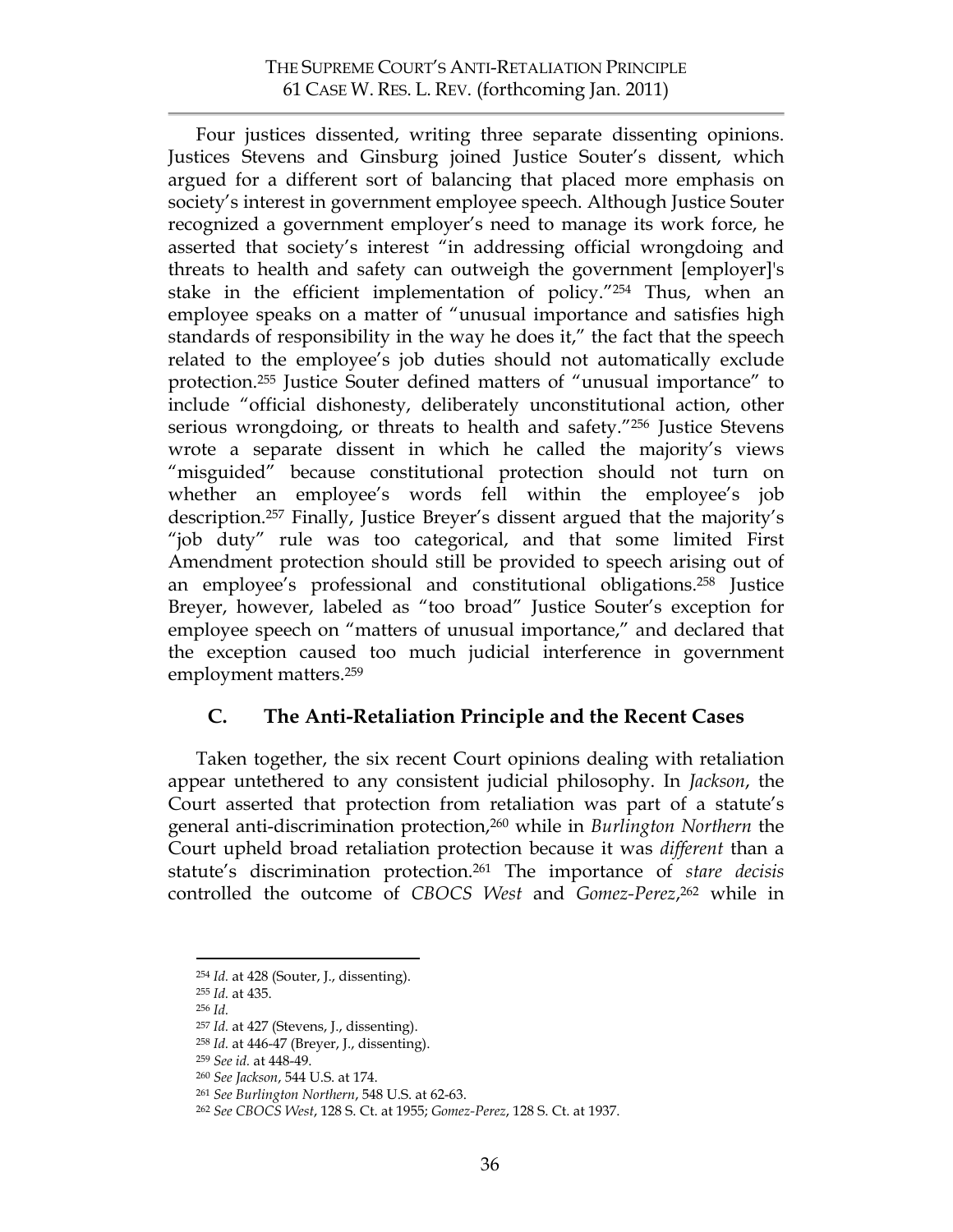Four justices dissented, writing three separate dissenting opinions. Justices Stevens and Ginsburg joined Justice Souter's dissent, which argued for a different sort of balancing that placed more emphasis on society's interest in government employee speech. Although Justice Souter recognized a government employer's need to manage its work force, he asserted that society's interest "in addressing official wrongdoing and threats to health and safety can outweigh the government [employer]'s stake in the efficient implementation of policy."[254] Thus, when an employee speaks on a matter of "unusual importance and satisfies high standards of responsibility in the way he does it," the fact that the speech related to the employee's job duties should not automatically exclude protection.[255] Justice Souter defined matters of "unusual importance" to include "official dishonesty, deliberately unconstitutional action, other serious wrongdoing, or threats to health and safety."[256] Justice Stevens wrote a separate dissent in which he called the majority's views "misguided" because constitutional protection should not turn on whether an employee's words fell within the employee's job description.[257] Finally, Justice Breyer's dissent argued that the majority's "job duty" rule was too categorical, and that some limited First Amendment protection should still be provided to speech arising out of an employee's professional and constitutional obligations.[258] Justice Breyer, however, labeled as "too broad" Justice Souter's exception for employee speech on "matters of unusual importance," and declared that the exception caused too much judicial interference in government employment matters.[259]

## C. The Anti-Retaliation Principle and the Recent Cases

Taken together, the six recent Court opinions dealing with retaliation appear untethered to any consistent judicial philosophy. In *Jackson*, the Court asserted that protection from retaliation was part of a statute's general anti-discrimination protection,[260] while in *Burlington Northern* the Court upheld broad retaliation protection because it was *different* than a statute's discrimination protection.[261] The importance of *stare decisis* controlled the outcome of *CBOCS West* and *Gomez-Perez*,[262] while in

---

[254] *Id.* at 428 (Souter, J., dissenting).

[255] *Id.* at 435.

[256] *Id.*

[257] *Id.* at 427 (Stevens, J., dissenting).

[258] *Id.* at 446-47 (Breyer, J., dissenting).

[259] *See id.* at 448-49.

[260] *See Jackson*, 544 U.S. at 174.

[261] *See Burlington Northern*, 548 U.S. at 62-63.

[262] *See CBOCS West*, 128 S. Ct. at 1955; *Gomez-Perez*, 128 S. Ct. at 1937.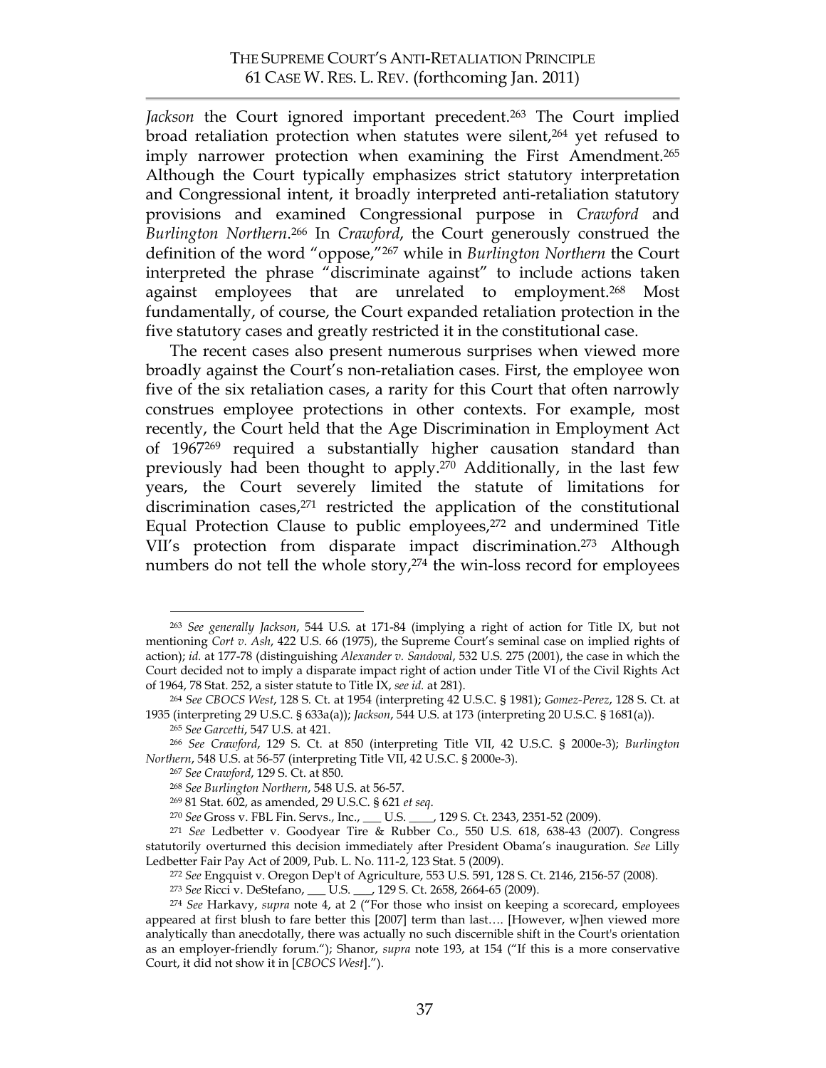*Jackson* the Court ignored important precedent.[263] The Court implied broad retaliation protection when statutes were silent,[264] yet refused to imply narrower protection when examining the First Amendment.[265] Although the Court typically emphasizes strict statutory interpretation and Congressional intent, it broadly interpreted anti-retaliation statutory provisions and examined Congressional purpose in *Crawford* and *Burlington Northern*.[266] In *Crawford*, the Court generously construed the definition of the word "oppose,"[267] while in *Burlington Northern* the Court interpreted the phrase "discriminate against" to include actions taken against employees that are unrelated to employment.[268] Most fundamentally, of course, the Court expanded retaliation protection in the five statutory cases and greatly restricted it in the constitutional case.

The recent cases also present numerous surprises when viewed more broadly against the Court's non-retaliation cases. First, the employee won five of the six retaliation cases, a rarity for this Court that often narrowly construes employee protections in other contexts. For example, most recently, the Court held that the Age Discrimination in Employment Act of 1967[269] required a substantially higher causation standard than previously had been thought to apply.[270] Additionally, in the last few years, the Court severely limited the statute of limitations for discrimination cases,[271] restricted the application of the constitutional Equal Protection Clause to public employees,[272] and undermined Title VII's protection from disparate impact discrimination.[273] Although numbers do not tell the whole story,[274] the win-loss record for employees

---

[263] *See generally Jackson*, 544 U.S. at 171-84 (implying a right of action for Title IX, but not mentioning *Cort v. Ash*, 422 U.S. 66 (1975), the Supreme Court's seminal case on implied rights of action); *id.* at 177-78 (distinguishing *Alexander v. Sandoval*, 532 U.S. 275 (2001), the case in which the Court decided not to imply a disparate impact right of action under Title VI of the Civil Rights Act of 1964, 78 Stat. 252, a sister statute to Title IX, *see id.* at 281).

[264] *See CBOCS West*, 128 S. Ct. at 1954 (interpreting 42 U.S.C. § 1981); *Gomez-Perez*, 128 S. Ct. at 1935 (interpreting 29 U.S.C. § 633a(a)); *Jackson*, 544 U.S. at 173 (interpreting 20 U.S.C. § 1681(a)).

[265] *See Garcetti*, 547 U.S. at 421.

[266] *See Crawford*, 129 S. Ct. at 850 (interpreting Title VII, 42 U.S.C. § 2000e-3); *Burlington Northern*, 548 U.S. at 56-57 (interpreting Title VII, 42 U.S.C. § 2000e-3).

[267] *See Crawford*, 129 S. Ct. at 850.

[268] *See Burlington Northern*, 548 U.S. at 56-57.

[269] 81 Stat. 602, as amended, 29 U.S.C. § 621 *et seq.*

[270] *See* Gross v. FBL Fin. Servs., Inc., ___ U.S. ____, 129 S. Ct. 2343, 2351-52 (2009).

[271] *See* Ledbetter v. Goodyear Tire & Rubber Co., 550 U.S. 618, 638-43 (2007). Congress statutorily overturned this decision immediately after President Obama's inauguration. *See* Lilly Ledbetter Fair Pay Act of 2009, Pub. L. No. 111-2, 123 Stat. 5 (2009).

[272] *See* Engquist v. Oregon Dep't of Agriculture, 553 U.S. 591, 128 S. Ct. 2146, 2156-57 (2008).

[273] *See* Ricci v. DeStefano, ___ U.S. ___, 129 S. Ct. 2658, 2664-65 (2009).

[274] *See* Harkavy, *supra* note 4, at 2 ("For those who insist on keeping a scorecard, employees appeared at first blush to fare better this [2007] term than last…. [However, w]hen viewed more analytically than anecdotally, there was actually no such discernible shift in the Court's orientation as an employer-friendly forum."); Shanor, *supra* note 193, at 154 ("If this is a more conservative Court, it did not show it in [*CBOCS West*].").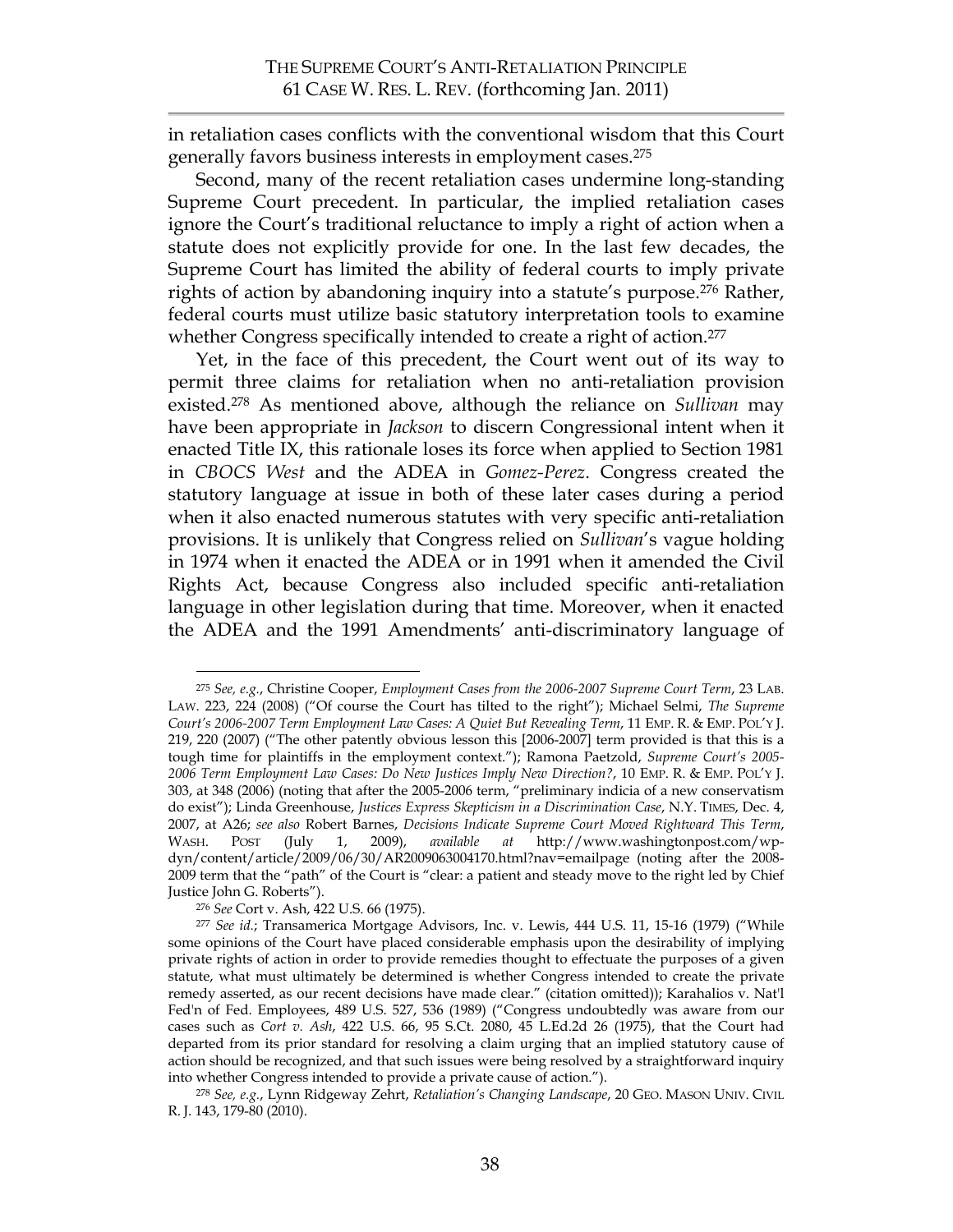in retaliation cases conflicts with the conventional wisdom that this Court generally favors business interests in employment cases.[275]

Second, many of the recent retaliation cases undermine long-standing Supreme Court precedent. In particular, the implied retaliation cases ignore the Court's traditional reluctance to imply a right of action when a statute does not explicitly provide for one. In the last few decades, the Supreme Court has limited the ability of federal courts to imply private rights of action by abandoning inquiry into a statute's purpose.[276] Rather, federal courts must utilize basic statutory interpretation tools to examine whether Congress specifically intended to create a right of action.[277]

Yet, in the face of this precedent, the Court went out of its way to permit three claims for retaliation when no anti-retaliation provision existed.[278] As mentioned above, although the reliance on *Sullivan* may have been appropriate in *Jackson* to discern Congressional intent when it enacted Title IX, this rationale loses its force when applied to Section 1981 in *CBOCS West* and the ADEA in *Gomez-Perez*. Congress created the statutory language at issue in both of these later cases during a period when it also enacted numerous statutes with very specific anti-retaliation provisions. It is unlikely that Congress relied on *Sullivan*'s vague holding in 1974 when it enacted the ADEA or in 1991 when it amended the Civil Rights Act, because Congress also included specific anti-retaliation language in other legislation during that time. Moreover, when it enacted the ADEA and the 1991 Amendments' anti-discriminatory language of

---

[275] *See, e.g.*, Christine Cooper, *Employment Cases from the 2006-2007 Supreme Court Term*, 23 LAB. LAW. 223, 224 (2008) ("Of course the Court has tilted to the right"); Michael Selmi, *The Supreme Court's 2006-2007 Term Employment Law Cases: A Quiet But Revealing Term*, 11 EMP. R. & EMP. POL'Y J. 219, 220 (2007) ("The other patently obvious lesson this [2006-2007] term provided is that this is a tough time for plaintiffs in the employment context."); Ramona Paetzold, *Supreme Court's 2005-2006 Term Employment Law Cases: Do New Justices Imply New Direction?*, 10 EMP. R. & EMP. POL'Y J. 303, at 348 (2006) (noting that after the 2005-2006 term, "preliminary indicia of a new conservatism do exist"); Linda Greenhouse, *Justices Express Skepticism in a Discrimination Case*, N.Y. TIMES, Dec. 4, 2007, at A26; *see also* Robert Barnes, *Decisions Indicate Supreme Court Moved Rightward This Term*, WASH. POST (July 1, 2009), *available at* http://www.washingtonpost.com/wp-dyn/content/article/2009/06/30/AR2009063004170.html?nav=emailpage (noting after the 2008-2009 term that the "path" of the Court is "clear: a patient and steady move to the right led by Chief Justice John G. Roberts").

[276] *See* Cort v. Ash, 422 U.S. 66 (1975).

[277] *See id.*; Transamerica Mortgage Advisors, Inc. v. Lewis, 444 U.S. 11, 15-16 (1979) ("While some opinions of the Court have placed considerable emphasis upon the desirability of implying private rights of action in order to provide remedies thought to effectuate the purposes of a given statute, what must ultimately be determined is whether Congress intended to create the private remedy asserted, as our recent decisions have made clear." (citation omitted)); Karahalios v. Nat'l Fed'n of Fed. Employees, 489 U.S. 527, 536 (1989) ("Congress undoubtedly was aware from our cases such as *Cort v. Ash*, 422 U.S. 66, 95 S.Ct. 2080, 45 L.Ed.2d 26 (1975), that the Court had departed from its prior standard for resolving a claim urging that an implied statutory cause of action should be recognized, and that such issues were being resolved by a straightforward inquiry into whether Congress intended to provide a private cause of action.").

[278] *See, e.g.*, Lynn Ridgeway Zehrt, *Retaliation's Changing Landscape*, 20 GEO. MASON UNIV. CIVIL R. J. 143, 179-80 (2010).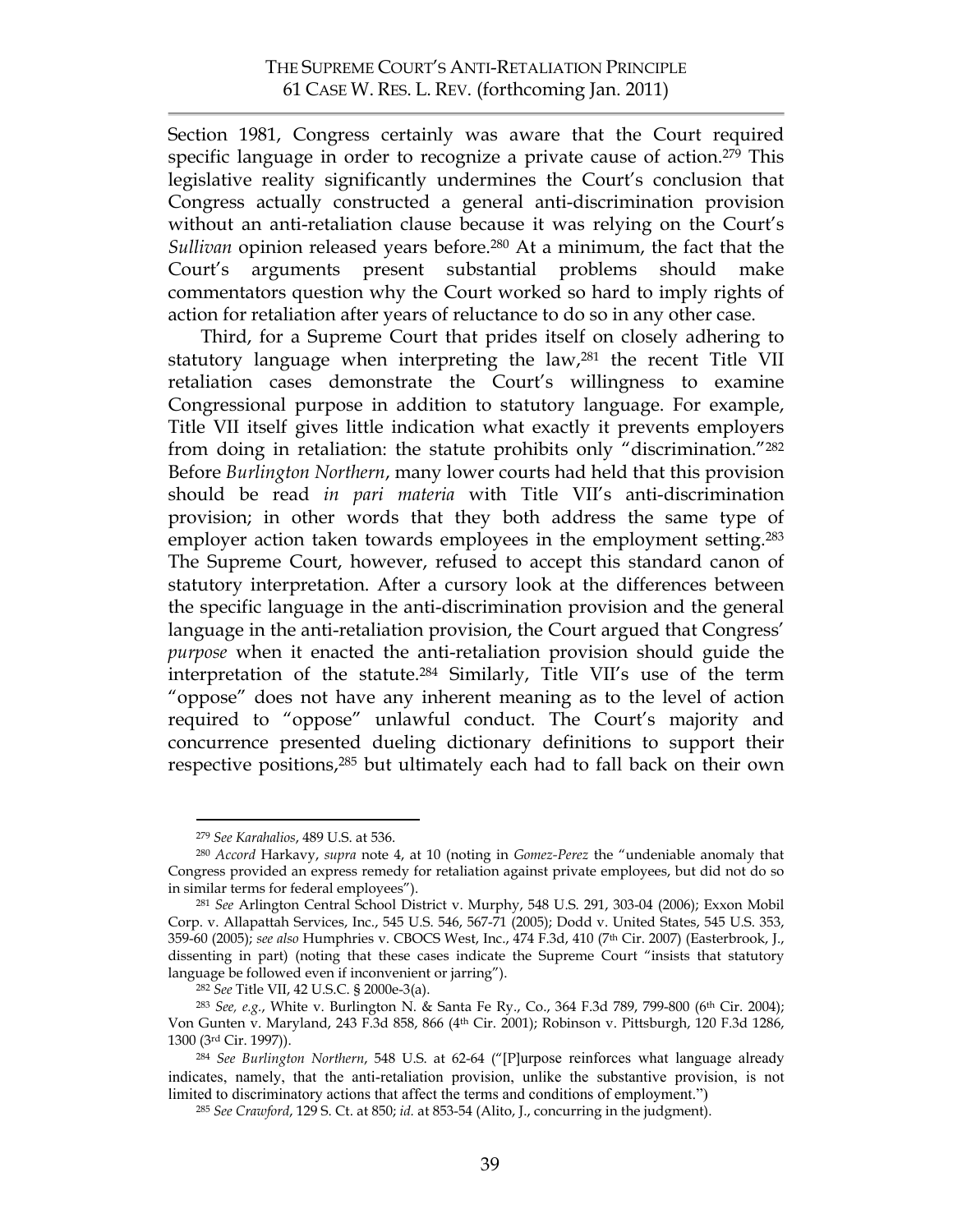Section 1981, Congress certainly was aware that the Court required specific language in order to recognize a private cause of action.[279] This legislative reality significantly undermines the Court's conclusion that Congress actually constructed a general anti-discrimination provision without an anti-retaliation clause because it was relying on the Court's *Sullivan* opinion released years before.[280] At a minimum, the fact that the Court's arguments present substantial problems should make commentators question why the Court worked so hard to imply rights of action for retaliation after years of reluctance to do so in any other case.

Third, for a Supreme Court that prides itself on closely adhering to statutory language when interpreting the law,[281] the recent Title VII retaliation cases demonstrate the Court's willingness to examine Congressional purpose in addition to statutory language. For example, Title VII itself gives little indication what exactly it prevents employers from doing in retaliation: the statute prohibits only "discrimination."[282] Before *Burlington Northern*, many lower courts had held that this provision should be read *in pari materia* with Title VII's anti-discrimination provision; in other words that they both address the same type of employer action taken towards employees in the employment setting.[283] The Supreme Court, however, refused to accept this standard canon of statutory interpretation. After a cursory look at the differences between the specific language in the anti-discrimination provision and the general language in the anti-retaliation provision, the Court argued that Congress' *purpose* when it enacted the anti-retaliation provision should guide the interpretation of the statute.[284] Similarly, Title VII's use of the term "oppose" does not have any inherent meaning as to the level of action required to "oppose" unlawful conduct. The Court's majority and concurrence presented dueling dictionary definitions to support their respective positions,[285] but ultimately each had to fall back on their own

---

[279] *See Karahalios*, 489 U.S. at 536.

[280] *Accord* Harkavy, *supra* note 4, at 10 (noting in *Gomez-Perez* the "undeniable anomaly that Congress provided an express remedy for retaliation against private employees, but did not do so in similar terms for federal employees").

[281] *See* Arlington Central School District v. Murphy, 548 U.S. 291, 303-04 (2006); Exxon Mobil Corp. v. Allapattah Services, Inc., 545 U.S. 546, 567-71 (2005); Dodd v. United States, 545 U.S. 353, 359-60 (2005); *see also* Humphries v. CBOCS West, Inc., 474 F.3d, 410 (7th Cir. 2007) (Easterbrook, J., dissenting in part) (noting that these cases indicate the Supreme Court "insists that statutory language be followed even if inconvenient or jarring").

[282] *See* Title VII, 42 U.S.C. § 2000e-3(a).

[283] *See, e.g.*, White v. Burlington N. & Santa Fe Ry., Co., 364 F.3d 789, 799-800 (6th Cir. 2004); Von Gunten v. Maryland, 243 F.3d 858, 866 (4th Cir. 2001); Robinson v. Pittsburgh, 120 F.3d 1286, 1300 (3rd Cir. 1997)).

[284] *See Burlington Northern*, 548 U.S. at 62-64 ("[P]urpose reinforces what language already indicates, namely, that the anti-retaliation provision, unlike the substantive provision, is not limited to discriminatory actions that affect the terms and conditions of employment.")

[285] *See Crawford*, 129 S. Ct. at 850; *id.* at 853-54 (Alito, J., concurring in the judgment).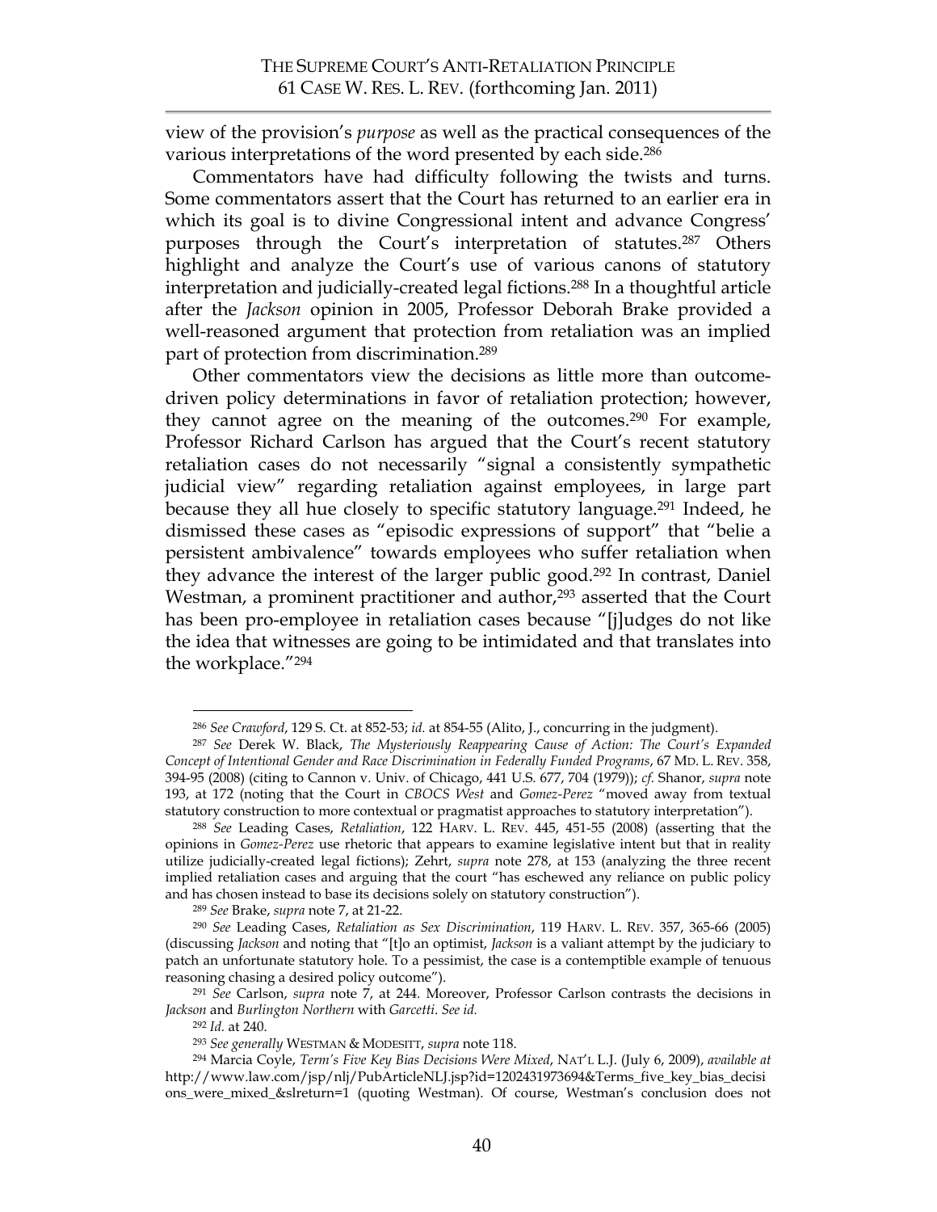view of the provision's *purpose* as well as the practical consequences of the various interpretations of the word presented by each side.[286]

Commentators have had difficulty following the twists and turns. Some commentators assert that the Court has returned to an earlier era in which its goal is to divine Congressional intent and advance Congress' purposes through the Court's interpretation of statutes.[287] Others highlight and analyze the Court's use of various canons of statutory interpretation and judicially-created legal fictions.[288] In a thoughtful article after the *Jackson* opinion in 2005, Professor Deborah Brake provided a well-reasoned argument that protection from retaliation was an implied part of protection from discrimination.[289]

Other commentators view the decisions as little more than outcome-driven policy determinations in favor of retaliation protection; however, they cannot agree on the meaning of the outcomes.[290] For example, Professor Richard Carlson has argued that the Court's recent statutory retaliation cases do not necessarily "signal a consistently sympathetic judicial view" regarding retaliation against employees, in large part because they all hue closely to specific statutory language.[291] Indeed, he dismissed these cases as "episodic expressions of support" that "belie a persistent ambivalence" towards employees who suffer retaliation when they advance the interest of the larger public good.[292] In contrast, Daniel Westman, a prominent practitioner and author,[293] asserted that the Court has been pro-employee in retaliation cases because "[j]udges do not like the idea that witnesses are going to be intimidated and that translates into the workplace."[294]

---

[286] *See Crawford*, 129 S. Ct. at 852-53; *id.* at 854-55 (Alito, J., concurring in the judgment).

[287] *See* Derek W. Black, *The Mysteriously Reappearing Cause of Action: The Court's Expanded Concept of Intentional Gender and Race Discrimination in Federally Funded Programs*, 67 MD. L. REV. 358, 394-95 (2008) (citing to Cannon v. Univ. of Chicago, 441 U.S. 677, 704 (1979)); *cf.* Shanor, *supra* note 193, at 172 (noting that the Court in *CBOCS West* and *Gomez-Perez* "moved away from textual statutory construction to more contextual or pragmatist approaches to statutory interpretation").

[288] *See* Leading Cases, *Retaliation*, 122 HARV. L. REV. 445, 451-55 (2008) (asserting that the opinions in *Gomez-Perez* use rhetoric that appears to examine legislative intent but that in reality utilize judicially-created legal fictions); Zehrt, *supra* note 278, at 153 (analyzing the three recent implied retaliation cases and arguing that the court "has eschewed any reliance on public policy and has chosen instead to base its decisions solely on statutory construction").

[289] *See* Brake, *supra* note 7, at 21-22.

[290] *See* Leading Cases, *Retaliation as Sex Discrimination*, 119 HARV. L. REV. 357, 365-66 (2005) (discussing *Jackson* and noting that "[t]o an optimist, *Jackson* is a valiant attempt by the judiciary to patch an unfortunate statutory hole. To a pessimist, the case is a contemptible example of tenuous reasoning chasing a desired policy outcome").

[291] *See* Carlson, *supra* note 7, at 244. Moreover, Professor Carlson contrasts the decisions in *Jackson* and *Burlington Northern* with *Garcetti*. *See id.*

[292] *Id.* at 240.

[293] *See generally* WESTMAN & MODESITT, *supra* note 118.

[294] Marcia Coyle, *Term's Five Key Bias Decisions Were Mixed*, NAT'L L.J. (July 6, 2009), *available at* http://www.law.com/jsp/nlj/PubArticleNLJ.jsp?id=1202431973694&Terms_five_key_bias_decisions_were_mixed_&slreturn=1 (quoting Westman). Of course, Westman's conclusion does not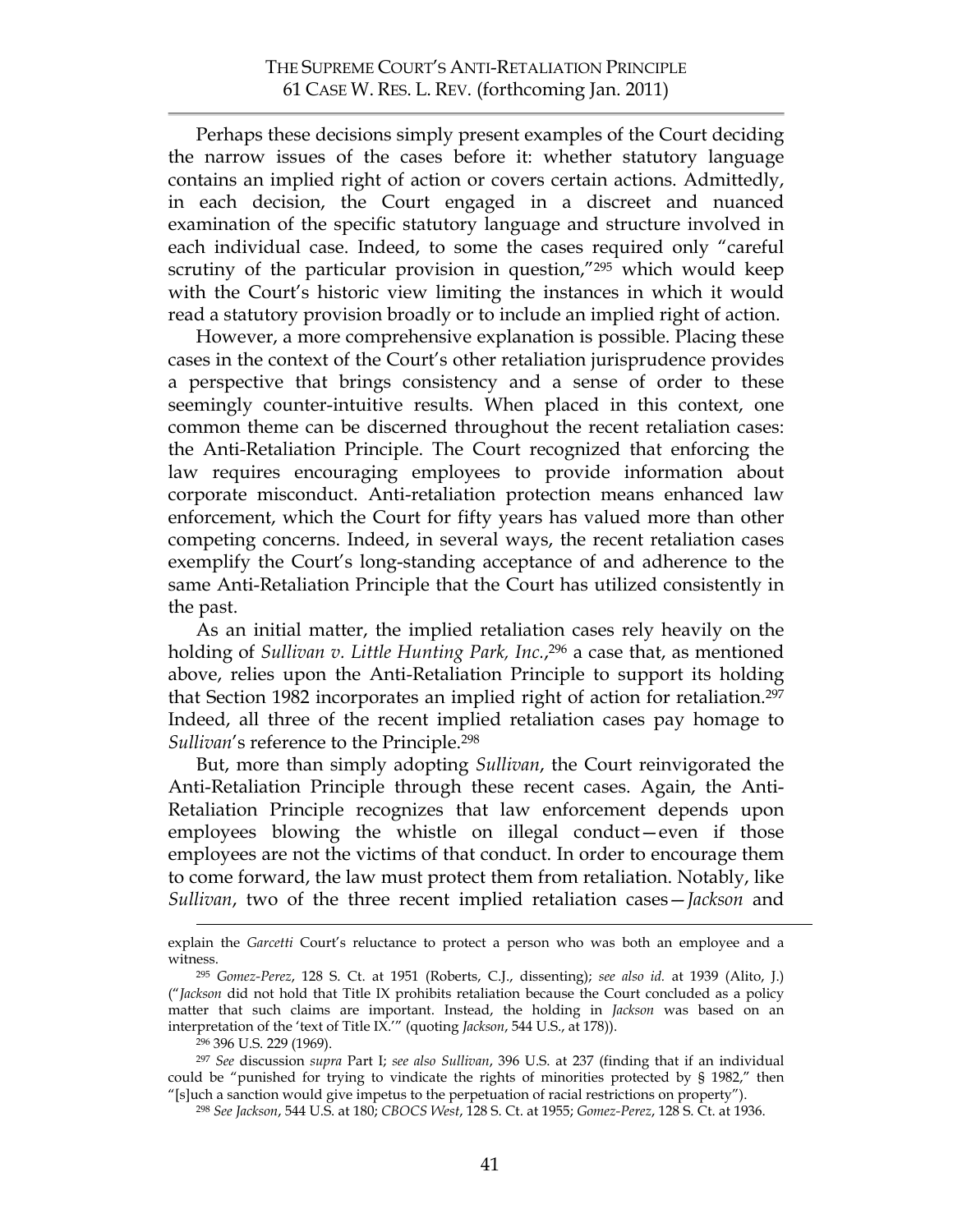Perhaps these decisions simply present examples of the Court deciding the narrow issues of the cases before it: whether statutory language contains an implied right of action or covers certain actions. Admittedly, in each decision, the Court engaged in a discreet and nuanced examination of the specific statutory language and structure involved in each individual case. Indeed, to some the cases required only "careful scrutiny of the particular provision in question,"[295] which would keep with the Court's historic view limiting the instances in which it would read a statutory provision broadly or to include an implied right of action.

However, a more comprehensive explanation is possible. Placing these cases in the context of the Court's other retaliation jurisprudence provides a perspective that brings consistency and a sense of order to these seemingly counter-intuitive results. When placed in this context, one common theme can be discerned throughout the recent retaliation cases: the Anti-Retaliation Principle. The Court recognized that enforcing the law requires encouraging employees to provide information about corporate misconduct. Anti-retaliation protection means enhanced law enforcement, which the Court for fifty years has valued more than other competing concerns. Indeed, in several ways, the recent retaliation cases exemplify the Court's long-standing acceptance of and adherence to the same Anti-Retaliation Principle that the Court has utilized consistently in the past.

As an initial matter, the implied retaliation cases rely heavily on the holding of *Sullivan v. Little Hunting Park, Inc.*,[296] a case that, as mentioned above, relies upon the Anti-Retaliation Principle to support its holding that Section 1982 incorporates an implied right of action for retaliation.[297] Indeed, all three of the recent implied retaliation cases pay homage to *Sullivan*'s reference to the Principle.[298]

But, more than simply adopting *Sullivan*, the Court reinvigorated the Anti-Retaliation Principle through these recent cases. Again, the Anti-Retaliation Principle recognizes that law enforcement depends upon employees blowing the whistle on illegal conduct—even if those employees are not the victims of that conduct. In order to encourage them to come forward, the law must protect them from retaliation. Notably, like *Sullivan*, two of the three recent implied retaliation cases—*Jackson* and

---

explain the *Garcetti* Court's reluctance to protect a person who was both an employee and a witness.

[295] *Gomez-Perez*, 128 S. Ct. at 1951 (Roberts, C.J., dissenting); *see also id.* at 1939 (Alito, J.) ("*Jackson* did not hold that Title IX prohibits retaliation because the Court concluded as a policy matter that such claims are important. Instead, the holding in *Jackson* was based on an interpretation of the 'text of Title IX.'" (quoting *Jackson*, 544 U.S., at 178)).

[296] 396 U.S. 229 (1969).

[297] *See* discussion *supra* Part I; *see also Sullivan*, 396 U.S. at 237 (finding that if an individual could be "punished for trying to vindicate the rights of minorities protected by § 1982," then "[s]uch a sanction would give impetus to the perpetuation of racial restrictions on property").

[298] *See Jackson*, 544 U.S. at 180; *CBOCS West*, 128 S. Ct. at 1955; *Gomez-Perez*, 128 S. Ct. at 1936.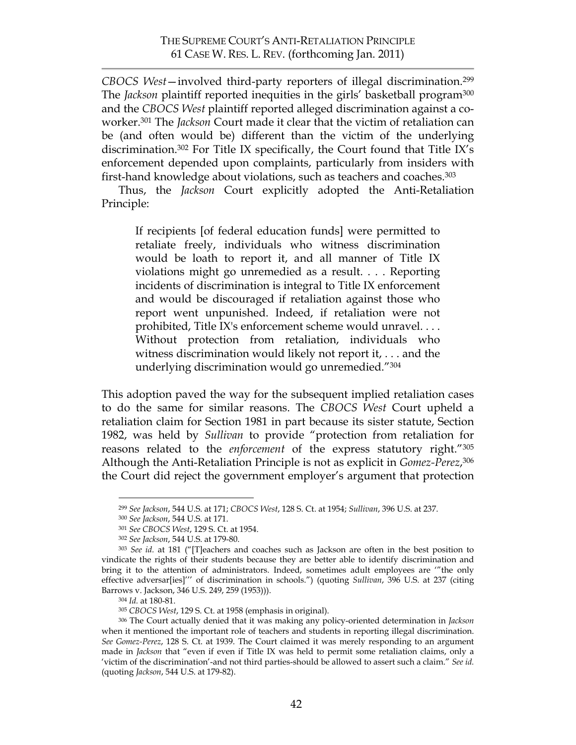*CBOCS West*—involved third-party reporters of illegal discrimination.[299] The *Jackson* plaintiff reported inequities in the girls' basketball program[300] and the *CBOCS West* plaintiff reported alleged discrimination against a co-worker.[301] The *Jackson* Court made it clear that the victim of retaliation can be (and often would be) different than the victim of the underlying discrimination.[302] For Title IX specifically, the Court found that Title IX's enforcement depended upon complaints, particularly from insiders with first-hand knowledge about violations, such as teachers and coaches.[303]

Thus, the *Jackson* Court explicitly adopted the Anti-Retaliation Principle:

> If recipients [of federal education funds] were permitted to retaliate freely, individuals who witness discrimination would be loath to report it, and all manner of Title IX violations might go unremedied as a result. . . . Reporting incidents of discrimination is integral to Title IX enforcement and would be discouraged if retaliation against those who report went unpunished. Indeed, if retaliation were not prohibited, Title IX's enforcement scheme would unravel. . . . Without protection from retaliation, individuals who witness discrimination would likely not report it, . . . and the underlying discrimination would go unremedied."[304]

This adoption paved the way for the subsequent implied retaliation cases to do the same for similar reasons. The *CBOCS West* Court upheld a retaliation claim for Section 1981 in part because its sister statute, Section 1982, was held by *Sullivan* to provide "protection from retaliation for reasons related to the *enforcement* of the express statutory right."[305] Although the Anti-Retaliation Principle is not as explicit in *Gomez-Perez*,[306] the Court did reject the government employer's argument that protection

---

[299] *See Jackson*, 544 U.S. at 171; *CBOCS West*, 128 S. Ct. at 1954; *Sullivan*, 396 U.S. at 237.

[300] *See Jackson*, 544 U.S. at 171.

[301] *See CBOCS West*, 129 S. Ct. at 1954.

[302] *See Jackson*, 544 U.S. at 179-80.

[303] *See id.* at 181 ("[T]eachers and coaches such as Jackson are often in the best position to vindicate the rights of their students because they are better able to identify discrimination and bring it to the attention of administrators. Indeed, sometimes adult employees are '"the only effective adversar[ies]"' of discrimination in schools.") (quoting *Sullivan*, 396 U.S. at 237 (citing Barrows v. Jackson, 346 U.S. 249, 259 (1953))).

[304] *Id.* at 180-81.

[305] *CBOCS West*, 129 S. Ct. at 1958 (emphasis in original).

[306] The Court actually denied that it was making any policy-oriented determination in *Jackson* when it mentioned the important role of teachers and students in reporting illegal discrimination. *See Gomez-Perez*, 128 S. Ct. at 1939. The Court claimed it was merely responding to an argument made in *Jackson* that "even if even if Title IX was held to permit some retaliation claims, only a 'victim of the discrimination'-and not third parties-should be allowed to assert such a claim." *See id.* (quoting *Jackson*, 544 U.S. at 179-82).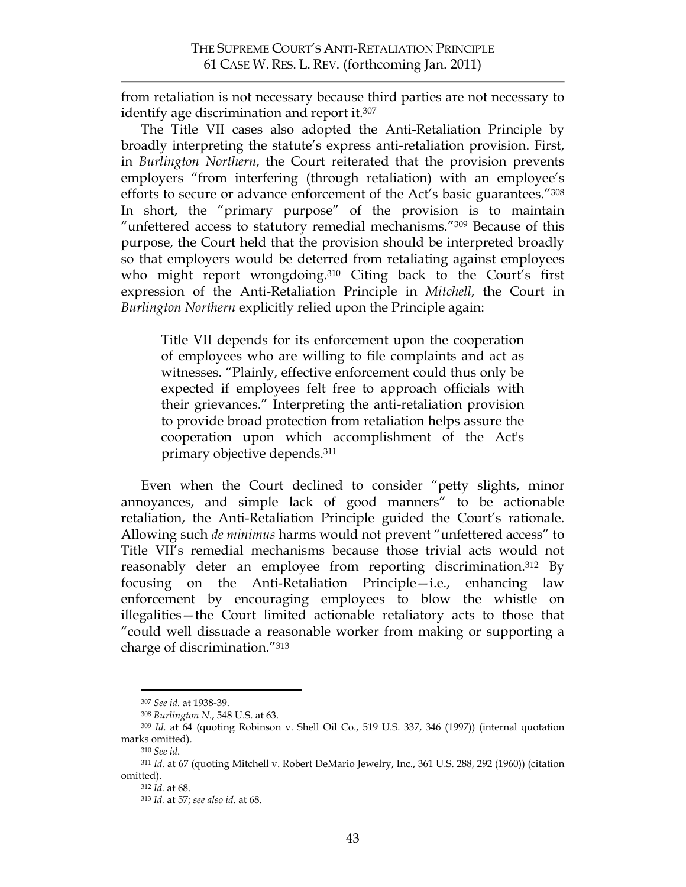from retaliation is not necessary because third parties are not necessary to identify age discrimination and report it.[307]

The Title VII cases also adopted the Anti-Retaliation Principle by broadly interpreting the statute's express anti-retaliation provision. First, in *Burlington Northern*, the Court reiterated that the provision prevents employers "from interfering (through retaliation) with an employee's efforts to secure or advance enforcement of the Act's basic guarantees."[308] In short, the "primary purpose" of the provision is to maintain "unfettered access to statutory remedial mechanisms."[309] Because of this purpose, the Court held that the provision should be interpreted broadly so that employers would be deterred from retaliating against employees who might report wrongdoing.[310] Citing back to the Court's first expression of the Anti-Retaliation Principle in *Mitchell*, the Court in *Burlington Northern* explicitly relied upon the Principle again:

> Title VII depends for its enforcement upon the cooperation of employees who are willing to file complaints and act as witnesses. "Plainly, effective enforcement could thus only be expected if employees felt free to approach officials with their grievances." Interpreting the anti-retaliation provision to provide broad protection from retaliation helps assure the cooperation upon which accomplishment of the Act's primary objective depends.[311]

Even when the Court declined to consider "petty slights, minor annoyances, and simple lack of good manners" to be actionable retaliation, the Anti-Retaliation Principle guided the Court's rationale. Allowing such *de minimus* harms would not prevent "unfettered access" to Title VII's remedial mechanisms because those trivial acts would not reasonably deter an employee from reporting discrimination.[312] By focusing on the Anti-Retaliation Principle—i.e., enhancing law enforcement by encouraging employees to blow the whistle on illegalities—the Court limited actionable retaliatory acts to those that "could well dissuade a reasonable worker from making or supporting a charge of discrimination."[313]

---

[307] *See id.* at 1938-39.

[308] *Burlington N.*, 548 U.S. at 63.

[309] *Id.* at 64 (quoting Robinson v. Shell Oil Co., 519 U.S. 337, 346 (1997)) (internal quotation marks omitted).

[310] *See id.*

[311] *Id.* at 67 (quoting Mitchell v. Robert DeMario Jewelry, Inc., 361 U.S. 288, 292 (1960)) (citation omitted).

[312] *Id.* at 68.

[313] *Id.* at 57; *see also id.* at 68.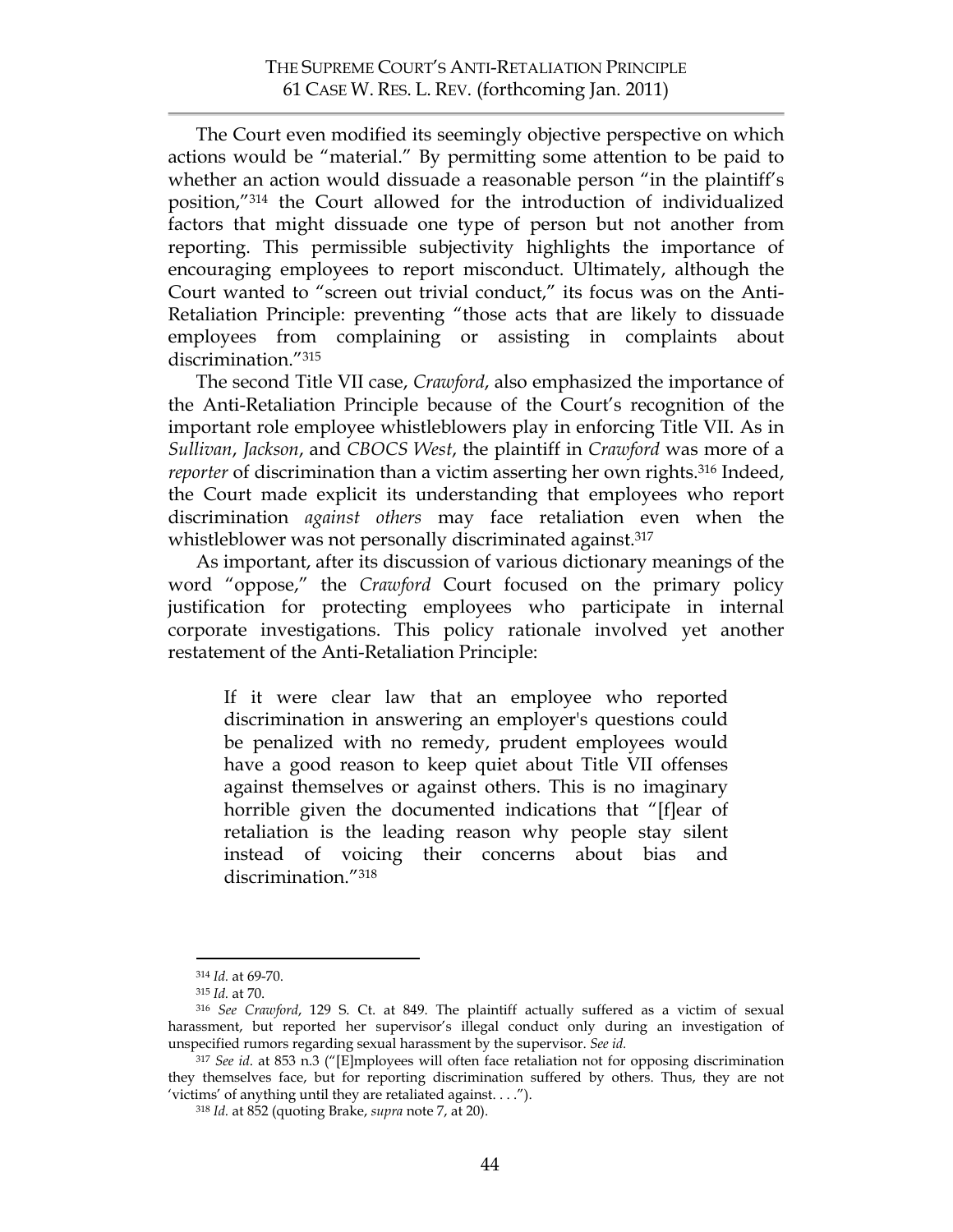The Court even modified its seemingly objective perspective on which actions would be "material." By permitting some attention to be paid to whether an action would dissuade a reasonable person "in the plaintiff's position,"[314] the Court allowed for the introduction of individualized factors that might dissuade one type of person but not another from reporting. This permissible subjectivity highlights the importance of encouraging employees to report misconduct. Ultimately, although the Court wanted to "screen out trivial conduct," its focus was on the Anti-Retaliation Principle: preventing "those acts that are likely to dissuade employees from complaining or assisting in complaints about discrimination."[315]

The second Title VII case, *Crawford*, also emphasized the importance of the Anti-Retaliation Principle because of the Court's recognition of the important role employee whistleblowers play in enforcing Title VII. As in *Sullivan*, *Jackson*, and *CBOCS West*, the plaintiff in *Crawford* was more of a *reporter* of discrimination than a victim asserting her own rights.[316] Indeed, the Court made explicit its understanding that employees who report discrimination *against others* may face retaliation even when the whistleblower was not personally discriminated against.[317]

As important, after its discussion of various dictionary meanings of the word "oppose," the *Crawford* Court focused on the primary policy justification for protecting employees who participate in internal corporate investigations. This policy rationale involved yet another restatement of the Anti-Retaliation Principle:

> If it were clear law that an employee who reported discrimination in answering an employer's questions could be penalized with no remedy, prudent employees would have a good reason to keep quiet about Title VII offenses against themselves or against others. This is no imaginary horrible given the documented indications that "[f]ear of retaliation is the leading reason why people stay silent instead of voicing their concerns about bias and discrimination."[318]

---

[314] *Id.* at 69-70.

[315] *Id.* at 70.

[316] *See Crawford*, 129 S. Ct. at 849. The plaintiff actually suffered as a victim of sexual harassment, but reported her supervisor's illegal conduct only during an investigation of unspecified rumors regarding sexual harassment by the supervisor. *See id.*

[317] *See id.* at 853 n.3 ("[E]mployees will often face retaliation not for opposing discrimination they themselves face, but for reporting discrimination suffered by others. Thus, they are not 'victims' of anything until they are retaliated against. . . .").

[318] *Id.* at 852 (quoting Brake, *supra* note 7, at 20).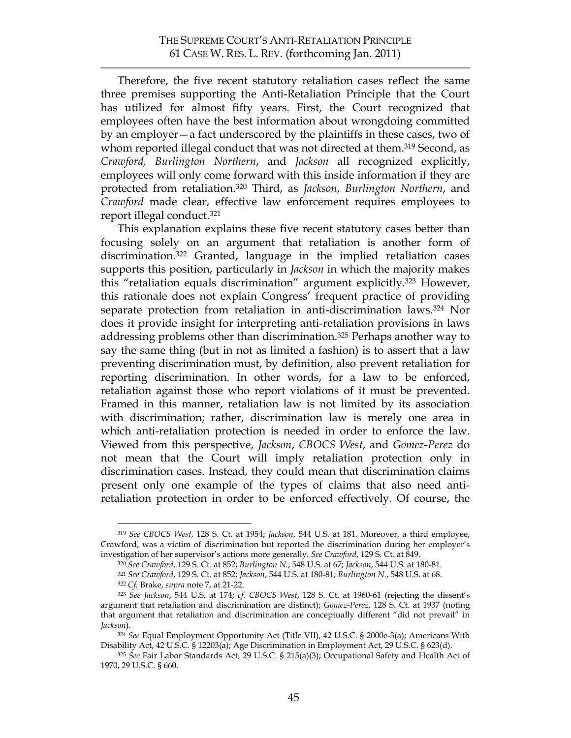Therefore, the five recent statutory retaliation cases reflect the same three premises supporting the Anti-Retaliation Principle that the Court has utilized for almost fifty years. First, the Court recognized that employees often have the best information about wrongdoing committed by an employer—a fact underscored by the plaintiffs in these cases, two of whom reported illegal conduct that was not directed at them.[319] Second, as *Crawford, Burlington Northern*, and *Jackson* all recognized explicitly, employees will only come forward with this inside information if they are protected from retaliation.[320] Third, as *Jackson*, *Burlington Northern*, and *Crawford* made clear, effective law enforcement requires employees to report illegal conduct.[321]

This explanation explains these five recent statutory cases better than focusing solely on an argument that retaliation is another form of discrimination.[322] Granted, language in the implied retaliation cases supports this position, particularly in *Jackson* in which the majority makes this "retaliation equals discrimination" argument explicitly.[323] However, this rationale does not explain Congress' frequent practice of providing separate protection from retaliation in anti-discrimination laws.[324] Nor does it provide insight for interpreting anti-retaliation provisions in laws addressing problems other than discrimination.[325] Perhaps another way to say the same thing (but in not as limited a fashion) is to assert that a law preventing discrimination must, by definition, also prevent retaliation for reporting discrimination. In other words, for a law to be enforced, retaliation against those who report violations of it must be prevented. Framed in this manner, retaliation law is not limited by its association with discrimination; rather, discrimination law is merely one area in which anti-retaliation protection is needed in order to enforce the law. Viewed from this perspective, *Jackson*, *CBOCS West*, and *Gomez-Perez* do not mean that the Court will imply retaliation protection only in discrimination cases. Instead, they could mean that discrimination claims present only one example of the types of claims that also need anti-retaliation protection in order to be enforced effectively. Of course, the

---

[319] *See CBOCS West*, 128 S. Ct. at 1954; *Jackson*, 544 U.S. at 181. Moreover, a third employee, Crawford, was a victim of discrimination but reported the discrimination during her employer's investigation of her supervisor's actions more generally. *See Crawford*, 129 S. Ct. at 849.

[320] *See Crawford*, 129 S. Ct. at 852; *Burlington N.*, 548 U.S. at 67; *Jackson*, 544 U.S. at 180-81.

[321] *See Crawford*, 129 S. Ct. at 852; *Jackson*, 544 U.S. at 180-81; *Burlington N.*, 548 U.S. at 68.

[322] *Cf.* Brake, *supra* note 7, at 21-22.

[323] *See Jackson*, 544 U.S. at 174; *cf. CBOCS West*, 128 S. Ct. at 1960-61 (rejecting the dissent's argument that retaliation and discrimination are distinct); *Gomez-Perez*, 128 S. Ct. at 1937 (noting that argument that retaliation and discrimination are conceptually different "did not prevail" in *Jackson*).

[324] *See* Equal Employment Opportunity Act (Title VII), 42 U.S.C. § 2000e-3(a); Americans With Disability Act, 42 U.S.C. § 12203(a); Age Discrimination in Employment Act, 29 U.S.C. § 623(d).

[325] *See* Fair Labor Standards Act, 29 U.S.C. § 215(a)(3); Occupational Safety and Health Act of 1970, 29 U.S.C. § 660.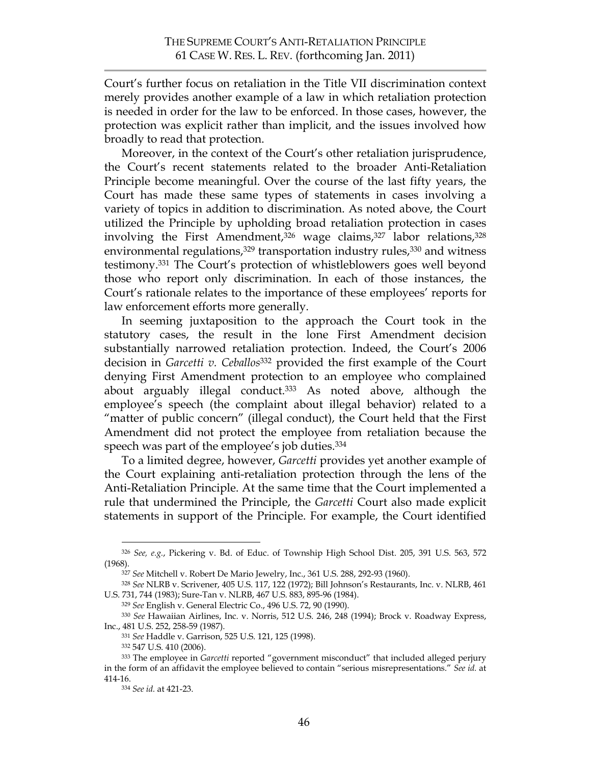Court's further focus on retaliation in the Title VII discrimination context merely provides another example of a law in which retaliation protection is needed in order for the law to be enforced. In those cases, however, the protection was explicit rather than implicit, and the issues involved how broadly to read that protection.

Moreover, in the context of the Court's other retaliation jurisprudence, the Court's recent statements related to the broader Anti-Retaliation Principle become meaningful. Over the course of the last fifty years, the Court has made these same types of statements in cases involving a variety of topics in addition to discrimination. As noted above, the Court utilized the Principle by upholding broad retaliation protection in cases involving the First Amendment,[326] wage claims,[327] labor relations,[328] environmental regulations,[329] transportation industry rules,[330] and witness testimony.[331] The Court's protection of whistleblowers goes well beyond those who report only discrimination. In each of those instances, the Court's rationale relates to the importance of these employees' reports for law enforcement efforts more generally.

In seeming juxtaposition to the approach the Court took in the statutory cases, the result in the lone First Amendment decision substantially narrowed retaliation protection. Indeed, the Court's 2006 decision in *Garcetti v. Ceballos*[332] provided the first example of the Court denying First Amendment protection to an employee who complained about arguably illegal conduct.[333] As noted above, although the employee's speech (the complaint about illegal behavior) related to a "matter of public concern" (illegal conduct), the Court held that the First Amendment did not protect the employee from retaliation because the speech was part of the employee's job duties.[334]

To a limited degree, however, *Garcetti* provides yet another example of the Court explaining anti-retaliation protection through the lens of the Anti-Retaliation Principle. At the same time that the Court implemented a rule that undermined the Principle, the *Garcetti* Court also made explicit statements in support of the Principle. For example, the Court identified

---

[326] *See, e.g.*, Pickering v. Bd. of Educ. of Township High School Dist. 205, 391 U.S. 563, 572 (1968).

[327] *See* Mitchell v. Robert De Mario Jewelry, Inc., 361 U.S. 288, 292-93 (1960).

[328] *See* NLRB v. Scrivener, 405 U.S. 117, 122 (1972); Bill Johnson's Restaurants, Inc. v. NLRB, 461 U.S. 731, 744 (1983); Sure-Tan v. NLRB, 467 U.S. 883, 895-96 (1984).

[329] *See* English v. General Electric Co., 496 U.S. 72, 90 (1990).

[330] *See* Hawaiian Airlines, Inc. v. Norris, 512 U.S. 246, 248 (1994); Brock v. Roadway Express, Inc., 481 U.S. 252, 258-59 (1987).

[331] *See* Haddle v. Garrison, 525 U.S. 121, 125 (1998).

[332] 547 U.S. 410 (2006).

[333] The employee in *Garcetti* reported "government misconduct" that included alleged perjury in the form of an affidavit the employee believed to contain "serious misrepresentations." *See id.* at 414-16.

[334] *See id.* at 421-23.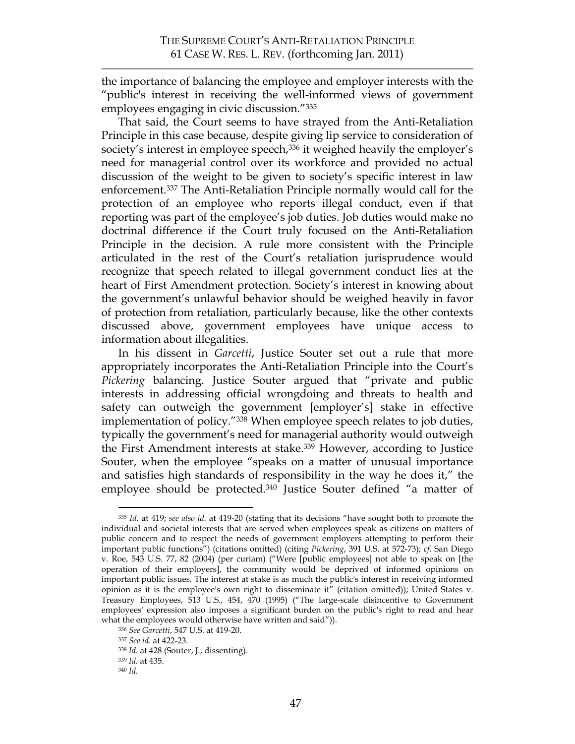the importance of balancing the employee and employer interests with the "public's interest in receiving the well-informed views of government employees engaging in civic discussion."[335]

That said, the Court seems to have strayed from the Anti-Retaliation Principle in this case because, despite giving lip service to consideration of society's interest in employee speech,[336] it weighed heavily the employer's need for managerial control over its workforce and provided no actual discussion of the weight to be given to society's specific interest in law enforcement.[337] The Anti-Retaliation Principle normally would call for the protection of an employee who reports illegal conduct, even if that reporting was part of the employee's job duties. Job duties would make no doctrinal difference if the Court truly focused on the Anti-Retaliation Principle in the decision. A rule more consistent with the Principle articulated in the rest of the Court's retaliation jurisprudence would recognize that speech related to illegal government conduct lies at the heart of First Amendment protection. Society's interest in knowing about the government's unlawful behavior should be weighed heavily in favor of protection from retaliation, particularly because, like the other contexts discussed above, government employees have unique access to information about illegalities.

In his dissent in *Garcetti*, Justice Souter set out a rule that more appropriately incorporates the Anti-Retaliation Principle into the Court's *Pickering* balancing. Justice Souter argued that "private and public interests in addressing official wrongdoing and threats to health and safety can outweigh the government [employer's] stake in effective implementation of policy."[338] When employee speech relates to job duties, typically the government's need for managerial authority would outweigh the First Amendment interests at stake.[339] However, according to Justice Souter, when the employee "speaks on a matter of unusual importance and satisfies high standards of responsibility in the way he does it," the employee should be protected.[340] Justice Souter defined "a matter of

---

[335] *Id.* at 419; *see also id.* at 419-20 (stating that its decisions "have sought both to promote the individual and societal interests that are served when employees speak as citizens on matters of public concern and to respect the needs of government employers attempting to perform their important public functions") (citations omitted) (citing *Pickering*, 391 U.S. at 572-73); *cf.* San Diego v. Roe, 543 U.S. 77, 82 (2004) (per curiam) ("Were [public employees] not able to speak on [the operation of their employers], the community would be deprived of informed opinions on important public issues. The interest at stake is as much the public's interest in receiving informed opinion as it is the employee's own right to disseminate it" (citation omitted)); United States v. Treasury Employees, 513 U.S., 454, 470 (1995) ("The large-scale disincentive to Government employees' expression also imposes a significant burden on the public's right to read and hear what the employees would otherwise have written and said")).

[336] *See Garcetti*, 547 U.S. at 419-20.

[337] *See id.* at 422-23.

[338] *Id.* at 428 (Souter, J., dissenting).

[339] *Id.* at 435.

[340] *Id.*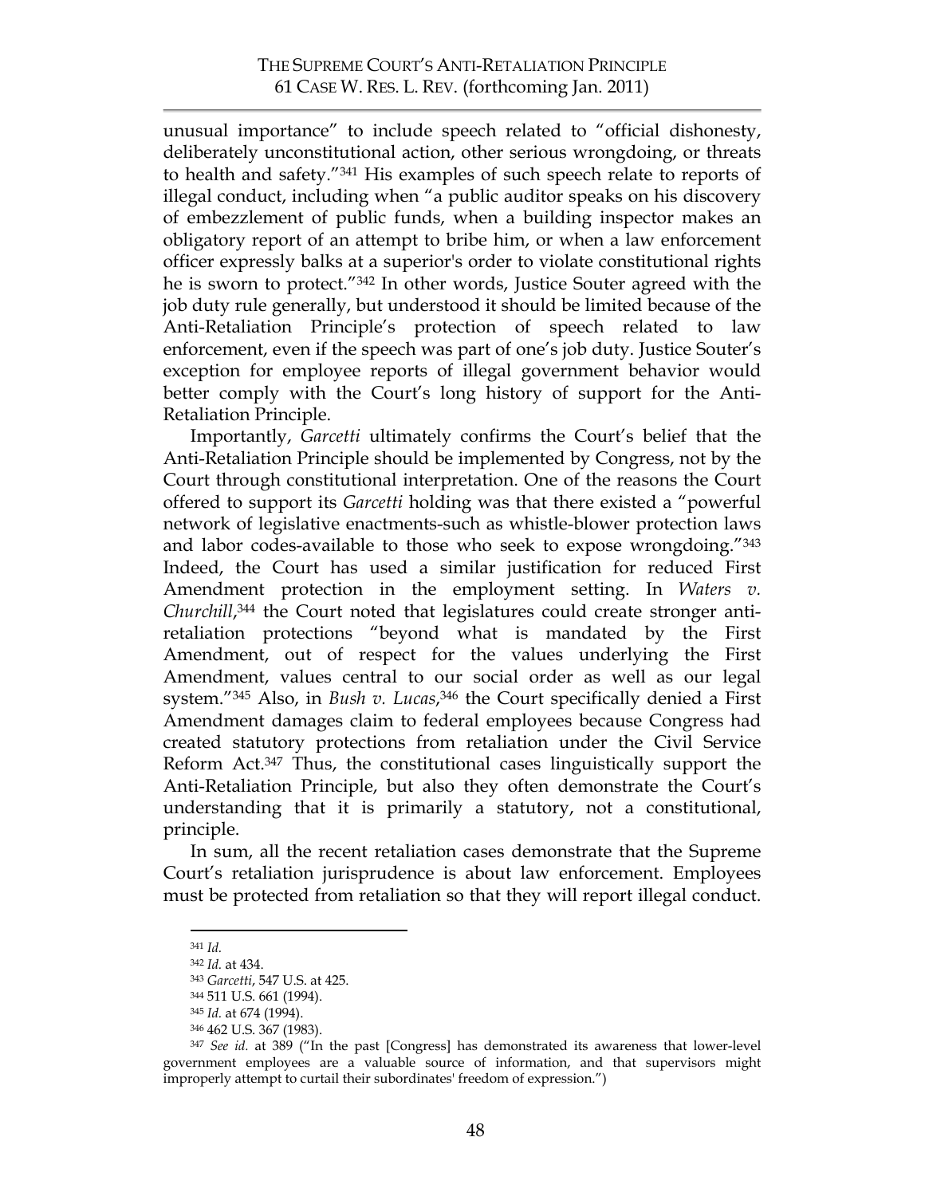unusual importance" to include speech related to "official dishonesty, deliberately unconstitutional action, other serious wrongdoing, or threats to health and safety."[341] His examples of such speech relate to reports of illegal conduct, including when "a public auditor speaks on his discovery of embezzlement of public funds, when a building inspector makes an obligatory report of an attempt to bribe him, or when a law enforcement officer expressly balks at a superior's order to violate constitutional rights he is sworn to protect."[342] In other words, Justice Souter agreed with the job duty rule generally, but understood it should be limited because of the Anti-Retaliation Principle's protection of speech related to law enforcement, even if the speech was part of one's job duty. Justice Souter's exception for employee reports of illegal government behavior would better comply with the Court's long history of support for the Anti-Retaliation Principle.

Importantly, *Garcetti* ultimately confirms the Court's belief that the Anti-Retaliation Principle should be implemented by Congress, not by the Court through constitutional interpretation. One of the reasons the Court offered to support its *Garcetti* holding was that there existed a "powerful network of legislative enactments-such as whistle-blower protection laws and labor codes-available to those who seek to expose wrongdoing."[343] Indeed, the Court has used a similar justification for reduced First Amendment protection in the employment setting. In *Waters v. Churchill*,[344] the Court noted that legislatures could create stronger anti-retaliation protections "beyond what is mandated by the First Amendment, out of respect for the values underlying the First Amendment, values central to our social order as well as our legal system."[345] Also, in *Bush v. Lucas*,[346] the Court specifically denied a First Amendment damages claim to federal employees because Congress had created statutory protections from retaliation under the Civil Service Reform Act.[347] Thus, the constitutional cases linguistically support the Anti-Retaliation Principle, but also they often demonstrate the Court's understanding that it is primarily a statutory, not a constitutional, principle.

In sum, all the recent retaliation cases demonstrate that the Supreme Court's retaliation jurisprudence is about law enforcement. Employees must be protected from retaliation so that they will report illegal conduct.

---

[341] *Id.*

[342] *Id.* at 434.

[343] *Garcetti*, 547 U.S. at 425.

[344] 511 U.S. 661 (1994).

[345] *Id.* at 674 (1994).

[346] 462 U.S. 367 (1983).

[347] *See id.* at 389 ("In the past [Congress] has demonstrated its awareness that lower-level government employees are a valuable source of information, and that supervisors might improperly attempt to curtail their subordinates' freedom of expression.")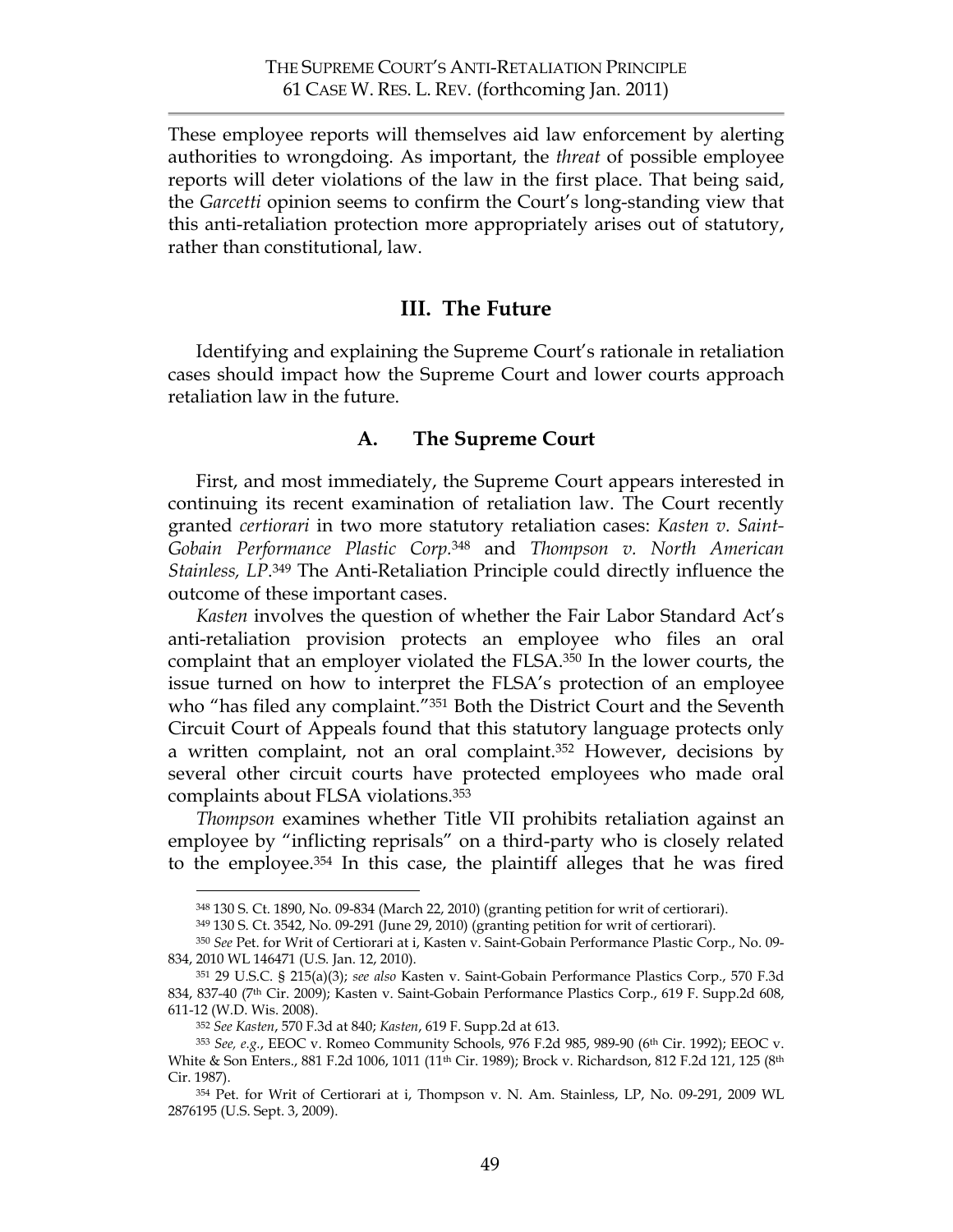These employee reports will themselves aid law enforcement by alerting authorities to wrongdoing. As important, the *threat* of possible employee reports will deter violations of the law in the first place. That being said, the *Garcetti* opinion seems to confirm the Court's long-standing view that this anti-retaliation protection more appropriately arises out of statutory, rather than constitutional, law.

## III. The Future

Identifying and explaining the Supreme Court's rationale in retaliation cases should impact how the Supreme Court and lower courts approach retaliation law in the future.

### A. The Supreme Court

First, and most immediately, the Supreme Court appears interested in continuing its recent examination of retaliation law. The Court recently granted *certiorari* in two more statutory retaliation cases: *Kasten v. Saint-Gobain Performance Plastic Corp.*[348] and *Thompson v. North American Stainless, LP*.[349] The Anti-Retaliation Principle could directly influence the outcome of these important cases.

*Kasten* involves the question of whether the Fair Labor Standard Act's anti-retaliation provision protects an employee who files an oral complaint that an employer violated the FLSA.[350] In the lower courts, the issue turned on how to interpret the FLSA's protection of an employee who "has filed any complaint."[351] Both the District Court and the Seventh Circuit Court of Appeals found that this statutory language protects only a written complaint, not an oral complaint.[352] However, decisions by several other circuit courts have protected employees who made oral complaints about FLSA violations.[353]

*Thompson* examines whether Title VII prohibits retaliation against an employee by "inflicting reprisals" on a third-party who is closely related to the employee.[354] In this case, the plaintiff alleges that he was fired

---

[348] 130 S. Ct. 1890, No. 09-834 (March 22, 2010) (granting petition for writ of certiorari).

[349] 130 S. Ct. 3542, No. 09-291 (June 29, 2010) (granting petition for writ of certiorari).

[350] *See* Pet. for Writ of Certiorari at i, Kasten v. Saint-Gobain Performance Plastic Corp., No. 09-834, 2010 WL 146471 (U.S. Jan. 12, 2010).

[351] 29 U.S.C. § 215(a)(3); *see also* Kasten v. Saint-Gobain Performance Plastics Corp., 570 F.3d 834, 837-40 (7th Cir. 2009); Kasten v. Saint-Gobain Performance Plastics Corp., 619 F. Supp.2d 608, 611-12 (W.D. Wis. 2008).

[352] *See Kasten*, 570 F.3d at 840; *Kasten*, 619 F. Supp.2d at 613.

[353] *See, e.g.*, EEOC v. Romeo Community Schools, 976 F.2d 985, 989-90 (6th Cir. 1992); EEOC v. White & Son Enters., 881 F.2d 1006, 1011 (11th Cir. 1989); Brock v. Richardson, 812 F.2d 121, 125 (8th Cir. 1987).

[354] Pet. for Writ of Certiorari at i, Thompson v. N. Am. Stainless, LP, No. 09-291, 2009 WL 2876195 (U.S. Sept. 3, 2009).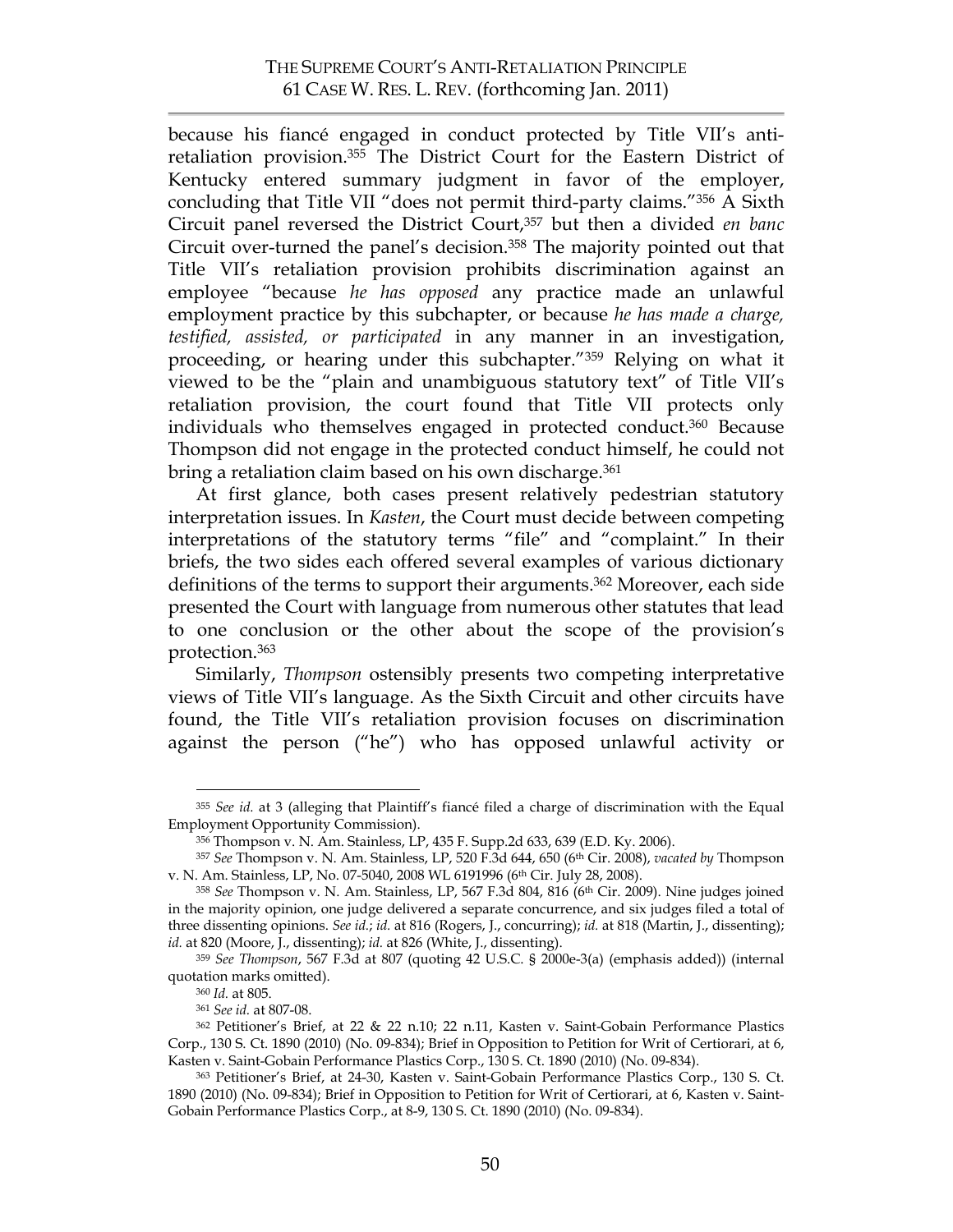because his fiancé engaged in conduct protected by Title VII's anti-retaliation provision.[355] The District Court for the Eastern District of Kentucky entered summary judgment in favor of the employer, concluding that Title VII "does not permit third-party claims."[356] A Sixth Circuit panel reversed the District Court,[357] but then a divided *en banc* Circuit over-turned the panel's decision.[358] The majority pointed out that Title VII's retaliation provision prohibits discrimination against an employee "because *he has opposed* any practice made an unlawful employment practice by this subchapter, or because *he has made a charge, testified, assisted, or participated* in any manner in an investigation, proceeding, or hearing under this subchapter."[359] Relying on what it viewed to be the "plain and unambiguous statutory text" of Title VII's retaliation provision, the court found that Title VII protects only individuals who themselves engaged in protected conduct.[360] Because Thompson did not engage in the protected conduct himself, he could not bring a retaliation claim based on his own discharge.[361]

At first glance, both cases present relatively pedestrian statutory interpretation issues. In *Kasten*, the Court must decide between competing interpretations of the statutory terms "file" and "complaint." In their briefs, the two sides each offered several examples of various dictionary definitions of the terms to support their arguments.[362] Moreover, each side presented the Court with language from numerous other statutes that lead to one conclusion or the other about the scope of the provision's protection.[363]

Similarly, *Thompson* ostensibly presents two competing interpretative views of Title VII's language. As the Sixth Circuit and other circuits have found, the Title VII's retaliation provision focuses on discrimination against the person ("he") who has opposed unlawful activity or

---

[355] *See id.* at 3 (alleging that Plaintiff's fiancé filed a charge of discrimination with the Equal Employment Opportunity Commission).

[356] Thompson v. N. Am. Stainless, LP, 435 F. Supp.2d 633, 639 (E.D. Ky. 2006).

[357] *See* Thompson v. N. Am. Stainless, LP, 520 F.3d 644, 650 (6th Cir. 2008), *vacated by* Thompson v. N. Am. Stainless, LP, No. 07-5040, 2008 WL 6191996 (6th Cir. July 28, 2008).

[358] *See* Thompson v. N. Am. Stainless, LP, 567 F.3d 804, 816 (6th Cir. 2009). Nine judges joined in the majority opinion, one judge delivered a separate concurrence, and six judges filed a total of three dissenting opinions. *See id.*; *id.* at 816 (Rogers, J., concurring); *id.* at 818 (Martin, J., dissenting); *id.* at 820 (Moore, J., dissenting); *id.* at 826 (White, J., dissenting).

[359] *See Thompson*, 567 F.3d at 807 (quoting 42 U.S.C. § 2000e-3(a) (emphasis added)) (internal quotation marks omitted).

[360] *Id.* at 805.

[361] *See id.* at 807-08.

[362] Petitioner's Brief, at 22 & 22 n.10; 22 n.11, Kasten v. Saint-Gobain Performance Plastics Corp., 130 S. Ct. 1890 (2010) (No. 09-834); Brief in Opposition to Petition for Writ of Certiorari, at 6, Kasten v. Saint-Gobain Performance Plastics Corp., 130 S. Ct. 1890 (2010) (No. 09-834).

[363] Petitioner's Brief, at 24-30, Kasten v. Saint-Gobain Performance Plastics Corp., 130 S. Ct. 1890 (2010) (No. 09-834); Brief in Opposition to Petition for Writ of Certiorari, at 6, Kasten v. Saint-Gobain Performance Plastics Corp., at 8-9, 130 S. Ct. 1890 (2010) (No. 09-834).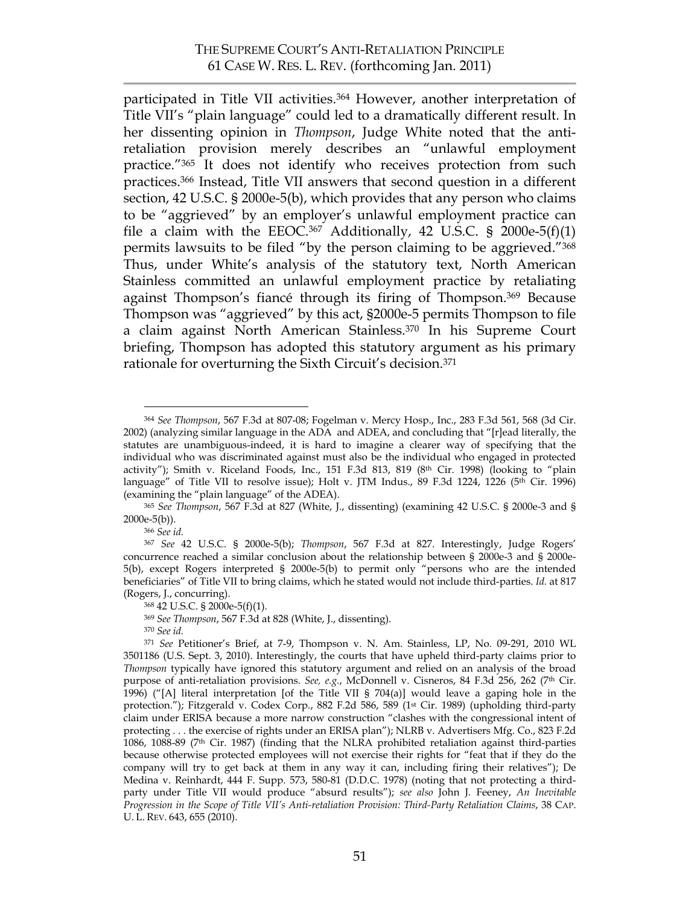participated in Title VII activities.[364] However, another interpretation of Title VII's "plain language" could led to a dramatically different result. In her dissenting opinion in *Thompson*, Judge White noted that the anti-retaliation provision merely describes an "unlawful employment practice."[365] It does not identify who receives protection from such practices.[366] Instead, Title VII answers that second question in a different section, 42 U.S.C. § 2000e-5(b), which provides that any person who claims to be "aggrieved" by an employer's unlawful employment practice can file a claim with the EEOC.[367] Additionally, 42 U.S.C. § 2000e-5(f)(1) permits lawsuits to be filed "by the person claiming to be aggrieved."[368] Thus, under White's analysis of the statutory text, North American Stainless committed an unlawful employment practice by retaliating against Thompson's fiancé through its firing of Thompson.[369] Because Thompson was "aggrieved" by this act, §2000e-5 permits Thompson to file a claim against North American Stainless.[370] In his Supreme Court briefing, Thompson has adopted this statutory argument as his primary rationale for overturning the Sixth Circuit's decision.[371]

---

[364] *See Thompson*, 567 F.3d at 807-08; Fogelman v. Mercy Hosp., Inc., 283 F.3d 561, 568 (3d Cir. 2002) (analyzing similar language in the ADA and ADEA, and concluding that "[r]ead literally, the statutes are unambiguous-indeed, it is hard to imagine a clearer way of specifying that the individual who was discriminated against must also be the individual who engaged in protected activity"); Smith v. Riceland Foods, Inc., 151 F.3d 813, 819 (8th Cir. 1998) (looking to "plain language" of Title VII to resolve issue); Holt v. JTM Indus., 89 F.3d 1224, 1226 (5th Cir. 1996) (examining the "plain language" of the ADEA).

[365] *See Thompson*, 567 F.3d at 827 (White, J., dissenting) (examining 42 U.S.C. § 2000e-3 and § 2000e-5(b)).

[366] *See id.*

[367] *See* 42 U.S.C. § 2000e-5(b); *Thompson*, 567 F.3d at 827. Interestingly, Judge Rogers' concurrence reached a similar conclusion about the relationship between § 2000e-3 and § 2000e-5(b), except Rogers interpreted § 2000e-5(b) to permit only "persons who are the intended beneficiaries" of Title VII to bring claims, which he stated would not include third-parties. *Id.* at 817 (Rogers, J., concurring).

[368] 42 U.S.C. § 2000e-5(f)(1).

[369] *See Thompson*, 567 F.3d at 828 (White, J., dissenting).

[370] *See id.*

[371] *See* Petitioner's Brief, at 7-9, Thompson v. N. Am. Stainless, LP, No. 09-291, 2010 WL 3501186 (U.S. Sept. 3, 2010). Interestingly, the courts that have upheld third-party claims prior to *Thompson* typically have ignored this statutory argument and relied on an analysis of the broad purpose of anti-retaliation provisions. *See, e.g.*, McDonnell v. Cisneros, 84 F.3d 256, 262 (7th Cir. 1996) ("[A] literal interpretation [of the Title VII § 704(a)] would leave a gaping hole in the protection."); Fitzgerald v. Codex Corp., 882 F.2d 586, 589 (1st Cir. 1989) (upholding third-party claim under ERISA because a more narrow construction "clashes with the congressional intent of protecting . . . the exercise of rights under an ERISA plan"); NLRB v. Advertisers Mfg. Co., 823 F.2d 1086, 1088-89 (7th Cir. 1987) (finding that the NLRA prohibited retaliation against third-parties because otherwise protected employees will not exercise their rights for "feat that if they do the company will try to get back at them in any way it can, including firing their relatives"); De Medina v. Reinhardt, 444 F. Supp. 573, 580-81 (D.D.C. 1978) (noting that not protecting a third-party under Title VII would produce "absurd results"); *see also* John J. Feeney, *An Inevitable Progression in the Scope of Title VII's Anti-retaliation Provision: Third-Party Retaliation Claims*, 38 CAP. U. L. REV. 643, 655 (2010).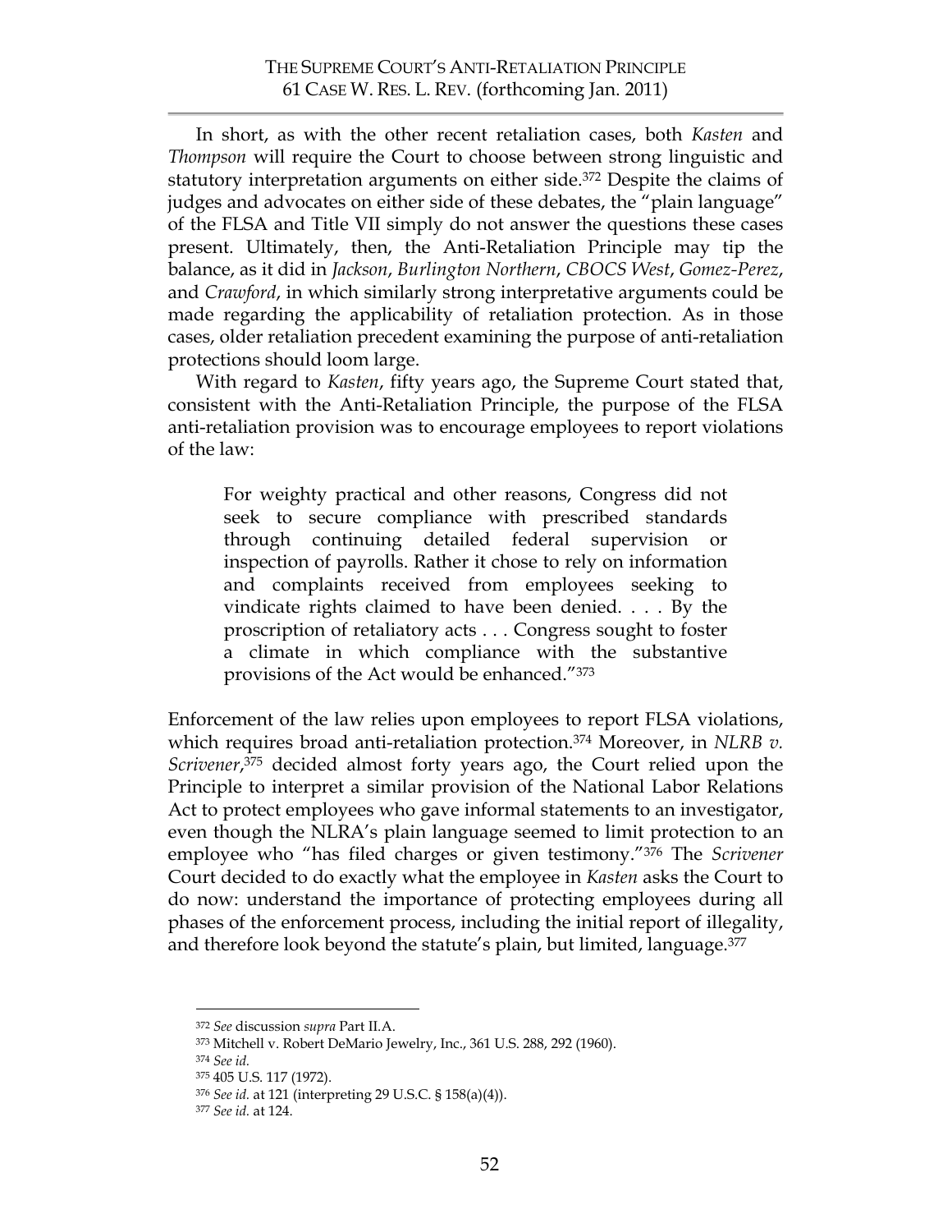In short, as with the other recent retaliation cases, both *Kasten* and *Thompson* will require the Court to choose between strong linguistic and statutory interpretation arguments on either side.[372] Despite the claims of judges and advocates on either side of these debates, the "plain language" of the FLSA and Title VII simply do not answer the questions these cases present. Ultimately, then, the Anti-Retaliation Principle may tip the balance, as it did in *Jackson*, *Burlington Northern*, *CBOCS West*, *Gomez-Perez*, and *Crawford*, in which similarly strong interpretative arguments could be made regarding the applicability of retaliation protection. As in those cases, older retaliation precedent examining the purpose of anti-retaliation protections should loom large.

With regard to *Kasten*, fifty years ago, the Supreme Court stated that, consistent with the Anti-Retaliation Principle, the purpose of the FLSA anti-retaliation provision was to encourage employees to report violations of the law:

> For weighty practical and other reasons, Congress did not seek to secure compliance with prescribed standards through continuing detailed federal supervision or inspection of payrolls. Rather it chose to rely on information and complaints received from employees seeking to vindicate rights claimed to have been denied. . . . By the proscription of retaliatory acts . . . Congress sought to foster a climate in which compliance with the substantive provisions of the Act would be enhanced."[373]

Enforcement of the law relies upon employees to report FLSA violations, which requires broad anti-retaliation protection.[374] Moreover, in *NLRB v. Scrivener*,[375] decided almost forty years ago, the Court relied upon the Principle to interpret a similar provision of the National Labor Relations Act to protect employees who gave informal statements to an investigator, even though the NLRA's plain language seemed to limit protection to an employee who "has filed charges or given testimony."[376] The *Scrivener* Court decided to do exactly what the employee in *Kasten* asks the Court to do now: understand the importance of protecting employees during all phases of the enforcement process, including the initial report of illegality, and therefore look beyond the statute's plain, but limited, language.[377]

---

[372] *See* discussion *supra* Part II.A.

[373] Mitchell v. Robert DeMario Jewelry, Inc., 361 U.S. 288, 292 (1960).

[374] *See id.*

[375] 405 U.S. 117 (1972).

[376] *See id.* at 121 (interpreting 29 U.S.C. § 158(a)(4)).

[377] *See id.* at 124.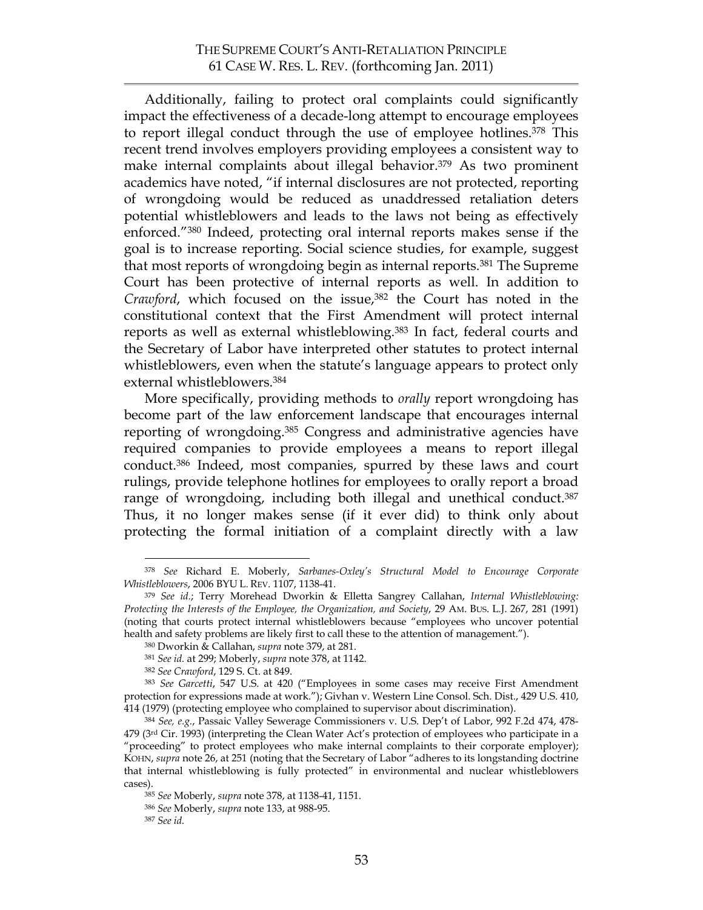Additionally, failing to protect oral complaints could significantly impact the effectiveness of a decade-long attempt to encourage employees to report illegal conduct through the use of employee hotlines.[378] This recent trend involves employers providing employees a consistent way to make internal complaints about illegal behavior.[379] As two prominent academics have noted, "if internal disclosures are not protected, reporting of wrongdoing would be reduced as unaddressed retaliation deters potential whistleblowers and leads to the laws not being as effectively enforced."[380] Indeed, protecting oral internal reports makes sense if the goal is to increase reporting. Social science studies, for example, suggest that most reports of wrongdoing begin as internal reports.[381] The Supreme Court has been protective of internal reports as well. In addition to *Crawford*, which focused on the issue,[382] the Court has noted in the constitutional context that the First Amendment will protect internal reports as well as external whistleblowing.[383] In fact, federal courts and the Secretary of Labor have interpreted other statutes to protect internal whistleblowers, even when the statute's language appears to protect only external whistleblowers.[384]

More specifically, providing methods to *orally* report wrongdoing has become part of the law enforcement landscape that encourages internal reporting of wrongdoing.[385] Congress and administrative agencies have required companies to provide employees a means to report illegal conduct.[386] Indeed, most companies, spurred by these laws and court rulings, provide telephone hotlines for employees to orally report a broad range of wrongdoing, including both illegal and unethical conduct.[387] Thus, it no longer makes sense (if it ever did) to think only about protecting the formal initiation of a complaint directly with a law

---

[378] *See* Richard E. Moberly, *Sarbanes-Oxley's Structural Model to Encourage Corporate Whistleblowers*, 2006 BYU L. REV. 1107, 1138-41.

[379] *See id.*; Terry Morehead Dworkin & Elletta Sangrey Callahan, *Internal Whistleblowing: Protecting the Interests of the Employee, the Organization, and Society*, 29 AM. BUS. L.J. 267, 281 (1991) (noting that courts protect internal whistleblowers because "employees who uncover potential health and safety problems are likely first to call these to the attention of management.").

[380] Dworkin & Callahan, *supra* note 379, at 281.

[381] *See id.* at 299; Moberly, *supra* note 378, at 1142.

[382] *See Crawford*, 129 S. Ct. at 849.

[383] *See Garcetti*, 547 U.S. at 420 ("Employees in some cases may receive First Amendment protection for expressions made at work."); Givhan v. Western Line Consol. Sch. Dist., 429 U.S. 410, 414 (1979) (protecting employee who complained to supervisor about discrimination).

[384] *See, e.g.*, Passaic Valley Sewerage Commissioners v. U.S. Dep't of Labor, 992 F.2d 474, 478-479 (3rd Cir. 1993) (interpreting the Clean Water Act's protection of employees who participate in a "proceeding" to protect employees who make internal complaints to their corporate employer); KOHN, *supra* note 26, at 251 (noting that the Secretary of Labor "adheres to its longstanding doctrine that internal whistleblowing is fully protected" in environmental and nuclear whistleblowers cases).

[385] *See* Moberly, *supra* note 378, at 1138-41, 1151.

[386] *See* Moberly, *supra* note 133, at 988-95.

[387] *See id.*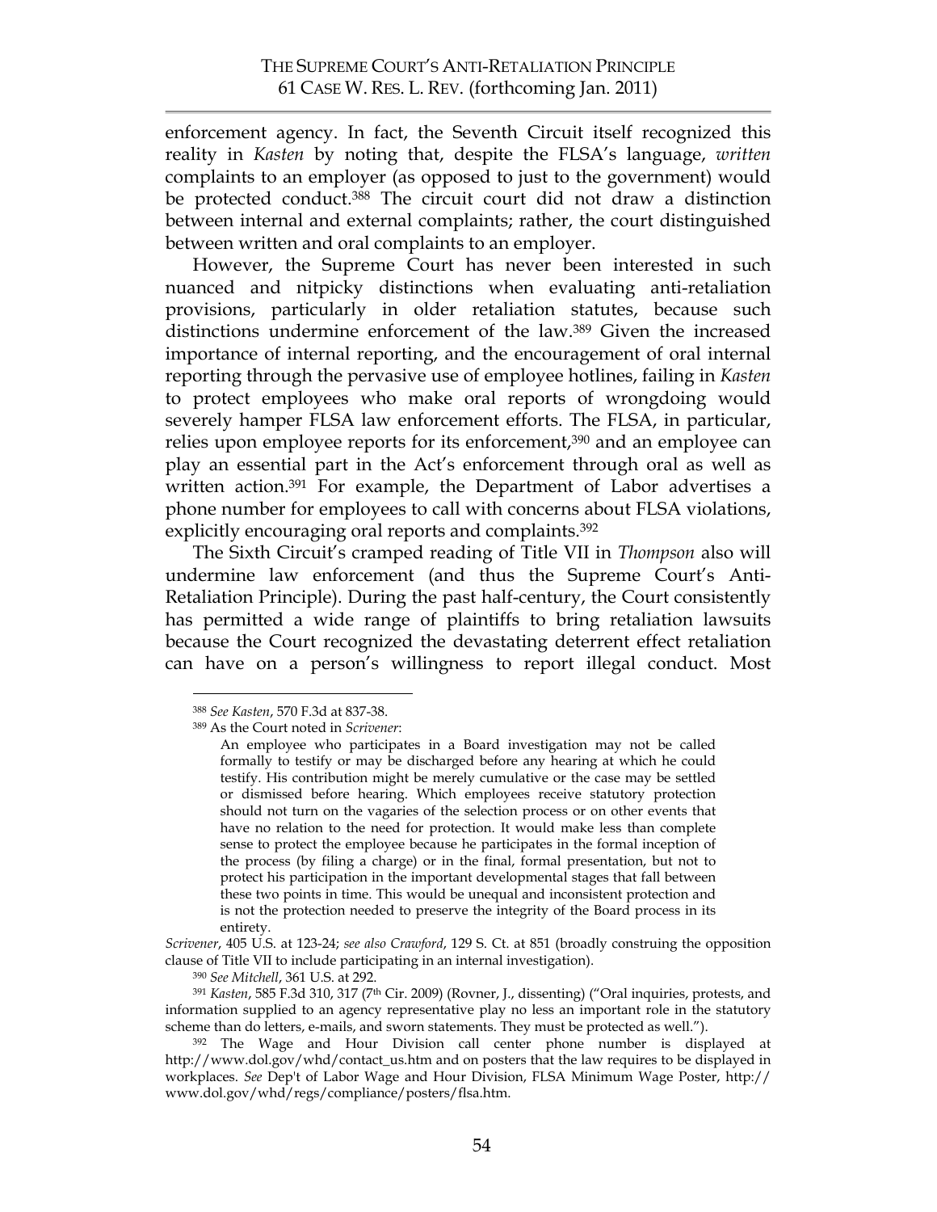enforcement agency. In fact, the Seventh Circuit itself recognized this reality in *Kasten* by noting that, despite the FLSA's language, *written* complaints to an employer (as opposed to just to the government) would be protected conduct.[388] The circuit court did not draw a distinction between internal and external complaints; rather, the court distinguished between written and oral complaints to an employer.

However, the Supreme Court has never been interested in such nuanced and nitpicky distinctions when evaluating anti-retaliation provisions, particularly in older retaliation statutes, because such distinctions undermine enforcement of the law.[389] Given the increased importance of internal reporting, and the encouragement of oral internal reporting through the pervasive use of employee hotlines, failing in *Kasten* to protect employees who make oral reports of wrongdoing would severely hamper FLSA law enforcement efforts. The FLSA, in particular, relies upon employee reports for its enforcement,[390] and an employee can play an essential part in the Act's enforcement through oral as well as written action.[391] For example, the Department of Labor advertises a phone number for employees to call with concerns about FLSA violations, explicitly encouraging oral reports and complaints.[392]

The Sixth Circuit's cramped reading of Title VII in *Thompson* also will undermine law enforcement (and thus the Supreme Court's Anti-Retaliation Principle). During the past half-century, the Court consistently has permitted a wide range of plaintiffs to bring retaliation lawsuits because the Court recognized the devastating deterrent effect retaliation can have on a person's willingness to report illegal conduct. Most

---

[388] *See Kasten*, 570 F.3d at 837-38.

[389] As the Court noted in *Scrivener*:

> An employee who participates in a Board investigation may not be called formally to testify or may be discharged before any hearing at which he could testify. His contribution might be merely cumulative or the case may be settled or dismissed before hearing. Which employees receive statutory protection should not turn on the vagaries of the selection process or on other events that have no relation to the need for protection. It would make less than complete sense to protect the employee because he participates in the formal inception of the process (by filing a charge) or in the final, formal presentation, but not to protect his participation in the important developmental stages that fall between these two points in time. This would be unequal and inconsistent protection and is not the protection needed to preserve the integrity of the Board process in its entirety.

*Scrivener*, 405 U.S. at 123-24; *see also Crawford*, 129 S. Ct. at 851 (broadly construing the opposition clause of Title VII to include participating in an internal investigation).

[390] *See Mitchell*, 361 U.S. at 292.

[391] *Kasten*, 585 F.3d 310, 317 (7th Cir. 2009) (Rovner, J., dissenting) ("Oral inquiries, protests, and information supplied to an agency representative play no less an important role in the statutory scheme than do letters, e-mails, and sworn statements. They must be protected as well.").

[392] The Wage and Hour Division call center phone number is displayed at http://www.dol.gov/whd/contact_us.htm and on posters that the law requires to be displayed in workplaces. *See* Dep't of Labor Wage and Hour Division, FLSA Minimum Wage Poster, http://www.dol.gov/whd/regs/compliance/posters/flsa.htm.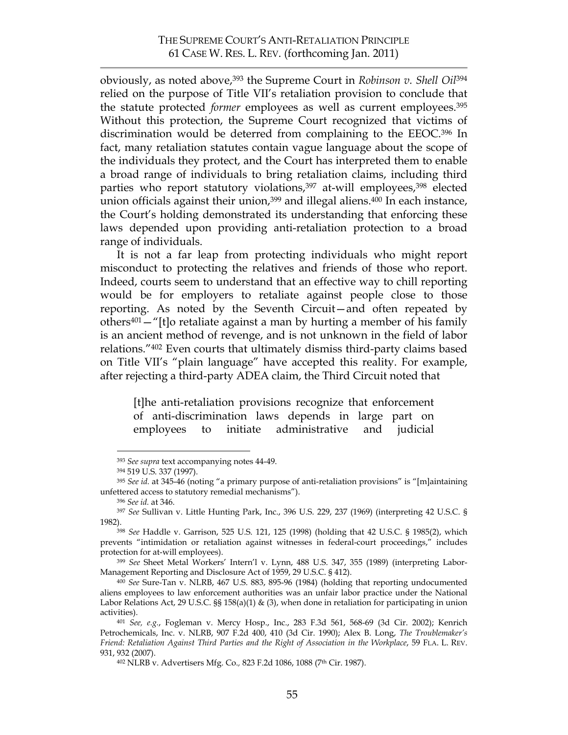obviously, as noted above,[393] the Supreme Court in *Robinson v. Shell Oil*[394] relied on the purpose of Title VII's retaliation provision to conclude that the statute protected *former* employees as well as current employees.[395] Without this protection, the Supreme Court recognized that victims of discrimination would be deterred from complaining to the EEOC.[396] In fact, many retaliation statutes contain vague language about the scope of the individuals they protect, and the Court has interpreted them to enable a broad range of individuals to bring retaliation claims, including third parties who report statutory violations,[397] at-will employees,[398] elected union officials against their union,[399] and illegal aliens.[400] In each instance, the Court's holding demonstrated its understanding that enforcing these laws depended upon providing anti-retaliation protection to a broad range of individuals.

It is not a far leap from protecting individuals who might report misconduct to protecting the relatives and friends of those who report. Indeed, courts seem to understand that an effective way to chill reporting would be for employers to retaliate against people close to those reporting. As noted by the Seventh Circuit—and often repeated by others[401]—"[t]o retaliate against a man by hurting a member of his family is an ancient method of revenge, and is not unknown in the field of labor relations."[402] Even courts that ultimately dismiss third-party claims based on Title VII's "plain language" have accepted this reality. For example, after rejecting a third-party ADEA claim, the Third Circuit noted that

> [t]he anti-retaliation provisions recognize that enforcement of anti-discrimination laws depends in large part on employees to initiate administrative and judicial

---

[393] *See supra* text accompanying notes 44-49.

[394] 519 U.S. 337 (1997).

[395] *See id.* at 345-46 (noting "a primary purpose of anti-retaliation provisions" is "[m]aintaining unfettered access to statutory remedial mechanisms").

[396] *See id.* at 346.

[397] *See* Sullivan v. Little Hunting Park, Inc., 396 U.S. 229, 237 (1969) (interpreting 42 U.S.C. § 1982).

[398] *See* Haddle v. Garrison, 525 U.S. 121, 125 (1998) (holding that 42 U.S.C. § 1985(2), which prevents "intimidation or retaliation against witnesses in federal-court proceedings," includes protection for at-will employees).

[399] *See* Sheet Metal Workers' Intern'l v. Lynn, 488 U.S. 347, 355 (1989) (interpreting Labor-Management Reporting and Disclosure Act of 1959, 29 U.S.C. § 412).

[400] *See* Sure-Tan v. NLRB, 467 U.S. 883, 895-96 (1984) (holding that reporting undocumented aliens employees to law enforcement authorities was an unfair labor practice under the National Labor Relations Act, 29 U.S.C. §§ 158(a)(1) & (3), when done in retaliation for participating in union activities).

[401] *See, e.g.*, Fogleman v. Mercy Hosp., Inc., 283 F.3d 561, 568-69 (3d Cir. 2002); Kenrich Petrochemicals, Inc. v. NLRB, 907 F.2d 400, 410 (3d Cir. 1990); Alex B. Long, *The Troublemaker's Friend: Retaliation Against Third Parties and the Right of Association in the Workplace*, 59 FLA. L. REV. 931, 932 (2007).

[402] NLRB v. Advertisers Mfg. Co., 823 F.2d 1086, 1088 (7th Cir. 1987).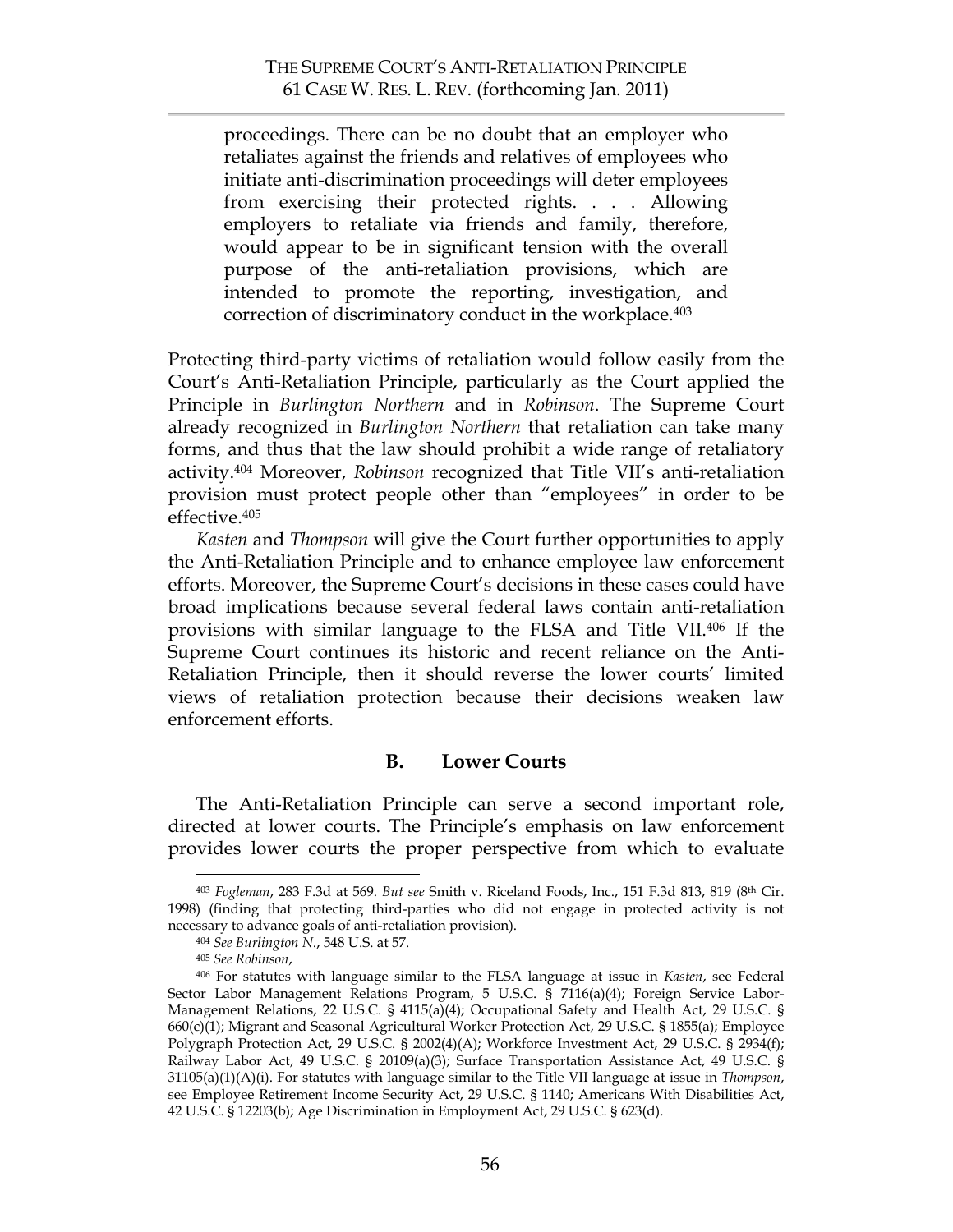> proceedings. There can be no doubt that an employer who retaliates against the friends and relatives of employees who initiate anti-discrimination proceedings will deter employees from exercising their protected rights. . . . Allowing employers to retaliate via friends and family, therefore, would appear to be in significant tension with the overall purpose of the anti-retaliation provisions, which are intended to promote the reporting, investigation, and correction of discriminatory conduct in the workplace.[403]

Protecting third-party victims of retaliation would follow easily from the Court's Anti-Retaliation Principle, particularly as the Court applied the Principle in *Burlington Northern* and in *Robinson*. The Supreme Court already recognized in *Burlington Northern* that retaliation can take many forms, and thus that the law should prohibit a wide range of retaliatory activity.[404] Moreover, *Robinson* recognized that Title VII's anti-retaliation provision must protect people other than "employees" in order to be effective.[405]

*Kasten* and *Thompson* will give the Court further opportunities to apply the Anti-Retaliation Principle and to enhance employee law enforcement efforts. Moreover, the Supreme Court's decisions in these cases could have broad implications because several federal laws contain anti-retaliation provisions with similar language to the FLSA and Title VII.[406] If the Supreme Court continues its historic and recent reliance on the Anti-Retaliation Principle, then it should reverse the lower courts' limited views of retaliation protection because their decisions weaken law enforcement efforts.

## B. Lower Courts

The Anti-Retaliation Principle can serve a second important role, directed at lower courts. The Principle's emphasis on law enforcement provides lower courts the proper perspective from which to evaluate

---

[403] *Fogleman*, 283 F.3d at 569. *But see* Smith v. Riceland Foods, Inc., 151 F.3d 813, 819 (8th Cir. 1998) (finding that protecting third-parties who did not engage in protected activity is not necessary to advance goals of anti-retaliation provision).

[404] *See Burlington N.*, 548 U.S. at 57.

[405] *See Robinson*,

[406] For statutes with language similar to the FLSA language at issue in *Kasten*, see Federal Sector Labor Management Relations Program, 5 U.S.C. § 7116(a)(4); Foreign Service Labor-Management Relations, 22 U.S.C. § 4115(a)(4); Occupational Safety and Health Act, 29 U.S.C. § 660(c)(1); Migrant and Seasonal Agricultural Worker Protection Act, 29 U.S.C. § 1855(a); Employee Polygraph Protection Act, 29 U.S.C. § 2002(4)(A); Workforce Investment Act, 29 U.S.C. § 2934(f); Railway Labor Act, 49 U.S.C. § 20109(a)(3); Surface Transportation Assistance Act, 49 U.S.C. § 31105(a)(1)(A)(i). For statutes with language similar to the Title VII language at issue in *Thompson*, see Employee Retirement Income Security Act, 29 U.S.C. § 1140; Americans With Disabilities Act, 42 U.S.C. § 12203(b); Age Discrimination in Employment Act, 29 U.S.C. § 623(d).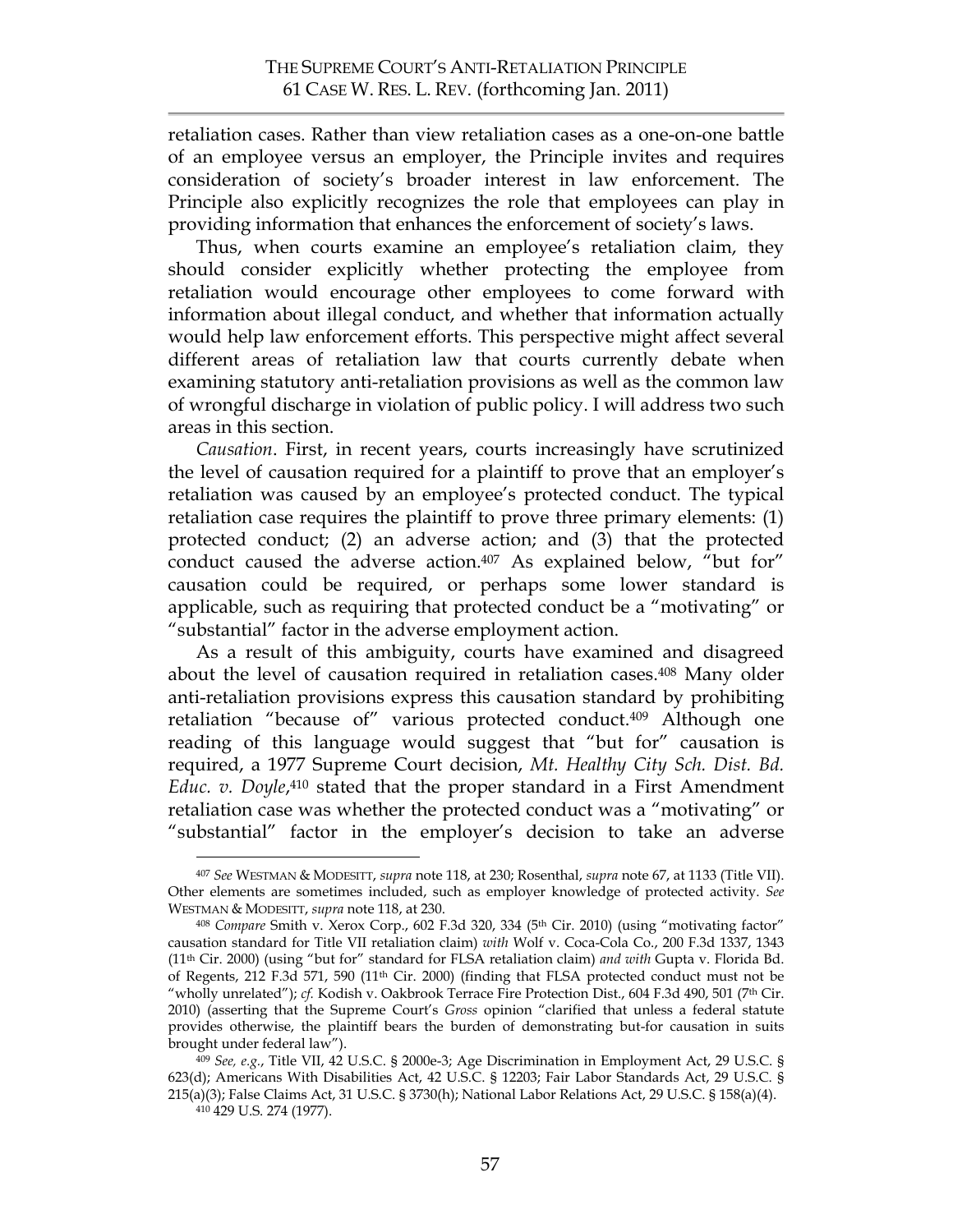retaliation cases. Rather than view retaliation cases as a one-on-one battle of an employee versus an employer, the Principle invites and requires consideration of society's broader interest in law enforcement. The Principle also explicitly recognizes the role that employees can play in providing information that enhances the enforcement of society's laws.

Thus, when courts examine an employee's retaliation claim, they should consider explicitly whether protecting the employee from retaliation would encourage other employees to come forward with information about illegal conduct, and whether that information actually would help law enforcement efforts. This perspective might affect several different areas of retaliation law that courts currently debate when examining statutory anti-retaliation provisions as well as the common law of wrongful discharge in violation of public policy. I will address two such areas in this section.

*Causation*. First, in recent years, courts increasingly have scrutinized the level of causation required for a plaintiff to prove that an employer's retaliation was caused by an employee's protected conduct. The typical retaliation case requires the plaintiff to prove three primary elements: (1) protected conduct; (2) an adverse action; and (3) that the protected conduct caused the adverse action.[407] As explained below, "but for" causation could be required, or perhaps some lower standard is applicable, such as requiring that protected conduct be a "motivating" or "substantial" factor in the adverse employment action.

As a result of this ambiguity, courts have examined and disagreed about the level of causation required in retaliation cases.[408] Many older anti-retaliation provisions express this causation standard by prohibiting retaliation "because of" various protected conduct.[409] Although one reading of this language would suggest that "but for" causation is required, a 1977 Supreme Court decision, *Mt. Healthy City Sch. Dist. Bd. Educ. v. Doyle*,[410] stated that the proper standard in a First Amendment retaliation case was whether the protected conduct was a "motivating" or "substantial" factor in the employer's decision to take an adverse

---

[407] *See* WESTMAN & MODESITT, *supra* note 118, at 230; Rosenthal, *supra* note 67, at 1133 (Title VII). Other elements are sometimes included, such as employer knowledge of protected activity. *See* WESTMAN & MODESITT, *supra* note 118, at 230.

[408] *Compare* Smith v. Xerox Corp., 602 F.3d 320, 334 (5th Cir. 2010) (using "motivating factor" causation standard for Title VII retaliation claim) *with* Wolf v. Coca-Cola Co., 200 F.3d 1337, 1343 (11th Cir. 2000) (using "but for" standard for FLSA retaliation claim) *and with* Gupta v. Florida Bd. of Regents, 212 F.3d 571, 590 (11th Cir. 2000) (finding that FLSA protected conduct must not be "wholly unrelated"); *cf.* Kodish v. Oakbrook Terrace Fire Protection Dist., 604 F.3d 490, 501 (7th Cir. 2010) (asserting that the Supreme Court's *Gross* opinion "clarified that unless a federal statute provides otherwise, the plaintiff bears the burden of demonstrating but-for causation in suits brought under federal law").

[409] *See, e.g.*, Title VII, 42 U.S.C. § 2000e-3; Age Discrimination in Employment Act, 29 U.S.C. § 623(d); Americans With Disabilities Act, 42 U.S.C. § 12203; Fair Labor Standards Act, 29 U.S.C. § 215(a)(3); False Claims Act, 31 U.S.C. § 3730(h); National Labor Relations Act, 29 U.S.C. § 158(a)(4).

[410] 429 U.S. 274 (1977).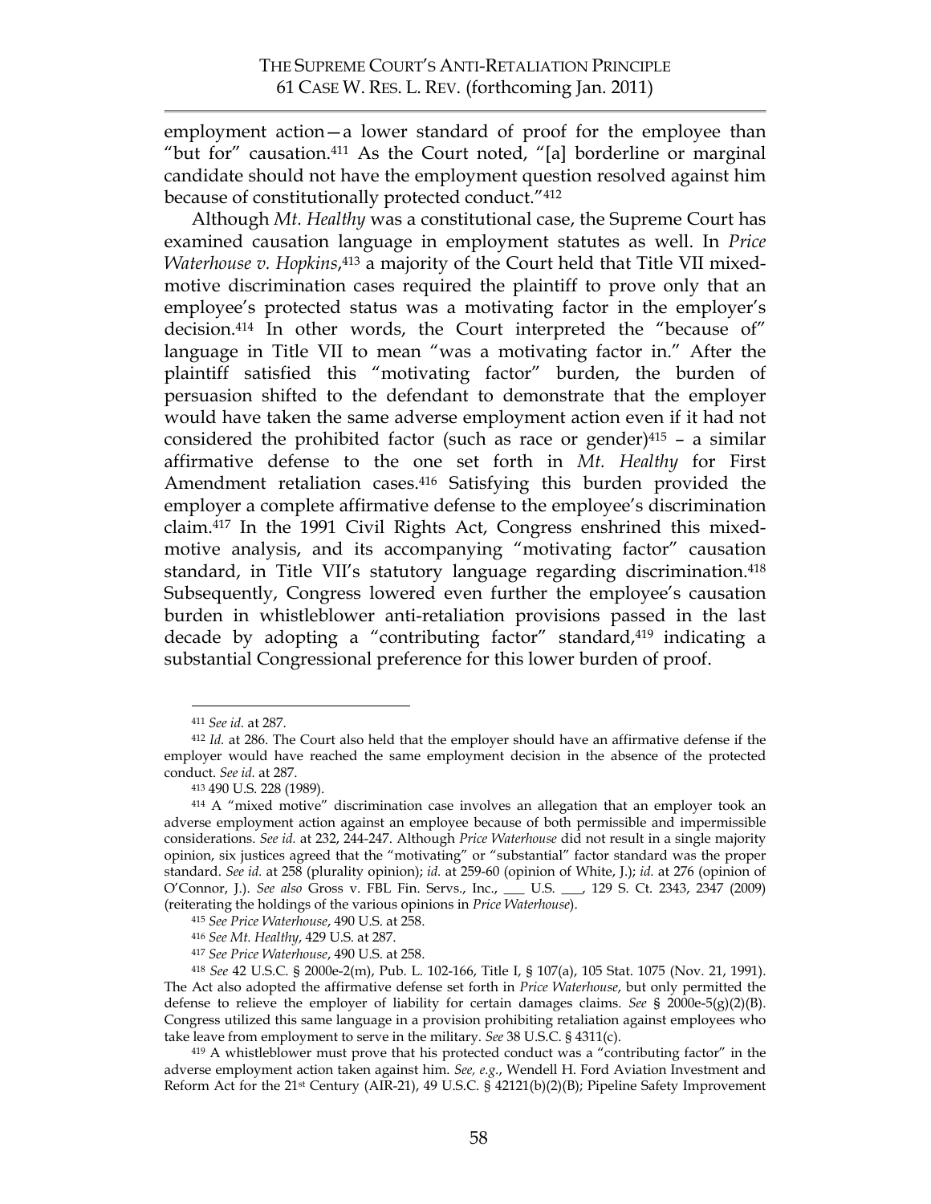employment action—a lower standard of proof for the employee than "but for" causation.[411] As the Court noted, "[a] borderline or marginal candidate should not have the employment question resolved against him because of constitutionally protected conduct."[412]

Although *Mt. Healthy* was a constitutional case, the Supreme Court has examined causation language in employment statutes as well. In *Price Waterhouse v. Hopkins*,[413] a majority of the Court held that Title VII mixed-motive discrimination cases required the plaintiff to prove only that an employee's protected status was a motivating factor in the employer's decision.[414] In other words, the Court interpreted the "because of" language in Title VII to mean "was a motivating factor in." After the plaintiff satisfied this "motivating factor" burden, the burden of persuasion shifted to the defendant to demonstrate that the employer would have taken the same adverse employment action even if it had not considered the prohibited factor (such as race or gender)[415] – a similar affirmative defense to the one set forth in *Mt. Healthy* for First Amendment retaliation cases.[416] Satisfying this burden provided the employer a complete affirmative defense to the employee's discrimination claim.[417] In the 1991 Civil Rights Act, Congress enshrined this mixed-motive analysis, and its accompanying "motivating factor" causation standard, in Title VII's statutory language regarding discrimination.[418] Subsequently, Congress lowered even further the employee's causation burden in whistleblower anti-retaliation provisions passed in the last decade by adopting a "contributing factor" standard,[419] indicating a substantial Congressional preference for this lower burden of proof.

---

[411] *See id.* at 287.

[412] *Id.* at 286. The Court also held that the employer should have an affirmative defense if the employer would have reached the same employment decision in the absence of the protected conduct. *See id.* at 287.

[413] 490 U.S. 228 (1989).

[414] A "mixed motive" discrimination case involves an allegation that an employer took an adverse employment action against an employee because of both permissible and impermissible considerations. *See id.* at 232, 244-247. Although *Price Waterhouse* did not result in a single majority opinion, six justices agreed that the "motivating" or "substantial" factor standard was the proper standard. *See id.* at 258 (plurality opinion); *id.* at 259-60 (opinion of White, J.); *id.* at 276 (opinion of O'Connor, J.). *See also* Gross v. FBL Fin. Servs., Inc., ___ U.S. ___, 129 S. Ct. 2343, 2347 (2009) (reiterating the holdings of the various opinions in *Price Waterhouse*).

[415] *See Price Waterhouse*, 490 U.S. at 258.

[416] *See Mt. Healthy*, 429 U.S. at 287.

[417] *See Price Waterhouse*, 490 U.S. at 258.

[418] *See* 42 U.S.C. § 2000e-2(m), Pub. L. 102-166, Title I, § 107(a), 105 Stat. 1075 (Nov. 21, 1991). The Act also adopted the affirmative defense set forth in *Price Waterhouse*, but only permitted the defense to relieve the employer of liability for certain damages claims. *See* § 2000e-5(g)(2)(B). Congress utilized this same language in a provision prohibiting retaliation against employees who take leave from employment to serve in the military. *See* 38 U.S.C. § 4311(c).

[419] A whistleblower must prove that his protected conduct was a "contributing factor" in the adverse employment action taken against him. *See, e.g.*, Wendell H. Ford Aviation Investment and Reform Act for the 21st Century (AIR-21), 49 U.S.C. § 42121(b)(2)(B); Pipeline Safety Improvement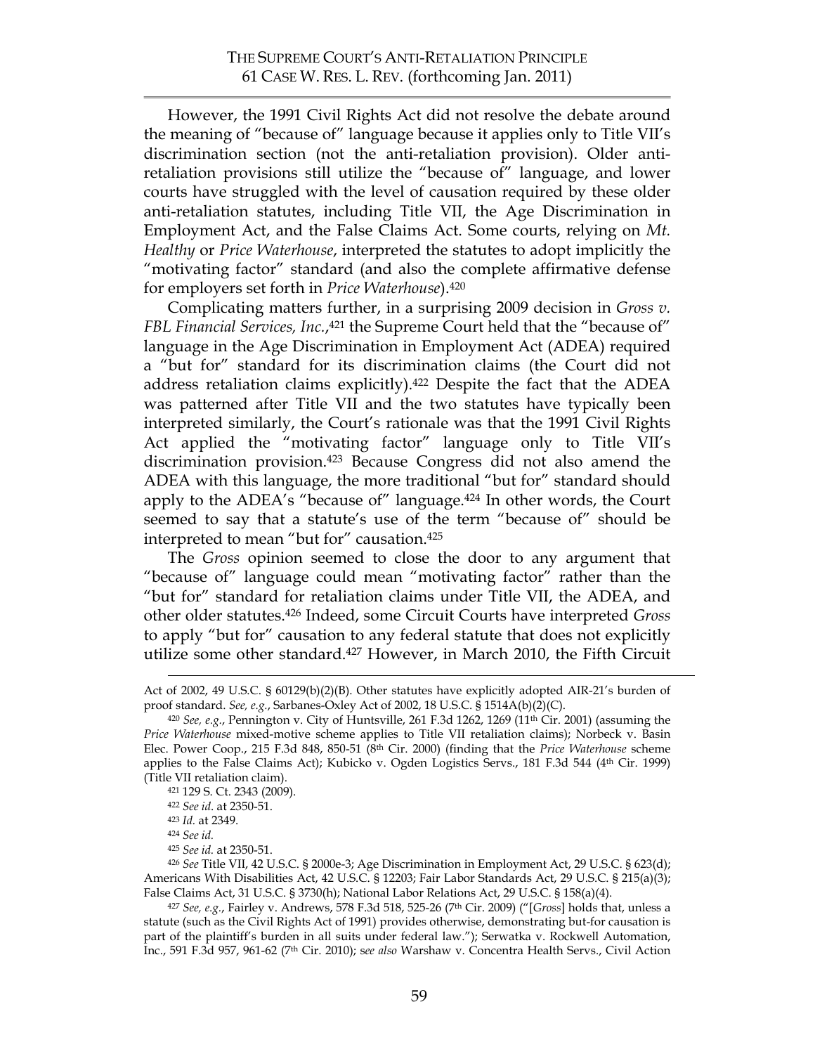However, the 1991 Civil Rights Act did not resolve the debate around the meaning of "because of" language because it applies only to Title VII's discrimination section (not the anti-retaliation provision). Older anti-retaliation provisions still utilize the "because of" language, and lower courts have struggled with the level of causation required by these older anti-retaliation statutes, including Title VII, the Age Discrimination in Employment Act, and the False Claims Act. Some courts, relying on *Mt. Healthy* or *Price Waterhouse*, interpreted the statutes to adopt implicitly the "motivating factor" standard (and also the complete affirmative defense for employers set forth in *Price Waterhouse*).[420]

Complicating matters further, in a surprising 2009 decision in *Gross v. FBL Financial Services, Inc.*,[421] the Supreme Court held that the "because of" language in the Age Discrimination in Employment Act (ADEA) required a "but for" standard for its discrimination claims (the Court did not address retaliation claims explicitly).[422] Despite the fact that the ADEA was patterned after Title VII and the two statutes have typically been interpreted similarly, the Court's rationale was that the 1991 Civil Rights Act applied the "motivating factor" language only to Title VII's discrimination provision.[423] Because Congress did not also amend the ADEA with this language, the more traditional "but for" standard should apply to the ADEA's "because of" language.[424] In other words, the Court seemed to say that a statute's use of the term "because of" should be interpreted to mean "but for" causation.[425]

The *Gross* opinion seemed to close the door to any argument that "because of" language could mean "motivating factor" rather than the "but for" standard for retaliation claims under Title VII, the ADEA, and other older statutes.[426] Indeed, some Circuit Courts have interpreted *Gross* to apply "but for" causation to any federal statute that does not explicitly utilize some other standard.[427] However, in March 2010, the Fifth Circuit

---

Act of 2002, 49 U.S.C. § 60129(b)(2)(B). Other statutes have explicitly adopted AIR-21's burden of proof standard. *See, e.g.*, Sarbanes-Oxley Act of 2002, 18 U.S.C. § 1514A(b)(2)(C).

[420] *See, e.g.*, Pennington v. City of Huntsville, 261 F.3d 1262, 1269 (11th Cir. 2001) (assuming the *Price Waterhouse* mixed-motive scheme applies to Title VII retaliation claims); Norbeck v. Basin Elec. Power Coop., 215 F.3d 848, 850-51 (8th Cir. 2000) (finding that the *Price Waterhouse* scheme applies to the False Claims Act); Kubicko v. Ogden Logistics Servs., 181 F.3d 544 (4th Cir. 1999) (Title VII retaliation claim).

[421] 129 S. Ct. 2343 (2009).

[422] *See id*. at 2350-51.

[423] *Id.* at 2349.

[424] *See id.*

[425] *See id.* at 2350-51.

[426] *See* Title VII, 42 U.S.C. § 2000e-3; Age Discrimination in Employment Act, 29 U.S.C. § 623(d); Americans With Disabilities Act, 42 U.S.C. § 12203; Fair Labor Standards Act, 29 U.S.C. § 215(a)(3); False Claims Act, 31 U.S.C. § 3730(h); National Labor Relations Act, 29 U.S.C. § 158(a)(4).

[427] *See, e.g.*, Fairley v. Andrews, 578 F.3d 518, 525-26 (7th Cir. 2009) ("[*Gross*] holds that, unless a statute (such as the Civil Rights Act of 1991) provides otherwise, demonstrating but-for causation is part of the plaintiff's burden in all suits under federal law."); Serwatka v. Rockwell Automation, Inc., 591 F.3d 957, 961-62 (7th Cir. 2010); *see also* Warshaw v. Concentra Health Servs., Civil Action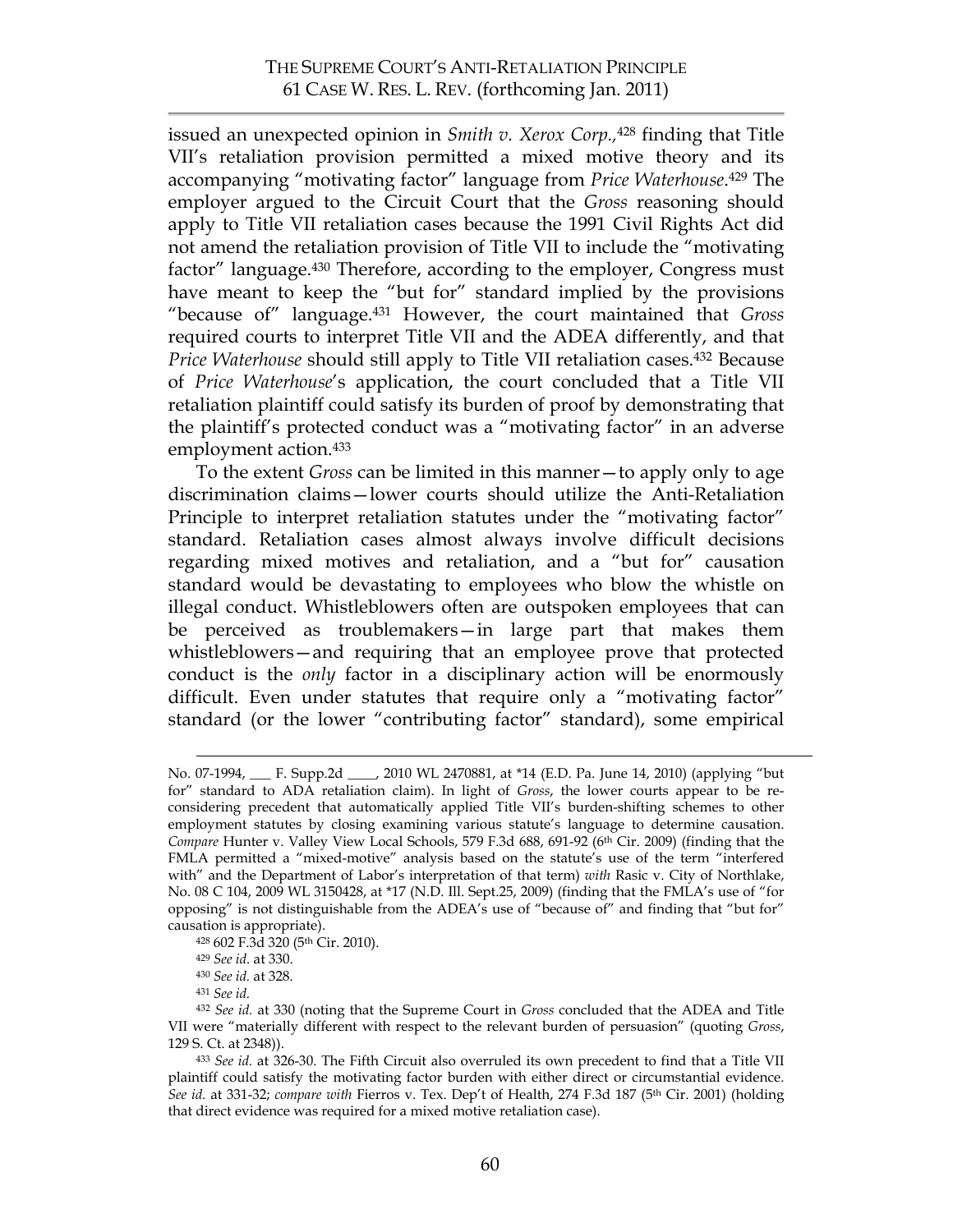issued an unexpected opinion in *Smith v. Xerox Corp.*,[428] finding that Title VII's retaliation provision permitted a mixed motive theory and its accompanying "motivating factor" language from *Price Waterhouse*.[429] The employer argued to the Circuit Court that the *Gross* reasoning should apply to Title VII retaliation cases because the 1991 Civil Rights Act did not amend the retaliation provision of Title VII to include the "motivating factor" language.[430] Therefore, according to the employer, Congress must have meant to keep the "but for" standard implied by the provisions "because of" language.[431] However, the court maintained that *Gross* required courts to interpret Title VII and the ADEA differently, and that *Price Waterhouse* should still apply to Title VII retaliation cases.[432] Because of *Price Waterhouse*'s application, the court concluded that a Title VII retaliation plaintiff could satisfy its burden of proof by demonstrating that the plaintiff's protected conduct was a "motivating factor" in an adverse employment action.[433]

To the extent *Gross* can be limited in this manner—to apply only to age discrimination claims—lower courts should utilize the Anti-Retaliation Principle to interpret retaliation statutes under the "motivating factor" standard. Retaliation cases almost always involve difficult decisions regarding mixed motives and retaliation, and a "but for" causation standard would be devastating to employees who blow the whistle on illegal conduct. Whistleblowers often are outspoken employees that can be perceived as troublemakers—in large part that makes them whistleblowers—and requiring that an employee prove that protected conduct is the *only* factor in a disciplinary action will be enormously difficult. Even under statutes that require only a "motivating factor" standard (or the lower "contributing factor" standard), some empirical

---

No. 07-1994, ___ F. Supp.2d ____, 2010 WL 2470881, at *14 (E.D. Pa. June 14, 2010) (applying "but for" standard to ADA retaliation claim). In light of *Gross*, the lower courts appear to be re-considering precedent that automatically applied Title VII's burden-shifting schemes to other employment statutes by closing examining various statute's language to determine causation. *Compare* Hunter v. Valley View Local Schools, 579 F.3d 688, 691-92 (6th Cir. 2009) (finding that the FMLA permitted a "mixed-motive" analysis based on the statute's use of the term "interfered with" and the Department of Labor's interpretation of that term) *with* Rasic v. City of Northlake, No. 08 C 104, 2009 WL 3150428, at *17 (N.D. Ill. Sept.25, 2009) (finding that the FMLA's use of "for opposing" is not distinguishable from the ADEA's use of "because of" and finding that "but for" causation is appropriate).

[428] 602 F.3d 320 (5th Cir. 2010).

[429] *See id*. at 330.

[430] *See id.* at 328.

[431] *See id.*

[432] *See id.* at 330 (noting that the Supreme Court in *Gross* concluded that the ADEA and Title VII were "materially different with respect to the relevant burden of persuasion" (quoting *Gross*, 129 S. Ct. at 2348)).

[433] *See id.* at 326-30. The Fifth Circuit also overruled its own precedent to find that a Title VII plaintiff could satisfy the motivating factor burden with either direct or circumstantial evidence. *See id.* at 331-32; *compare with* Fierros v. Tex. Dep't of Health, 274 F.3d 187 (5th Cir. 2001) (holding that direct evidence was required for a mixed motive retaliation case).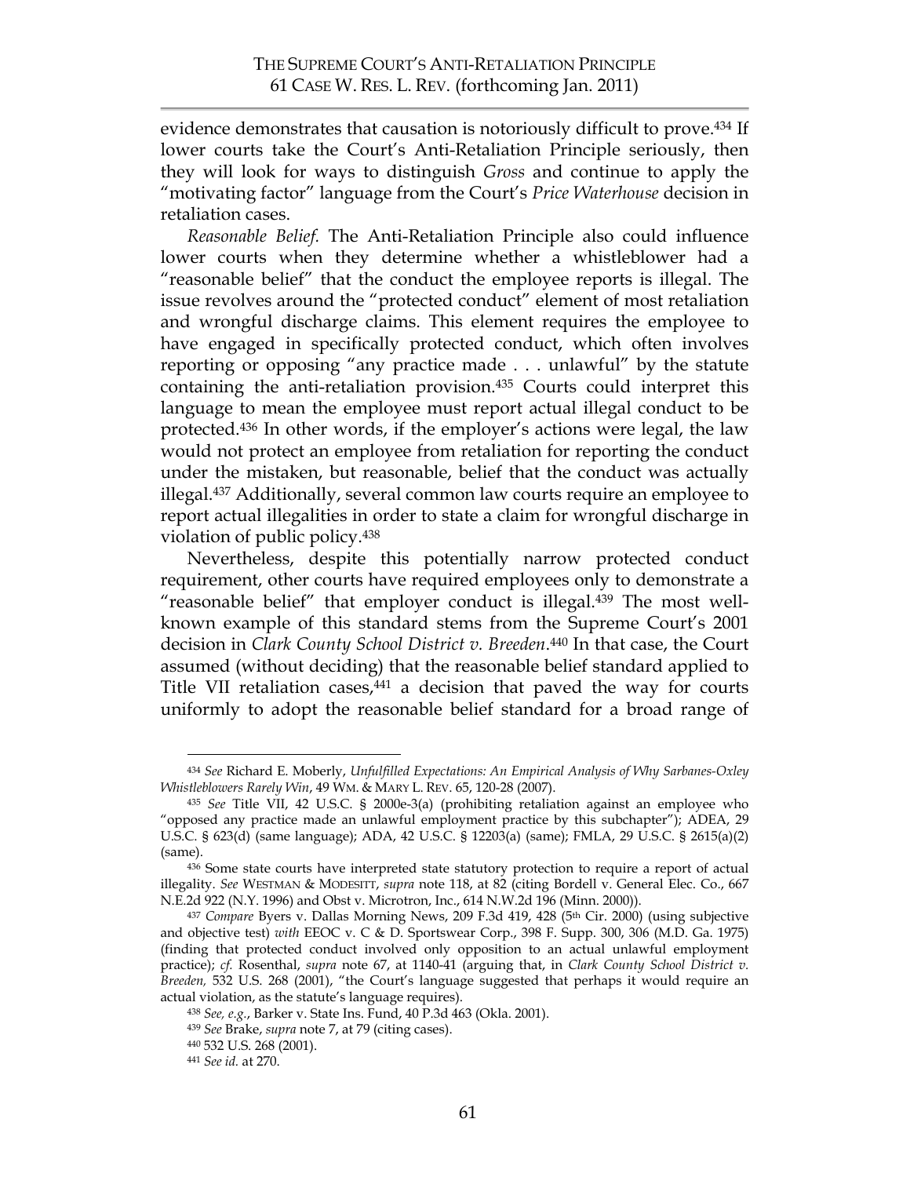evidence demonstrates that causation is notoriously difficult to prove.[434] If lower courts take the Court's Anti-Retaliation Principle seriously, then they will look for ways to distinguish *Gross* and continue to apply the "motivating factor" language from the Court's *Price Waterhouse* decision in retaliation cases.

*Reasonable Belief.* The Anti-Retaliation Principle also could influence lower courts when they determine whether a whistleblower had a "reasonable belief" that the conduct the employee reports is illegal. The issue revolves around the "protected conduct" element of most retaliation and wrongful discharge claims. This element requires the employee to have engaged in specifically protected conduct, which often involves reporting or opposing "any practice made . . . unlawful" by the statute containing the anti-retaliation provision.[435] Courts could interpret this language to mean the employee must report actual illegal conduct to be protected.[436] In other words, if the employer's actions were legal, the law would not protect an employee from retaliation for reporting the conduct under the mistaken, but reasonable, belief that the conduct was actually illegal.[437] Additionally, several common law courts require an employee to report actual illegalities in order to state a claim for wrongful discharge in violation of public policy.[438]

Nevertheless, despite this potentially narrow protected conduct requirement, other courts have required employees only to demonstrate a "reasonable belief" that employer conduct is illegal.[439] The most well-known example of this standard stems from the Supreme Court's 2001 decision in *Clark County School District v. Breeden*.[440] In that case, the Court assumed (without deciding) that the reasonable belief standard applied to Title VII retaliation cases,[441] a decision that paved the way for courts uniformly to adopt the reasonable belief standard for a broad range of

---

[434] *See* Richard E. Moberly, *Unfulfilled Expectations: An Empirical Analysis of Why Sarbanes-Oxley Whistleblowers Rarely Win*, 49 WM. & MARY L. REV. 65, 120-28 (2007).

[435] *See* Title VII, 42 U.S.C. § 2000e-3(a) (prohibiting retaliation against an employee who "opposed any practice made an unlawful employment practice by this subchapter"); ADEA, 29 U.S.C. § 623(d) (same language); ADA, 42 U.S.C. § 12203(a) (same); FMLA, 29 U.S.C. § 2615(a)(2) (same).

[436] Some state courts have interpreted state statutory protection to require a report of actual illegality. *See* WESTMAN & MODESITT, *supra* note 118, at 82 (citing Bordell v. General Elec. Co., 667 N.E.2d 922 (N.Y. 1996) and Obst v. Microtron, Inc., 614 N.W.2d 196 (Minn. 2000)).

[437] *Compare* Byers v. Dallas Morning News, 209 F.3d 419, 428 (5th Cir. 2000) (using subjective and objective test) *with* EEOC v. C & D. Sportswear Corp., 398 F. Supp. 300, 306 (M.D. Ga. 1975) (finding that protected conduct involved only opposition to an actual unlawful employment practice); *cf.* Rosenthal, *supra* note 67, at 1140-41 (arguing that, in *Clark County School District v. Breeden,* 532 U.S. 268 (2001), "the Court's language suggested that perhaps it would require an actual violation, as the statute's language requires).

[438] *See, e.g.*, Barker v. State Ins. Fund, 40 P.3d 463 (Okla. 2001).

[439] *See* Brake, *supra* note 7, at 79 (citing cases).

[440] 532 U.S. 268 (2001).

[441] *See id.* at 270.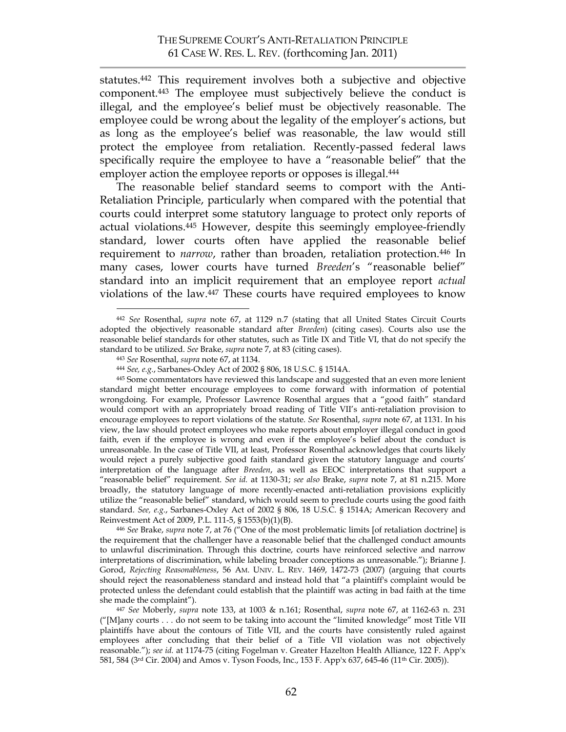statutes.[442] This requirement involves both a subjective and objective component.[443] The employee must subjectively believe the conduct is illegal, and the employee's belief must be objectively reasonable. The employee could be wrong about the legality of the employer's actions, but as long as the employee's belief was reasonable, the law would still protect the employee from retaliation. Recently-passed federal laws specifically require the employee to have a "reasonable belief" that the employer action the employee reports or opposes is illegal.[444]

The reasonable belief standard seems to comport with the Anti-Retaliation Principle, particularly when compared with the potential that courts could interpret some statutory language to protect only reports of actual violations.[445] However, despite this seemingly employee-friendly standard, lower courts often have applied the reasonable belief requirement to *narrow*, rather than broaden, retaliation protection.[446] In many cases, lower courts have turned *Breeden*'s "reasonable belief" standard into an implicit requirement that an employee report *actual* violations of the law.[447] These courts have required employees to know

---

[442] *See* Rosenthal, *supra* note 67, at 1129 n.7 (stating that all United States Circuit Courts adopted the objectively reasonable standard after *Breeden*) (citing cases). Courts also use the reasonable belief standards for other statutes, such as Title IX and Title VI, that do not specify the standard to be utilized. *See* Brake, *supra* note 7, at 83 (citing cases).

[443] *See* Rosenthal, *supra* note 67, at 1134.

[444] *See, e.g.*, Sarbanes-Oxley Act of 2002 § 806, 18 U.S.C. § 1514A.

[445] Some commentators have reviewed this landscape and suggested that an even more lenient standard might better encourage employees to come forward with information of potential wrongdoing. For example, Professor Lawrence Rosenthal argues that a "good faith" standard would comport with an appropriately broad reading of Title VII's anti-retaliation provision to encourage employees to report violations of the statute. *See* Rosenthal, *supra* note 67, at 1131. In his view, the law should protect employees who make reports about employer illegal conduct in good faith, even if the employee is wrong and even if the employee's belief about the conduct is unreasonable. In the case of Title VII, at least, Professor Rosenthal acknowledges that courts likely would reject a purely subjective good faith standard given the statutory language and courts' interpretation of the language after *Breeden*, as well as EEOC interpretations that support a "reasonable belief" requirement. *See id.* at 1130-31; *see also* Brake, *supra* note 7, at 81 n.215. More broadly, the statutory language of more recently-enacted anti-retaliation provisions explicitly utilize the "reasonable belief" standard, which would seem to preclude courts using the good faith standard. *See, e.g.*, Sarbanes-Oxley Act of 2002 § 806, 18 U.S.C. § 1514A; American Recovery and Reinvestment Act of 2009, P.L. 111-5, § 1553(b)(1)(B).

[446] *See* Brake, *supra* note 7, at 76 ("One of the most problematic limits [of retaliation doctrine] is the requirement that the challenger have a reasonable belief that the challenged conduct amounts to unlawful discrimination. Through this doctrine, courts have reinforced selective and narrow interpretations of discrimination, while labeling broader conceptions as unreasonable."); Brianne J. Gorod, *Rejecting Reasonableness*, 56 AM. UNIV. L. REV. 1469, 1472-73 (2007) (arguing that courts should reject the reasonableness standard and instead hold that "a plaintiff's complaint would be protected unless the defendant could establish that the plaintiff was acting in bad faith at the time she made the complaint").

[447] *See* Moberly, *supra* note 133, at 1003 & n.161; Rosenthal, *supra* note 67, at 1162-63 n. 231 ("[M]any courts . . . do not seem to be taking into account the "limited knowledge" most Title VII plaintiffs have about the contours of Title VII, and the courts have consistently ruled against employees after concluding that their belief of a Title VII violation was not objectively reasonable."); *see id.* at 1174-75 (citing Fogelman v. Greater Hazelton Health Alliance, 122 F. App'x 581, 584 (3rd Cir. 2004) and Amos v. Tyson Foods, Inc., 153 F. App'x 637, 645-46 (11th Cir. 2005)).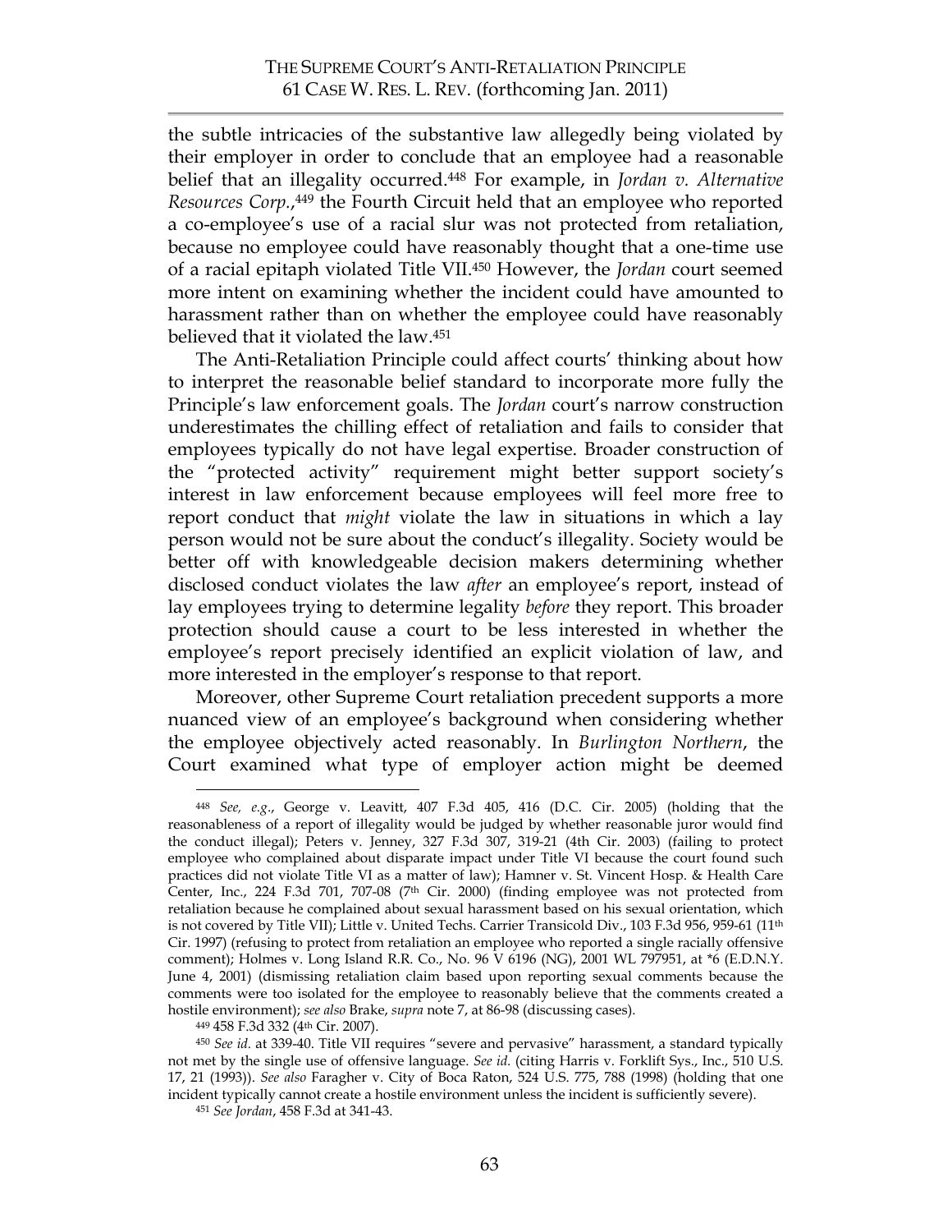the subtle intricacies of the substantive law allegedly being violated by their employer in order to conclude that an employee had a reasonable belief that an illegality occurred.[448] For example, in *Jordan v. Alternative Resources Corp.*,[449] the Fourth Circuit held that an employee who reported a co-employee's use of a racial slur was not protected from retaliation, because no employee could have reasonably thought that a one-time use of a racial epitaph violated Title VII.[450] However, the *Jordan* court seemed more intent on examining whether the incident could have amounted to harassment rather than on whether the employee could have reasonably believed that it violated the law.[451]

The Anti-Retaliation Principle could affect courts' thinking about how to interpret the reasonable belief standard to incorporate more fully the Principle's law enforcement goals. The *Jordan* court's narrow construction underestimates the chilling effect of retaliation and fails to consider that employees typically do not have legal expertise. Broader construction of the "protected activity" requirement might better support society's interest in law enforcement because employees will feel more free to report conduct that *might* violate the law in situations in which a lay person would not be sure about the conduct's illegality. Society would be better off with knowledgeable decision makers determining whether disclosed conduct violates the law *after* an employee's report, instead of lay employees trying to determine legality *before* they report. This broader protection should cause a court to be less interested in whether the employee's report precisely identified an explicit violation of law, and more interested in the employer's response to that report.

Moreover, other Supreme Court retaliation precedent supports a more nuanced view of an employee's background when considering whether the employee objectively acted reasonably. In *Burlington Northern*, the Court examined what type of employer action might be deemed

---

[448] *See, e.g.*, George v. Leavitt, 407 F.3d 405, 416 (D.C. Cir. 2005) (holding that the reasonableness of a report of illegality would be judged by whether reasonable juror would find the conduct illegal); Peters v. Jenney, 327 F.3d 307, 319-21 (4th Cir. 2003) (failing to protect employee who complained about disparate impact under Title VI because the court found such practices did not violate Title VI as a matter of law); Hamner v. St. Vincent Hosp. & Health Care Center, Inc., 224 F.3d 701, 707-08 (7th Cir. 2000) (finding employee was not protected from retaliation because he complained about sexual harassment based on his sexual orientation, which is not covered by Title VII); Little v. United Techs. Carrier Transicold Div., 103 F.3d 956, 959-61 (11th Cir. 1997) (refusing to protect from retaliation an employee who reported a single racially offensive comment); Holmes v. Long Island R.R. Co., No. 96 V 6196 (NG), 2001 WL 797951, at *6 (E.D.N.Y. June 4, 2001) (dismissing retaliation claim based upon reporting sexual comments because the comments were too isolated for the employee to reasonably believe that the comments created a hostile environment); *see also* Brake, *supra* note 7, at 86-98 (discussing cases).

[449] 458 F.3d 332 (4th Cir. 2007).

[450] *See id.* at 339-40. Title VII requires "severe and pervasive" harassment, a standard typically not met by the single use of offensive language. *See id.* (citing Harris v. Forklift Sys., Inc., 510 U.S. 17, 21 (1993)). *See also* Faragher v. City of Boca Raton, 524 U.S. 775, 788 (1998) (holding that one incident typically cannot create a hostile environment unless the incident is sufficiently severe).

[451] *See Jordan*, 458 F.3d at 341-43.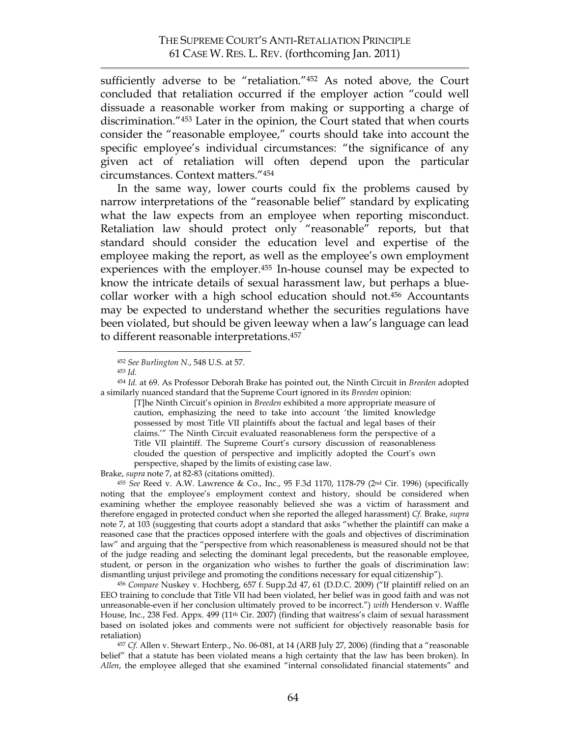sufficiently adverse to be "retaliation."[452] As noted above, the Court concluded that retaliation occurred if the employer action "could well dissuade a reasonable worker from making or supporting a charge of discrimination."[453] Later in the opinion, the Court stated that when courts consider the "reasonable employee," courts should take into account the specific employee's individual circumstances: "the significance of any given act of retaliation will often depend upon the particular circumstances. Context matters."[454]

In the same way, lower courts could fix the problems caused by narrow interpretations of the "reasonable belief" standard by explicating what the law expects from an employee when reporting misconduct. Retaliation law should protect only "reasonable" reports, but that standard should consider the education level and expertise of the employee making the report, as well as the employee's own employment experiences with the employer.[455] In-house counsel may be expected to know the intricate details of sexual harassment law, but perhaps a blue-collar worker with a high school education should not.[456] Accountants may be expected to understand whether the securities regulations have been violated, but should be given leeway when a law's language can lead to different reasonable interpretations.[457]

---

[452] *See Burlington N.*, 548 U.S. at 57.

[453] *Id.*

[454] *Id.* at 69. As Professor Deborah Brake has pointed out, the Ninth Circuit in *Breeden* adopted a similarly nuanced standard that the Supreme Court ignored in its *Breeden* opinion:

> [T]he Ninth Circuit's opinion in *Breeden* exhibited a more appropriate measure of caution, emphasizing the need to take into account 'the limited knowledge possessed by most Title VII plaintiffs about the factual and legal bases of their claims.'" The Ninth Circuit evaluated reasonableness form the perspective of a Title VII plaintiff. The Supreme Court's cursory discussion of reasonableness clouded the question of perspective and implicitly adopted the Court's own perspective, shaped by the limits of existing case law.

Brake, *supra* note 7, at 82-83 (citations omitted).

[455] *See* Reed v. A.W. Lawrence & Co., Inc., 95 F.3d 1170, 1178-79 (2nd Cir. 1996) (specifically noting that the employee's employment context and history, should be considered when examining whether the employee reasonably believed she was a victim of harassment and therefore engaged in protected conduct when she reported the alleged harassment) *Cf.* Brake, *supra* note 7, at 103 (suggesting that courts adopt a standard that asks "whether the plaintiff can make a reasoned case that the practices opposed interfere with the goals and objectives of discrimination law" and arguing that the "perspective from which reasonableness is measured should not be that of the judge reading and selecting the dominant legal precedents, but the reasonable employee, student, or person in the organization who wishes to further the goals of discrimination law: dismantling unjust privilege and promoting the conditions necessary for equal citizenship").

[456] *Compare* Nuskey v. Hochberg, 657 f. Supp.2d 47, 61 (D.D.C. 2009) ("If plaintiff relied on an EEO training to conclude that Title VII had been violated, her belief was in good faith and was not unreasonable-even if her conclusion ultimately proved to be incorrect.") *with* Henderson v. Waffle House, Inc., 238 Fed. Appx. 499 (11th Cir. 2007) (finding that waitress's claim of sexual harassment based on isolated jokes and comments were not sufficient for objectively reasonable basis for retaliation)

[457] *Cf.* Allen v. Stewart Enterp., No. 06-081, at 14 (ARB July 27, 2006) (finding that a "reasonable belief" that a statute has been violated means a high certainty that the law has been broken). In *Allen*, the employee alleged that she examined "internal consolidated financial statements" and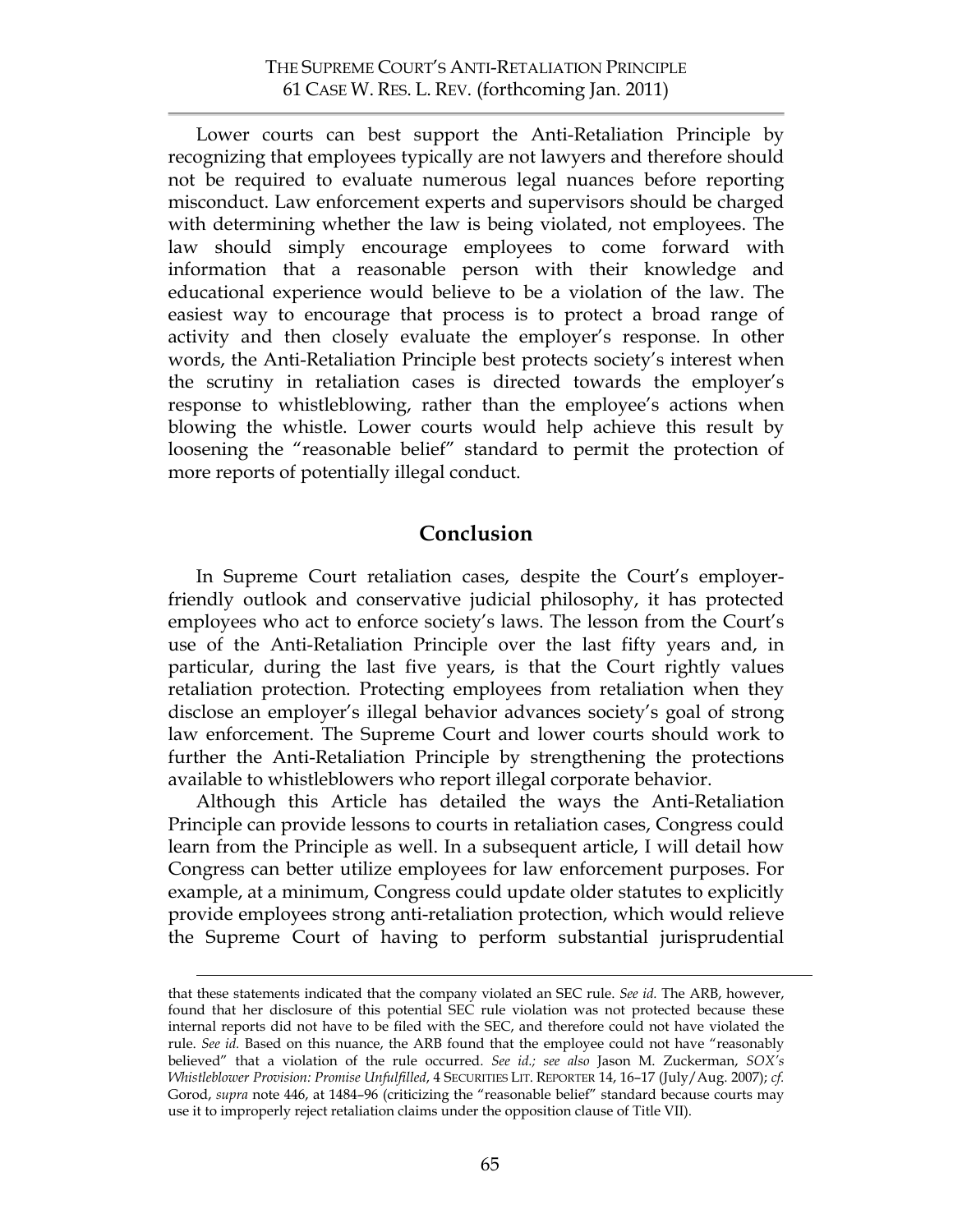Lower courts can best support the Anti-Retaliation Principle by recognizing that employees typically are not lawyers and therefore should not be required to evaluate numerous legal nuances before reporting misconduct. Law enforcement experts and supervisors should be charged with determining whether the law is being violated, not employees. The law should simply encourage employees to come forward with information that a reasonable person with their knowledge and educational experience would believe to be a violation of the law. The easiest way to encourage that process is to protect a broad range of activity and then closely evaluate the employer's response. In other words, the Anti-Retaliation Principle best protects society's interest when the scrutiny in retaliation cases is directed towards the employer's response to whistleblowing, rather than the employee's actions when blowing the whistle. Lower courts would help achieve this result by loosening the "reasonable belief" standard to permit the protection of more reports of potentially illegal conduct.

## Conclusion

In Supreme Court retaliation cases, despite the Court's employer-friendly outlook and conservative judicial philosophy, it has protected employees who act to enforce society's laws. The lesson from the Court's use of the Anti-Retaliation Principle over the last fifty years and, in particular, during the last five years, is that the Court rightly values retaliation protection. Protecting employees from retaliation when they disclose an employer's illegal behavior advances society's goal of strong law enforcement. The Supreme Court and lower courts should work to further the Anti-Retaliation Principle by strengthening the protections available to whistleblowers who report illegal corporate behavior.

Although this Article has detailed the ways the Anti-Retaliation Principle can provide lessons to courts in retaliation cases, Congress could learn from the Principle as well. In a subsequent article, I will detail how Congress can better utilize employees for law enforcement purposes. For example, at a minimum, Congress could update older statutes to explicitly provide employees strong anti-retaliation protection, which would relieve the Supreme Court of having to perform substantial jurisprudential

---

that these statements indicated that the company violated an SEC rule. *See id.* The ARB, however, found that her disclosure of this potential SEC rule violation was not protected because these internal reports did not have to be filed with the SEC, and therefore could not have violated the rule. *See id.* Based on this nuance, the ARB found that the employee could not have "reasonably believed" that a violation of the rule occurred. *See id.; see also* Jason M. Zuckerman, *SOX's Whistleblower Provision: Promise Unfulfilled*, 4 SECURITIES LIT. REPORTER 14, 16–17 (July/Aug. 2007); *cf.* Gorod, *supra* note 446, at 1484–96 (criticizing the "reasonable belief" standard because courts may use it to improperly reject retaliation claims under the opposition clause of Title VII).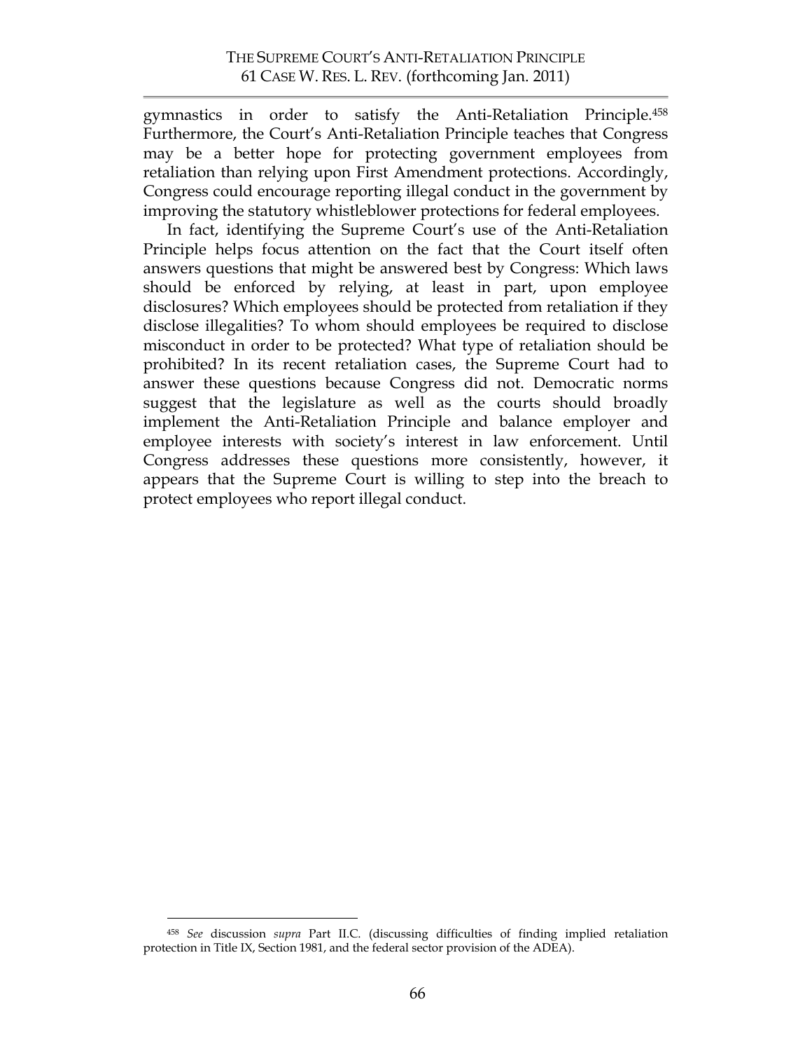gymnastics in order to satisfy the Anti-Retaliation Principle.[458] Furthermore, the Court's Anti-Retaliation Principle teaches that Congress may be a better hope for protecting government employees from retaliation than relying upon First Amendment protections. Accordingly, Congress could encourage reporting illegal conduct in the government by improving the statutory whistleblower protections for federal employees.

In fact, identifying the Supreme Court's use of the Anti-Retaliation Principle helps focus attention on the fact that the Court itself often answers questions that might be answered best by Congress: Which laws should be enforced by relying, at least in part, upon employee disclosures? Which employees should be protected from retaliation if they disclose illegalities? To whom should employees be required to disclose misconduct in order to be protected? What type of retaliation should be prohibited? In its recent retaliation cases, the Supreme Court had to answer these questions because Congress did not. Democratic norms suggest that the legislature as well as the courts should broadly implement the Anti-Retaliation Principle and balance employer and employee interests with society's interest in law enforcement. Until Congress addresses these questions more consistently, however, it appears that the Supreme Court is willing to step into the breach to protect employees who report illegal conduct.

---

[458] *See* discussion *supra* Part II.C. (discussing difficulties of finding implied retaliation protection in Title IX, Section 1981, and the federal sector provision of the ADEA).